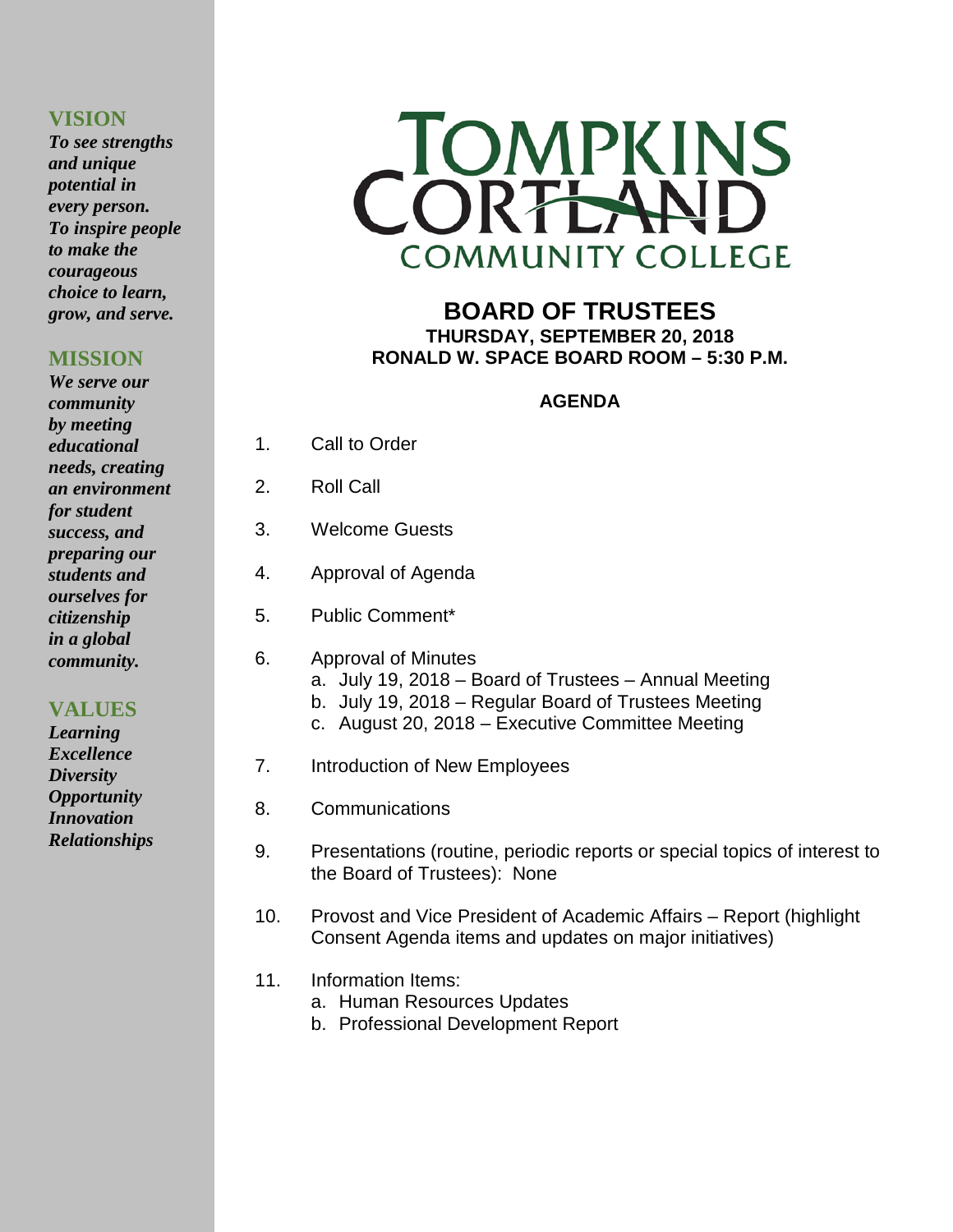## VISION

***To see strengths and unique potential in every person. To inspire people to make the courageous choice to learn, grow, and serve.***

## MISSION

***We serve our community by meeting educational needs, creating an environment for student success, and preparing our students and ourselves for citizenship in a global community.***

## VALUES

***Learning***
***Excellence***
***Diversity***
***Opportunity***
***Innovation***
***Relationships***

# TOMPKINS CORTLAND COMMUNITY COLLEGE

## BOARD OF TRUSTEES

**THURSDAY, SEPTEMBER 20, 2018**
**RONALD W. SPACE BOARD ROOM – 5:30 P.M.**

### AGENDA

1. Call to Order
2. Roll Call
3. Welcome Guests
4. Approval of Agenda
5. Public Comment*
6. Approval of Minutes
   a. July 19, 2018 – Board of Trustees – Annual Meeting
   b. July 19, 2018 – Regular Board of Trustees Meeting
   c. August 20, 2018 – Executive Committee Meeting
7. Introduction of New Employees
8. Communications
9. Presentations (routine, periodic reports or special topics of interest to the Board of Trustees): None
10. Provost and Vice President of Academic Affairs – Report (highlight Consent Agenda items and updates on major initiatives)
11. Information Items:
    a. Human Resources Updates
    b. Professional Development Report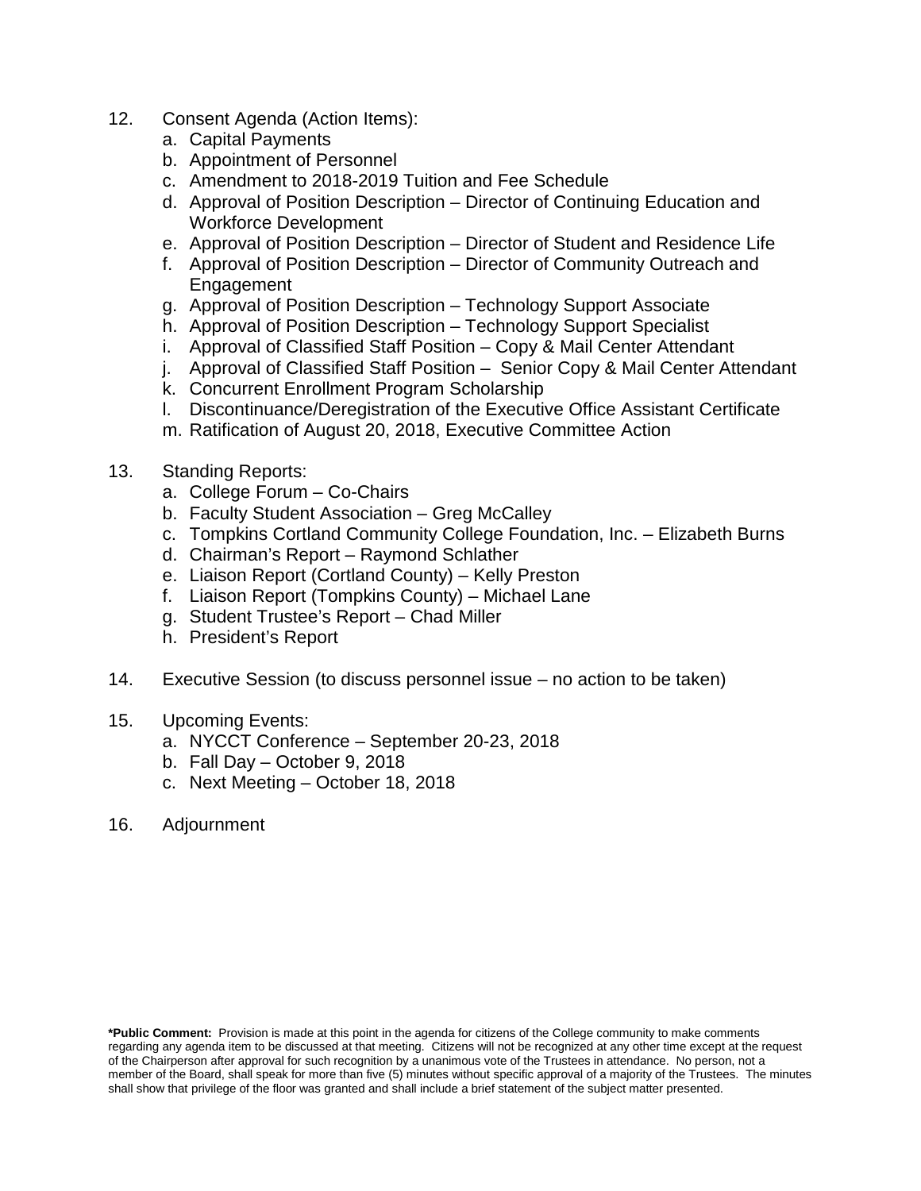12. Consent Agenda (Action Items):
    a. Capital Payments
    b. Appointment of Personnel
    c. Amendment to 2018-2019 Tuition and Fee Schedule
    d. Approval of Position Description – Director of Continuing Education and Workforce Development
    e. Approval of Position Description – Director of Student and Residence Life
    f. Approval of Position Description – Director of Community Outreach and Engagement
    g. Approval of Position Description – Technology Support Associate
    h. Approval of Position Description – Technology Support Specialist
    i. Approval of Classified Staff Position – Copy & Mail Center Attendant
    j. Approval of Classified Staff Position – Senior Copy & Mail Center Attendant
    k. Concurrent Enrollment Program Scholarship
    l. Discontinuance/Deregistration of the Executive Office Assistant Certificate
    m. Ratification of August 20, 2018, Executive Committee Action

13. Standing Reports:
    a. College Forum – Co-Chairs
    b. Faculty Student Association – Greg McCalley
    c. Tompkins Cortland Community College Foundation, Inc. – Elizabeth Burns
    d. Chairman's Report – Raymond Schlather
    e. Liaison Report (Cortland County) – Kelly Preston
    f. Liaison Report (Tompkins County) – Michael Lane
    g. Student Trustee's Report – Chad Miller
    h. President's Report

14. Executive Session (to discuss personnel issue – no action to be taken)

15. Upcoming Events:
    a. NYCCT Conference – September 20-23, 2018
    b. Fall Day – October 9, 2018
    c. Next Meeting – October 18, 2018

16. Adjournment

**\*Public Comment:** Provision is made at this point in the agenda for citizens of the College community to make comments regarding any agenda item to be discussed at that meeting. Citizens will not be recognized at any other time except at the request of the Chairperson after approval for such recognition by a unanimous vote of the Trustees in attendance. No person, not a member of the Board, shall speak for more than five (5) minutes without specific approval of a majority of the Trustees. The minutes shall show that privilege of the floor was granted and shall include a brief statement of the subject matter presented.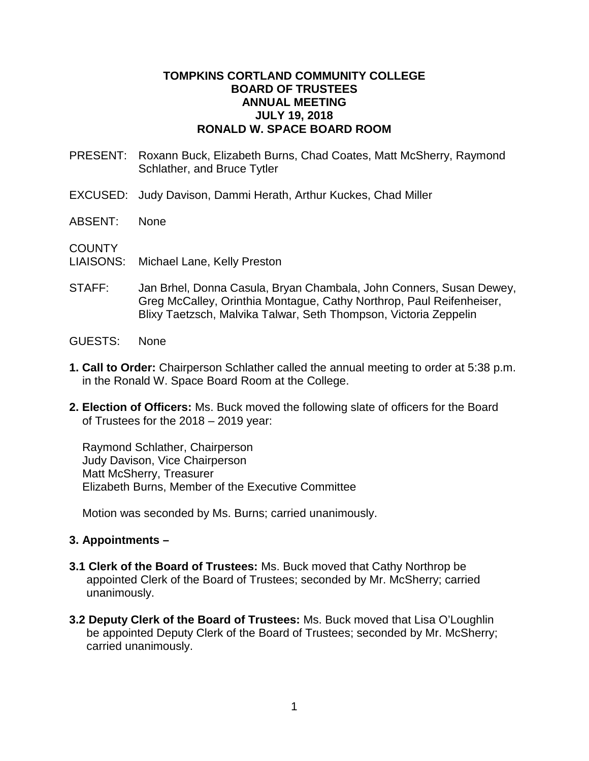**TOMPKINS CORTLAND COMMUNITY COLLEGE**
**BOARD OF TRUSTEES**
**ANNUAL MEETING**
**JULY 19, 2018**
**RONALD W. SPACE BOARD ROOM**

PRESENT: Roxann Buck, Elizabeth Burns, Chad Coates, Matt McSherry, Raymond Schlather, and Bruce Tytler

EXCUSED: Judy Davison, Dammi Herath, Arthur Kuckes, Chad Miller

ABSENT: None

COUNTY LIAISONS: Michael Lane, Kelly Preston

STAFF: Jan Brhel, Donna Casula, Bryan Chambala, John Conners, Susan Dewey, Greg McCalley, Orinthia Montague, Cathy Northrop, Paul Reifenheiser, Blixy Taetzsch, Malvika Talwar, Seth Thompson, Victoria Zeppelin

GUESTS: None

**1. Call to Order:** Chairperson Schlather called the annual meeting to order at 5:38 p.m. in the Ronald W. Space Board Room at the College.

**2. Election of Officers:** Ms. Buck moved the following slate of officers for the Board of Trustees for the 2018 – 2019 year:

Raymond Schlather, Chairperson
Judy Davison, Vice Chairperson
Matt McSherry, Treasurer
Elizabeth Burns, Member of the Executive Committee

Motion was seconded by Ms. Burns; carried unanimously.

**3. Appointments –**

**3.1 Clerk of the Board of Trustees:** Ms. Buck moved that Cathy Northrop be appointed Clerk of the Board of Trustees; seconded by Mr. McSherry; carried unanimously.

**3.2 Deputy Clerk of the Board of Trustees:** Ms. Buck moved that Lisa O'Loughlin be appointed Deputy Clerk of the Board of Trustees; seconded by Mr. McSherry; carried unanimously.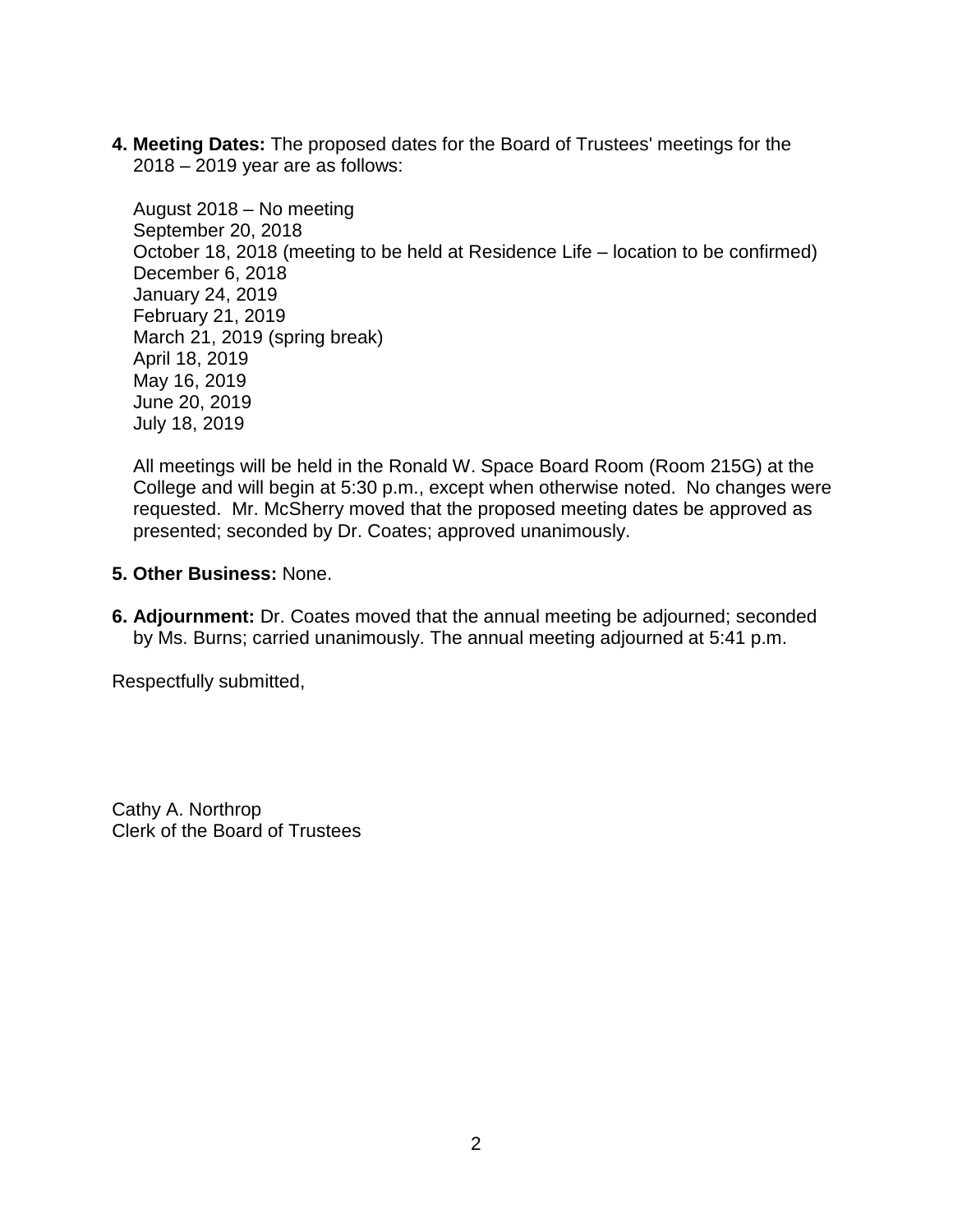**4. Meeting Dates:** The proposed dates for the Board of Trustees' meetings for the 2018 – 2019 year are as follows:

August 2018 – No meeting
September 20, 2018
October 18, 2018 (meeting to be held at Residence Life – location to be confirmed)
December 6, 2018
January 24, 2019
February 21, 2019
March 21, 2019 (spring break)
April 18, 2019
May 16, 2019
June 20, 2019
July 18, 2019

All meetings will be held in the Ronald W. Space Board Room (Room 215G) at the College and will begin at 5:30 p.m., except when otherwise noted. No changes were requested. Mr. McSherry moved that the proposed meeting dates be approved as presented; seconded by Dr. Coates; approved unanimously.

**5. Other Business:** None.

**6. Adjournment:** Dr. Coates moved that the annual meeting be adjourned; seconded by Ms. Burns; carried unanimously. The annual meeting adjourned at 5:41 p.m.

Respectfully submitted,

Cathy A. Northrop
Clerk of the Board of Trustees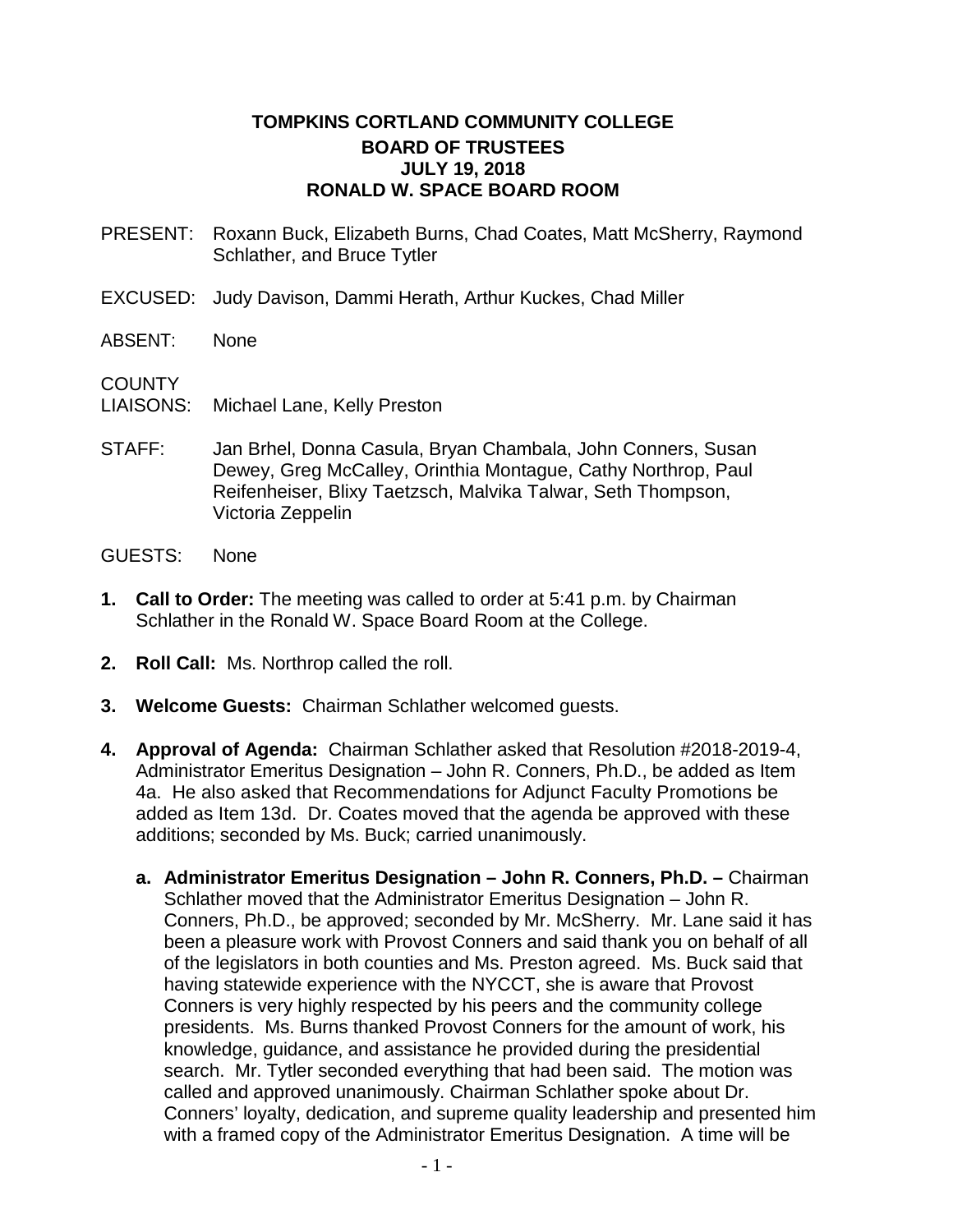**TOMPKINS CORTLAND COMMUNITY COLLEGE**
**BOARD OF TRUSTEES**
**JULY 19, 2018**
**RONALD W. SPACE BOARD ROOM**

PRESENT: Roxann Buck, Elizabeth Burns, Chad Coates, Matt McSherry, Raymond Schlather, and Bruce Tytler

EXCUSED: Judy Davison, Dammi Herath, Arthur Kuckes, Chad Miller

ABSENT: None

COUNTY LIAISONS: Michael Lane, Kelly Preston

STAFF: Jan Brhel, Donna Casula, Bryan Chambala, John Conners, Susan Dewey, Greg McCalley, Orinthia Montague, Cathy Northrop, Paul Reifenheiser, Blixy Taetzsch, Malvika Talwar, Seth Thompson, Victoria Zeppelin

GUESTS: None

1. **Call to Order:** The meeting was called to order at 5:41 p.m. by Chairman Schlather in the Ronald W. Space Board Room at the College.

2. **Roll Call:** Ms. Northrop called the roll.

3. **Welcome Guests:** Chairman Schlather welcomed guests.

4. **Approval of Agenda:** Chairman Schlather asked that Resolution #2018-2019-4, Administrator Emeritus Designation – John R. Conners, Ph.D., be added as Item 4a. He also asked that Recommendations for Adjunct Faculty Promotions be added as Item 13d. Dr. Coates moved that the agenda be approved with these additions; seconded by Ms. Buck; carried unanimously.

   a. **Administrator Emeritus Designation – John R. Conners, Ph.D. –** Chairman Schlather moved that the Administrator Emeritus Designation – John R. Conners, Ph.D., be approved; seconded by Mr. McSherry. Mr. Lane said it has been a pleasure work with Provost Conners and said thank you on behalf of all of the legislators in both counties and Ms. Preston agreed. Ms. Buck said that having statewide experience with the NYCCT, she is aware that Provost Conners is very highly respected by his peers and the community college presidents. Ms. Burns thanked Provost Conners for the amount of work, his knowledge, guidance, and assistance he provided during the presidential search. Mr. Tytler seconded everything that had been said. The motion was called and approved unanimously. Chairman Schlather spoke about Dr. Conners' loyalty, dedication, and supreme quality leadership and presented him with a framed copy of the Administrator Emeritus Designation. A time will be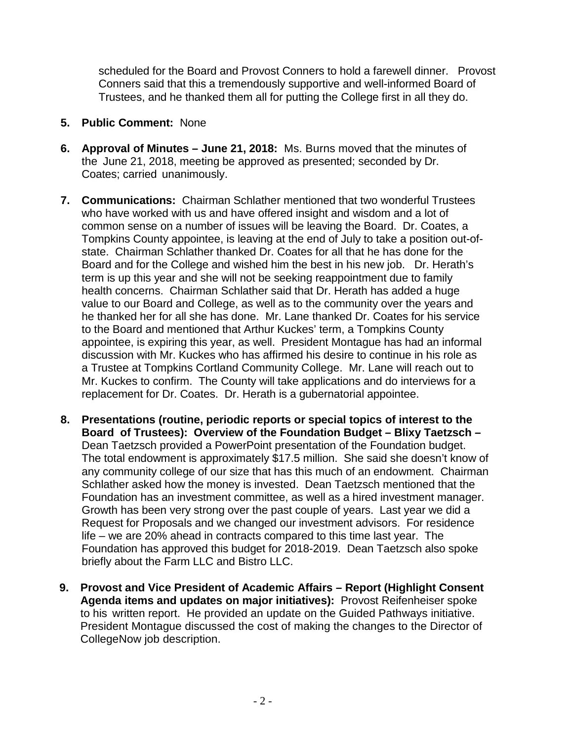scheduled for the Board and Provost Conners to hold a farewell dinner. Provost Conners said that this a tremendously supportive and well-informed Board of Trustees, and he thanked them all for putting the College first in all they do.

5. **Public Comment:** None

6. **Approval of Minutes – June 21, 2018:** Ms. Burns moved that the minutes of the June 21, 2018, meeting be approved as presented; seconded by Dr. Coates; carried unanimously.

7. **Communications:** Chairman Schlather mentioned that two wonderful Trustees who have worked with us and have offered insight and wisdom and a lot of common sense on a number of issues will be leaving the Board. Dr. Coates, a Tompkins County appointee, is leaving at the end of July to take a position out-of-state. Chairman Schlather thanked Dr. Coates for all that he has done for the Board and for the College and wished him the best in his new job. Dr. Herath's term is up this year and she will not be seeking reappointment due to family health concerns. Chairman Schlather said that Dr. Herath has added a huge value to our Board and College, as well as to the community over the years and he thanked her for all she has done. Mr. Lane thanked Dr. Coates for his service to the Board and mentioned that Arthur Kuckes' term, a Tompkins County appointee, is expiring this year, as well. President Montague has had an informal discussion with Mr. Kuckes who has affirmed his desire to continue in his role as a Trustee at Tompkins Cortland Community College. Mr. Lane will reach out to Mr. Kuckes to confirm. The County will take applications and do interviews for a replacement for Dr. Coates. Dr. Herath is a gubernatorial appointee.

8. **Presentations (routine, periodic reports or special topics of interest to the Board of Trustees): Overview of the Foundation Budget – Blixy Taetzsch –** Dean Taetzsch provided a PowerPoint presentation of the Foundation budget. The total endowment is approximately $17.5 million. She said she doesn't know of any community college of our size that has this much of an endowment. Chairman Schlather asked how the money is invested. Dean Taetzsch mentioned that the Foundation has an investment committee, as well as a hired investment manager. Growth has been very strong over the past couple of years. Last year we did a Request for Proposals and we changed our investment advisors. For residence life – we are 20% ahead in contracts compared to this time last year. The Foundation has approved this budget for 2018-2019. Dean Taetzsch also spoke briefly about the Farm LLC and Bistro LLC.

9. **Provost and Vice President of Academic Affairs – Report (Highlight Consent Agenda items and updates on major initiatives):** Provost Reifenheiser spoke to his written report. He provided an update on the Guided Pathways initiative. President Montague discussed the cost of making the changes to the Director of CollegeNow job description.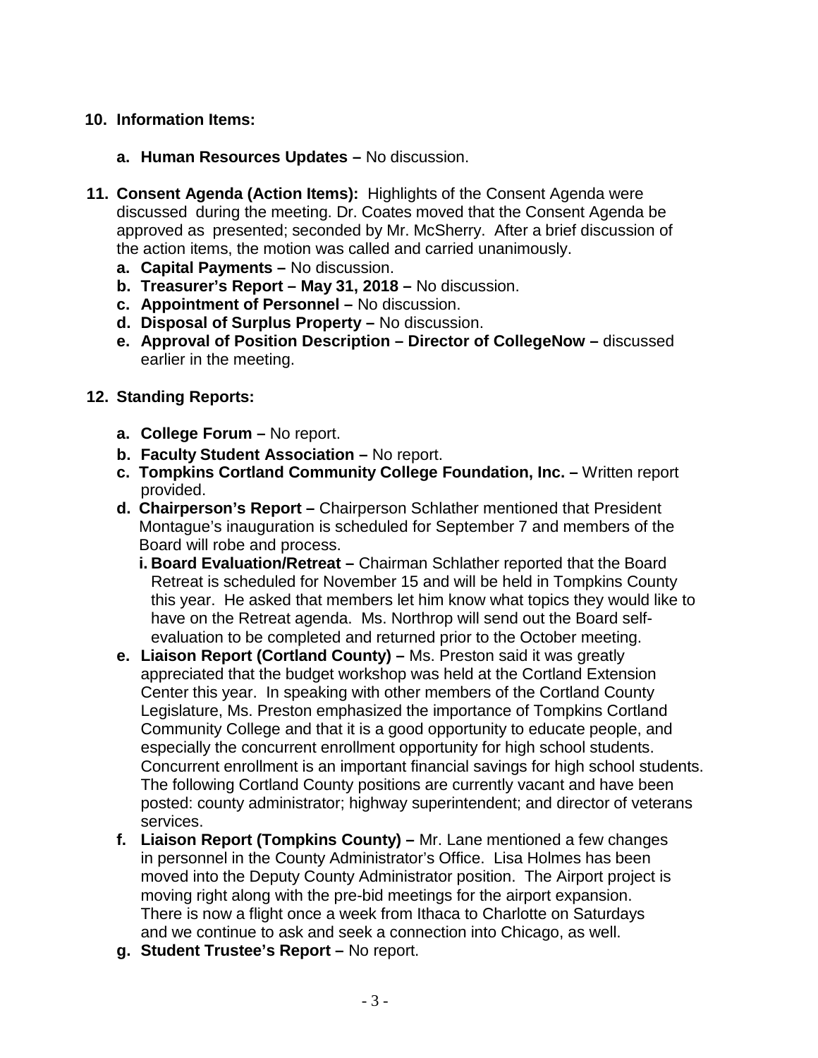**10. Information Items:**

- **a. Human Resources Updates –** No discussion.

**11. Consent Agenda (Action Items):** Highlights of the Consent Agenda were discussed during the meeting. Dr. Coates moved that the Consent Agenda be approved as presented; seconded by Mr. McSherry. After a brief discussion of the action items, the motion was called and carried unanimously.

- **a. Capital Payments –** No discussion.
- **b. Treasurer's Report – May 31, 2018 –** No discussion.
- **c. Appointment of Personnel –** No discussion.
- **d. Disposal of Surplus Property –** No discussion.
- **e. Approval of Position Description – Director of CollegeNow –** discussed earlier in the meeting.

**12. Standing Reports:**

- **a. College Forum –** No report.
- **b. Faculty Student Association –** No report.
- **c. Tompkins Cortland Community College Foundation, Inc. –** Written report provided.
- **d. Chairperson's Report –** Chairperson Schlather mentioned that President Montague's inauguration is scheduled for September 7 and members of the Board will robe and process.
  - **i. Board Evaluation/Retreat –** Chairman Schlather reported that the Board Retreat is scheduled for November 15 and will be held in Tompkins County this year. He asked that members let him know what topics they would like to have on the Retreat agenda. Ms. Northrop will send out the Board self-evaluation to be completed and returned prior to the October meeting.
- **e. Liaison Report (Cortland County) –** Ms. Preston said it was greatly appreciated that the budget workshop was held at the Cortland Extension Center this year. In speaking with other members of the Cortland County Legislature, Ms. Preston emphasized the importance of Tompkins Cortland Community College and that it is a good opportunity to educate people, and especially the concurrent enrollment opportunity for high school students. Concurrent enrollment is an important financial savings for high school students. The following Cortland County positions are currently vacant and have been posted: county administrator; highway superintendent; and director of veterans services.
- **f. Liaison Report (Tompkins County) –** Mr. Lane mentioned a few changes in personnel in the County Administrator's Office. Lisa Holmes has been moved into the Deputy County Administrator position. The Airport project is moving right along with the pre-bid meetings for the airport expansion. There is now a flight once a week from Ithaca to Charlotte on Saturdays and we continue to ask and seek a connection into Chicago, as well.
- **g. Student Trustee's Report –** No report.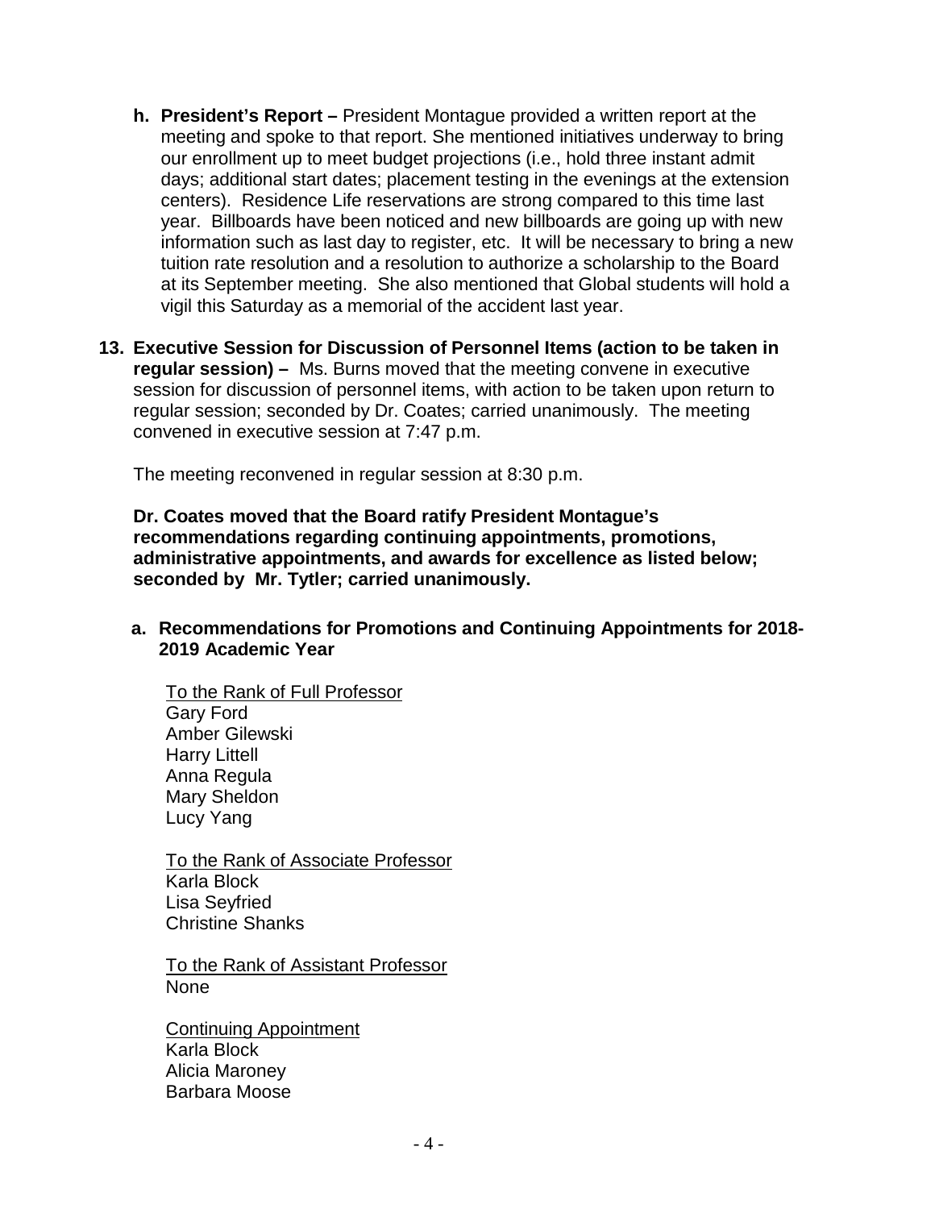h. **President's Report –** President Montague provided a written report at the meeting and spoke to that report. She mentioned initiatives underway to bring our enrollment up to meet budget projections (i.e., hold three instant admit days; additional start dates; placement testing in the evenings at the extension centers). Residence Life reservations are strong compared to this time last year. Billboards have been noticed and new billboards are going up with new information such as last day to register, etc. It will be necessary to bring a new tuition rate resolution and a resolution to authorize a scholarship to the Board at its September meeting. She also mentioned that Global students will hold a vigil this Saturday as a memorial of the accident last year.

**13. Executive Session for Discussion of Personnel Items (action to be taken in regular session) –** Ms. Burns moved that the meeting convene in executive session for discussion of personnel items, with action to be taken upon return to regular session; seconded by Dr. Coates; carried unanimously. The meeting convened in executive session at 7:47 p.m.

The meeting reconvened in regular session at 8:30 p.m.

**Dr. Coates moved that the Board ratify President Montague's recommendations regarding continuing appointments, promotions, administrative appointments, and awards for excellence as listed below; seconded by Mr. Tytler; carried unanimously.**

**a. Recommendations for Promotions and Continuing Appointments for 2018-2019 Academic Year**

To the Rank of Full Professor
Gary Ford
Amber Gilewski
Harry Littell
Anna Regula
Mary Sheldon
Lucy Yang

To the Rank of Associate Professor
Karla Block
Lisa Seyfried
Christine Shanks

To the Rank of Assistant Professor
None

Continuing Appointment
Karla Block
Alicia Maroney
Barbara Moose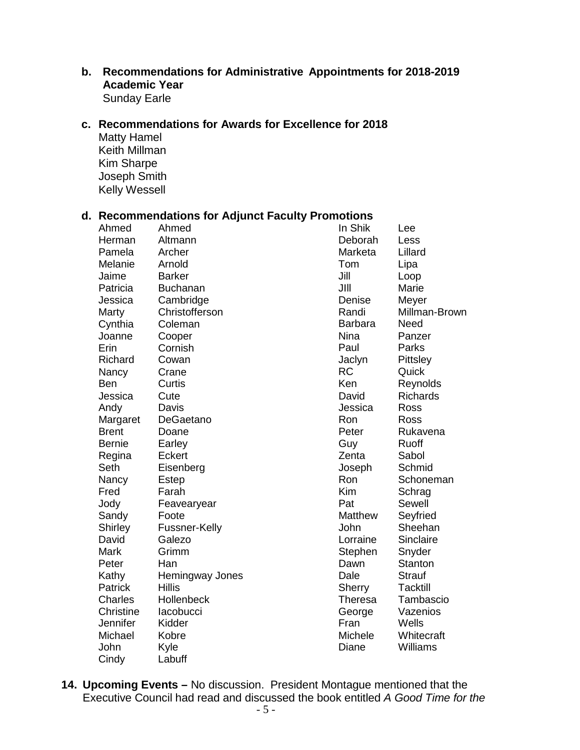**b. Recommendations for Administrative Appointments for 2018-2019 Academic Year**

Sunday Earle

**c. Recommendations for Awards for Excellence for 2018**

Matty Hamel
Keith Millman
Kim Sharpe
Joseph Smith
Kelly Wessell

**d. Recommendations for Adjunct Faculty Promotions**

| | | | |
|---|---|---|---|
| Ahmed | Ahmed | In Shik | Lee |
| Herman | Altmann | Deborah | Less |
| Pamela | Archer | Marketa | Lillard |
| Melanie | Arnold | Tom | Lipa |
| Jaime | Barker | Jill | Loop |
| Patricia | Buchanan | JIll | Marie |
| Jessica | Cambridge | Denise | Meyer |
| Marty | Christofferson | Randi | Millman-Brown |
| Cynthia | Coleman | Barbara | Need |
| Joanne | Cooper | Nina | Panzer |
| Erin | Cornish | Paul | Parks |
| Richard | Cowan | Jaclyn | Pittsley |
| Nancy | Crane | RC | Quick |
| Ben | Curtis | Ken | Reynolds |
| Jessica | Cute | David | Richards |
| Andy | Davis | Jessica | Ross |
| Margaret | DeGaetano | Ron | Ross |
| Brent | Doane | Peter | Rukavena |
| Bernie | Earley | Guy | Ruoff |
| Regina | Eckert | Zenta | Sabol |
| Seth | Eisenberg | Joseph | Schmid |
| Nancy | Estep | Ron | Schoneman |
| Fred | Farah | Kim | Schrag |
| Jody | Feavearyear | Pat | Sewell |
| Sandy | Foote | Matthew | Seyfried |
| Shirley | Fussner-Kelly | John | Sheehan |
| David | Galezo | Lorraine | Sinclaire |
| Mark | Grimm | Stephen | Snyder |
| Peter | Han | Dawn | Stanton |
| Kathy | Hemingway Jones | Dale | Strauf |
| Patrick | Hillis | Sherry | Tacktill |
| Charles | Hollenbeck | Theresa | Tambascio |
| Christine | Iacobucci | George | Vazenios |
| Jennifer | Kidder | Fran | Wells |
| Michael | Kobre | Michele | Whitecraft |
| John | Kyle | Diane | Williams |
| Cindy | Labuff | | |

**14. Upcoming Events –** No discussion. President Montague mentioned that the Executive Council had read and discussed the book entitled *A Good Time for the*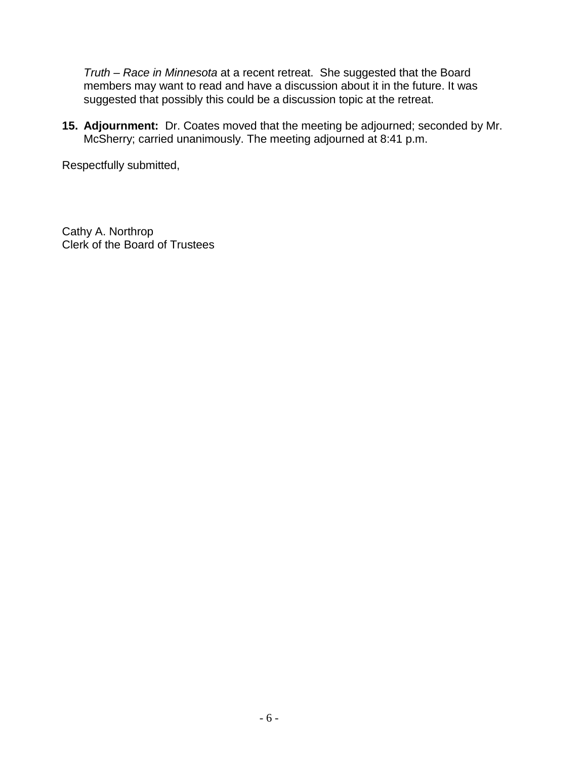*Truth – Race in Minnesota* at a recent retreat. She suggested that the Board members may want to read and have a discussion about it in the future. It was suggested that possibly this could be a discussion topic at the retreat.

15. **Adjournment:** Dr. Coates moved that the meeting be adjourned; seconded by Mr. McSherry; carried unanimously. The meeting adjourned at 8:41 p.m.

Respectfully submitted,

Cathy A. Northrop
Clerk of the Board of Trustees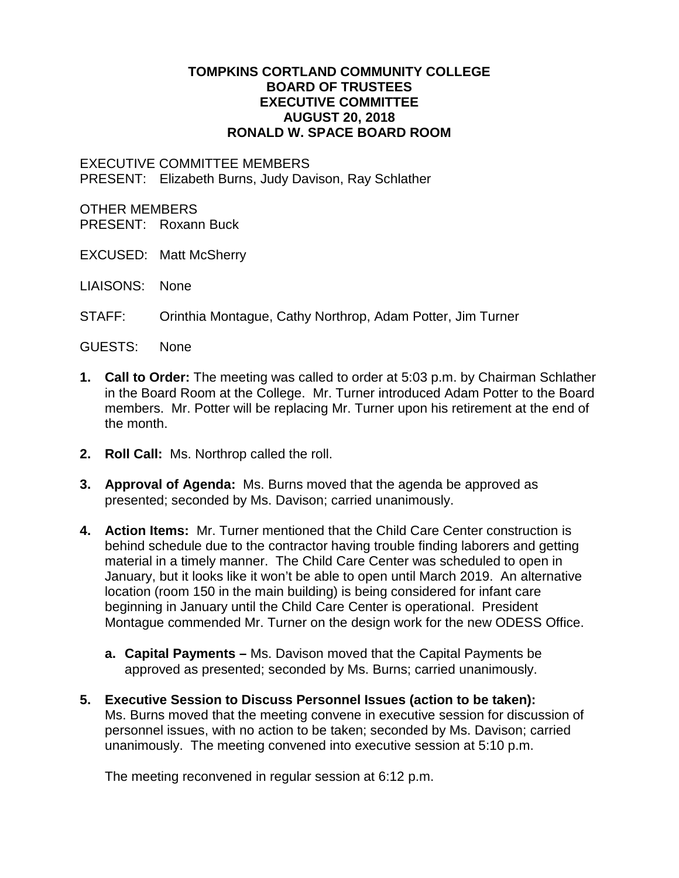**TOMPKINS CORTLAND COMMUNITY COLLEGE**
**BOARD OF TRUSTEES**
**EXECUTIVE COMMITTEE**
**AUGUST 20, 2018**
**RONALD W. SPACE BOARD ROOM**

EXECUTIVE COMMITTEE MEMBERS
PRESENT: Elizabeth Burns, Judy Davison, Ray Schlather

OTHER MEMBERS
PRESENT: Roxann Buck

EXCUSED: Matt McSherry

LIAISONS: None

STAFF: Orinthia Montague, Cathy Northrop, Adam Potter, Jim Turner

GUESTS: None

1. **Call to Order:** The meeting was called to order at 5:03 p.m. by Chairman Schlather in the Board Room at the College. Mr. Turner introduced Adam Potter to the Board members. Mr. Potter will be replacing Mr. Turner upon his retirement at the end of the month.

2. **Roll Call:** Ms. Northrop called the roll.

3. **Approval of Agenda:** Ms. Burns moved that the agenda be approved as presented; seconded by Ms. Davison; carried unanimously.

4. **Action Items:** Mr. Turner mentioned that the Child Care Center construction is behind schedule due to the contractor having trouble finding laborers and getting material in a timely manner. The Child Care Center was scheduled to open in January, but it looks like it won't be able to open until March 2019. An alternative location (room 150 in the main building) is being considered for infant care beginning in January until the Child Care Center is operational. President Montague commended Mr. Turner on the design work for the new ODESS Office.

   a. **Capital Payments –** Ms. Davison moved that the Capital Payments be approved as presented; seconded by Ms. Burns; carried unanimously.

5. **Executive Session to Discuss Personnel Issues (action to be taken):** Ms. Burns moved that the meeting convene in executive session for discussion of personnel issues, with no action to be taken; seconded by Ms. Davison; carried unanimously. The meeting convened into executive session at 5:10 p.m.

   The meeting reconvened in regular session at 6:12 p.m.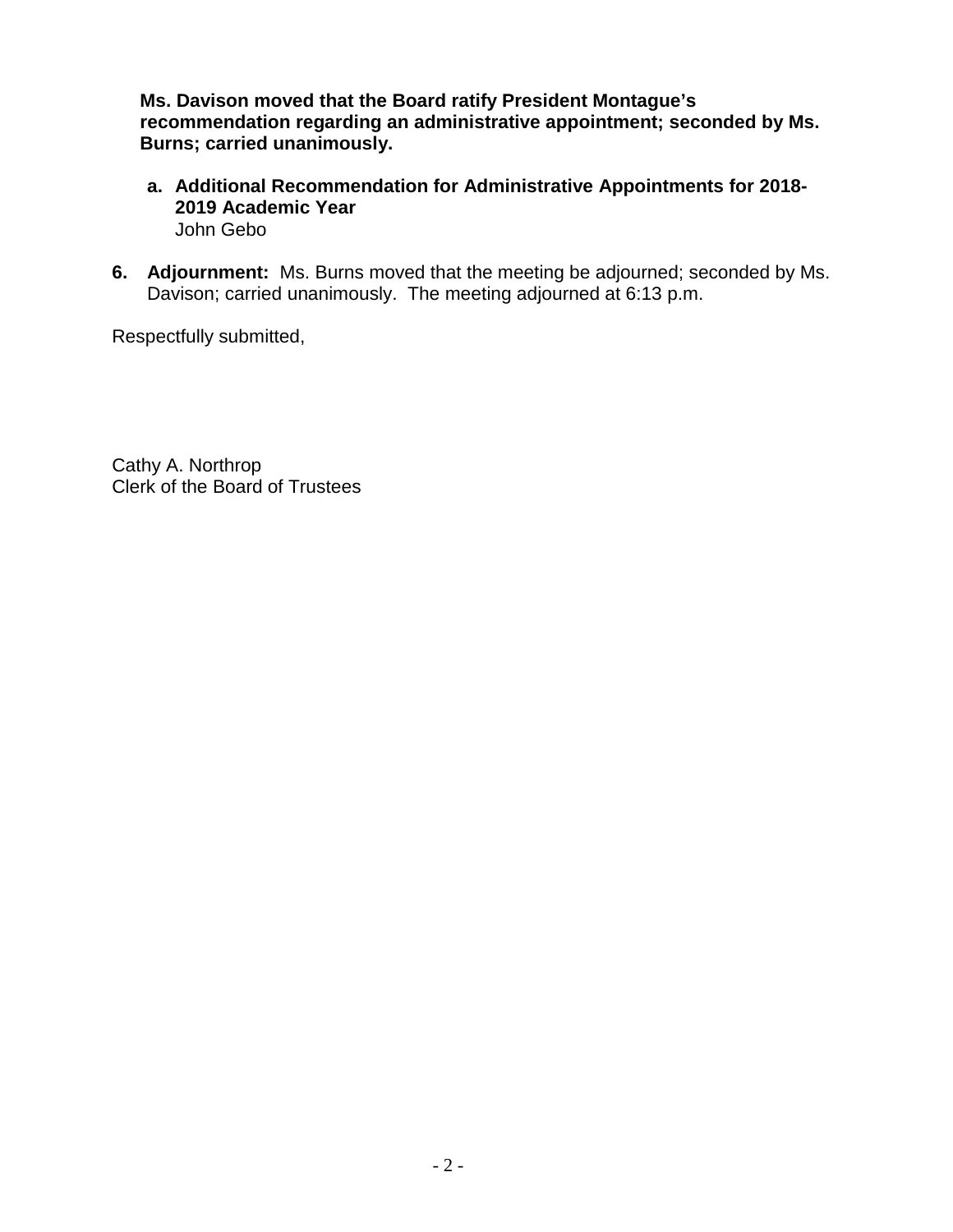**Ms. Davison moved that the Board ratify President Montague's recommendation regarding an administrative appointment; seconded by Ms. Burns; carried unanimously.**

a. **Additional Recommendation for Administrative Appointments for 2018-2019 Academic Year**
   John Gebo

6. **Adjournment:** Ms. Burns moved that the meeting be adjourned; seconded by Ms. Davison; carried unanimously. The meeting adjourned at 6:13 p.m.

Respectfully submitted,

Cathy A. Northrop
Clerk of the Board of Trustees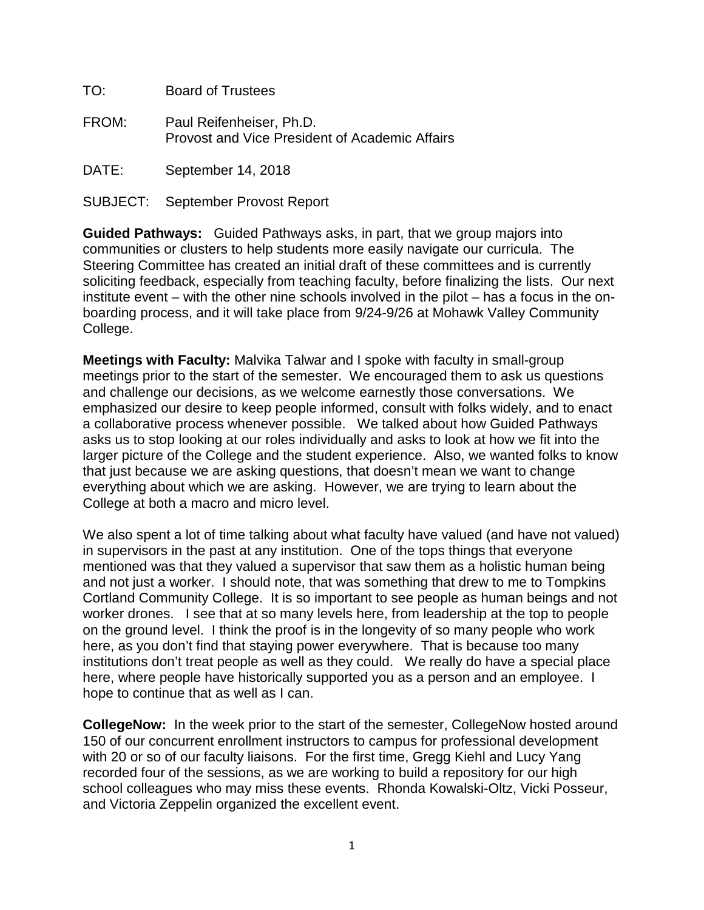TO: Board of Trustees

FROM: Paul Reifenheiser, Ph.D.
Provost and Vice President of Academic Affairs

DATE: September 14, 2018

SUBJECT: September Provost Report

**Guided Pathways:** Guided Pathways asks, in part, that we group majors into communities or clusters to help students more easily navigate our curricula. The Steering Committee has created an initial draft of these committees and is currently soliciting feedback, especially from teaching faculty, before finalizing the lists. Our next institute event – with the other nine schools involved in the pilot – has a focus in the on-boarding process, and it will take place from 9/24-9/26 at Mohawk Valley Community College.

**Meetings with Faculty:** Malvika Talwar and I spoke with faculty in small-group meetings prior to the start of the semester. We encouraged them to ask us questions and challenge our decisions, as we welcome earnestly those conversations. We emphasized our desire to keep people informed, consult with folks widely, and to enact a collaborative process whenever possible. We talked about how Guided Pathways asks us to stop looking at our roles individually and asks to look at how we fit into the larger picture of the College and the student experience. Also, we wanted folks to know that just because we are asking questions, that doesn't mean we want to change everything about which we are asking. However, we are trying to learn about the College at both a macro and micro level.

We also spent a lot of time talking about what faculty have valued (and have not valued) in supervisors in the past at any institution. One of the tops things that everyone mentioned was that they valued a supervisor that saw them as a holistic human being and not just a worker. I should note, that was something that drew to me to Tompkins Cortland Community College. It is so important to see people as human beings and not worker drones. I see that at so many levels here, from leadership at the top to people on the ground level. I think the proof is in the longevity of so many people who work here, as you don't find that staying power everywhere. That is because too many institutions don't treat people as well as they could. We really do have a special place here, where people have historically supported you as a person and an employee. I hope to continue that as well as I can.

**CollegeNow:** In the week prior to the start of the semester, CollegeNow hosted around 150 of our concurrent enrollment instructors to campus for professional development with 20 or so of our faculty liaisons. For the first time, Gregg Kiehl and Lucy Yang recorded four of the sessions, as we are working to build a repository for our high school colleagues who may miss these events. Rhonda Kowalski-Oltz, Vicki Posseur, and Victoria Zeppelin organized the excellent event.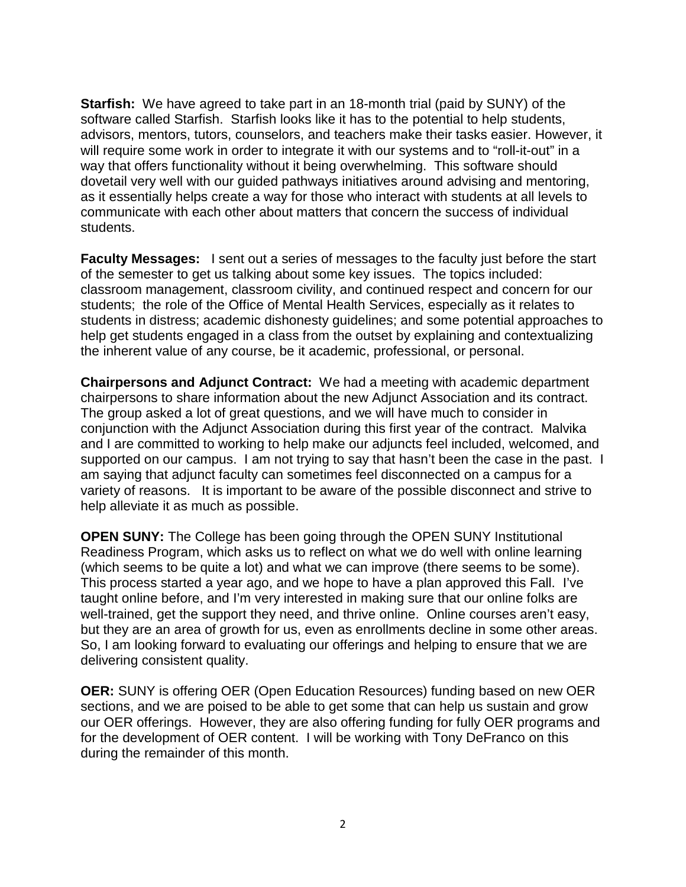**Starfish:** We have agreed to take part in an 18-month trial (paid by SUNY) of the software called Starfish. Starfish looks like it has to the potential to help students, advisors, mentors, tutors, counselors, and teachers make their tasks easier. However, it will require some work in order to integrate it with our systems and to "roll-it-out" in a way that offers functionality without it being overwhelming. This software should dovetail very well with our guided pathways initiatives around advising and mentoring, as it essentially helps create a way for those who interact with students at all levels to communicate with each other about matters that concern the success of individual students.

**Faculty Messages:** I sent out a series of messages to the faculty just before the start of the semester to get us talking about some key issues. The topics included: classroom management, classroom civility, and continued respect and concern for our students; the role of the Office of Mental Health Services, especially as it relates to students in distress; academic dishonesty guidelines; and some potential approaches to help get students engaged in a class from the outset by explaining and contextualizing the inherent value of any course, be it academic, professional, or personal.

**Chairpersons and Adjunct Contract:** We had a meeting with academic department chairpersons to share information about the new Adjunct Association and its contract. The group asked a lot of great questions, and we will have much to consider in conjunction with the Adjunct Association during this first year of the contract. Malvika and I are committed to working to help make our adjuncts feel included, welcomed, and supported on our campus. I am not trying to say that hasn't been the case in the past. I am saying that adjunct faculty can sometimes feel disconnected on a campus for a variety of reasons. It is important to be aware of the possible disconnect and strive to help alleviate it as much as possible.

**OPEN SUNY:** The College has been going through the OPEN SUNY Institutional Readiness Program, which asks us to reflect on what we do well with online learning (which seems to be quite a lot) and what we can improve (there seems to be some). This process started a year ago, and we hope to have a plan approved this Fall. I've taught online before, and I'm very interested in making sure that our online folks are well-trained, get the support they need, and thrive online. Online courses aren't easy, but they are an area of growth for us, even as enrollments decline in some other areas. So, I am looking forward to evaluating our offerings and helping to ensure that we are delivering consistent quality.

**OER:** SUNY is offering OER (Open Education Resources) funding based on new OER sections, and we are poised to be able to get some that can help us sustain and grow our OER offerings. However, they are also offering funding for fully OER programs and for the development of OER content. I will be working with Tony DeFranco on this during the remainder of this month.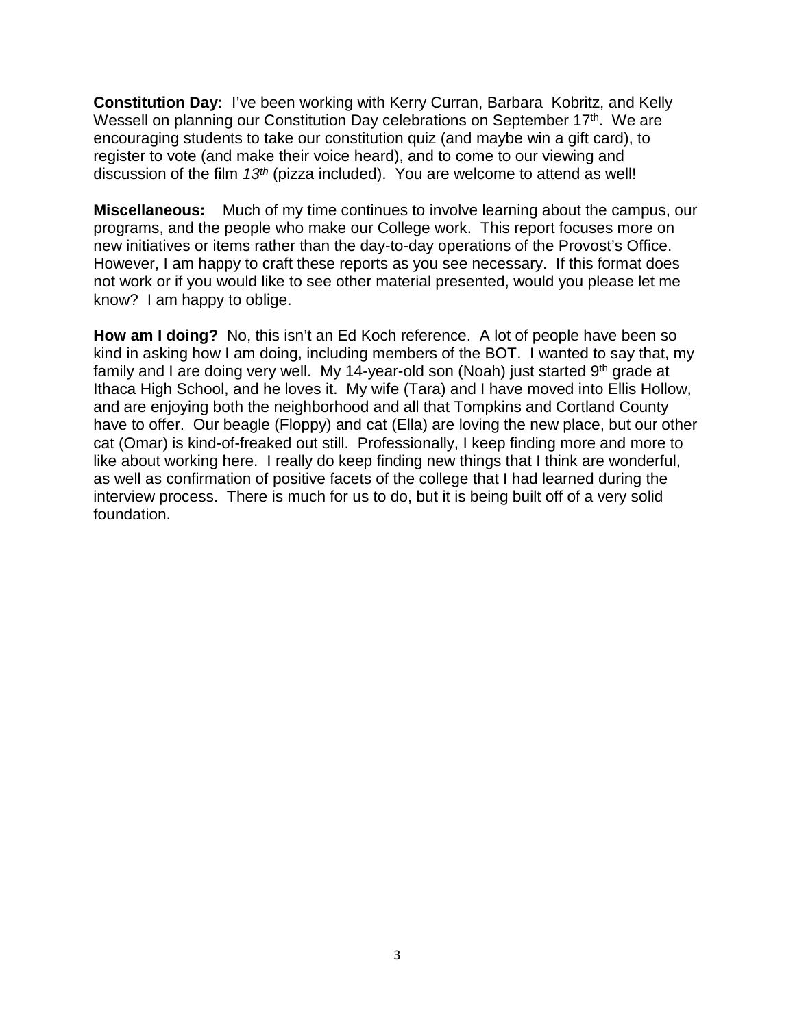**Constitution Day:** I've been working with Kerry Curran, Barbara Kobritz, and Kelly Wessell on planning our Constitution Day celebrations on September 17th. We are encouraging students to take our constitution quiz (and maybe win a gift card), to register to vote (and make their voice heard), and to come to our viewing and discussion of the film *13th* (pizza included). You are welcome to attend as well!

**Miscellaneous:** Much of my time continues to involve learning about the campus, our programs, and the people who make our College work. This report focuses more on new initiatives or items rather than the day-to-day operations of the Provost's Office. However, I am happy to craft these reports as you see necessary. If this format does not work or if you would like to see other material presented, would you please let me know? I am happy to oblige.

**How am I doing?** No, this isn't an Ed Koch reference. A lot of people have been so kind in asking how I am doing, including members of the BOT. I wanted to say that, my family and I are doing very well. My 14-year-old son (Noah) just started 9th grade at Ithaca High School, and he loves it. My wife (Tara) and I have moved into Ellis Hollow, and are enjoying both the neighborhood and all that Tompkins and Cortland County have to offer. Our beagle (Floppy) and cat (Ella) are loving the new place, but our other cat (Omar) is kind-of-freaked out still. Professionally, I keep finding more and more to like about working here. I really do keep finding new things that I think are wonderful, as well as confirmation of positive facets of the college that I had learned during the interview process. There is much for us to do, but it is being built off of a very solid foundation.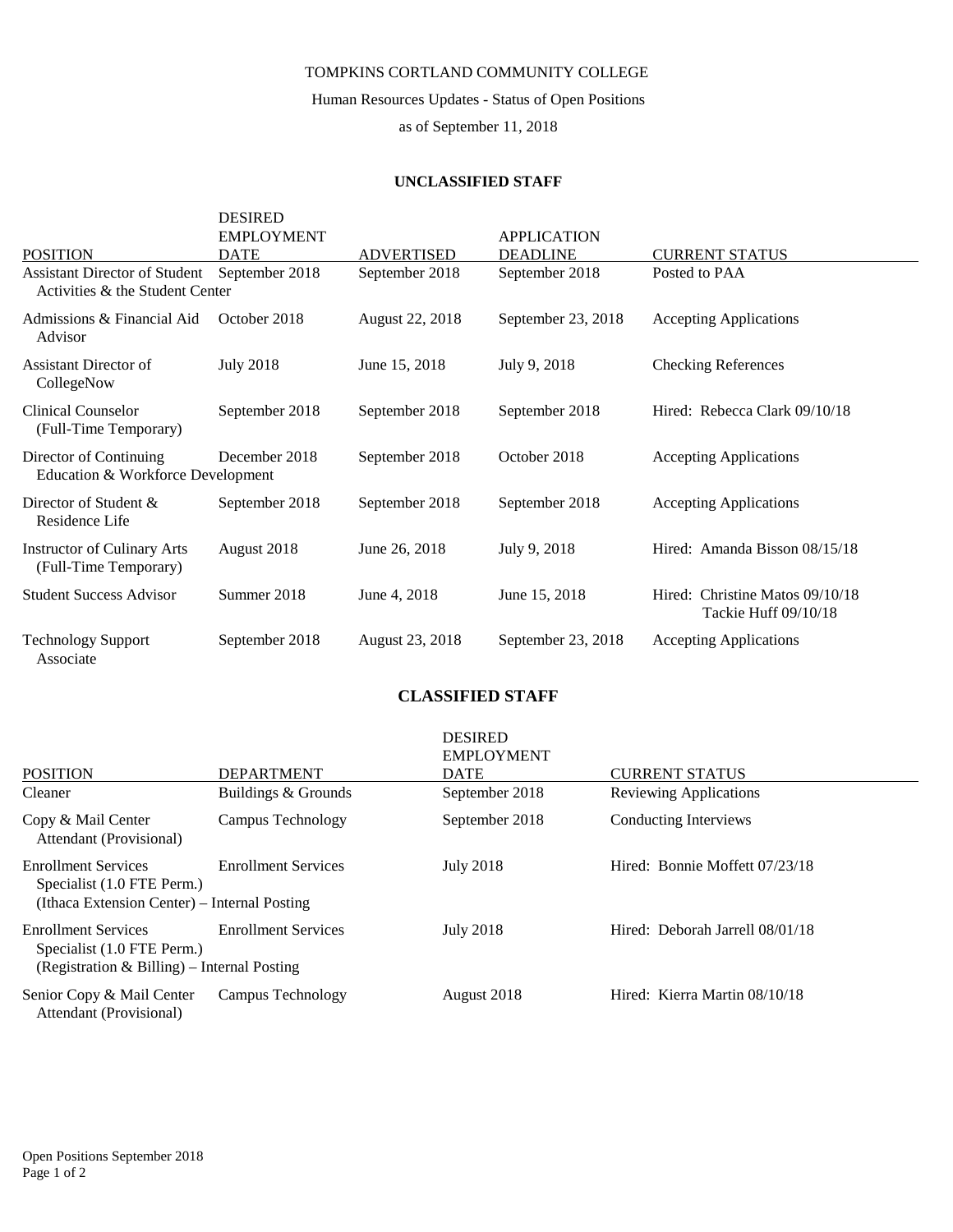TOMPKINS CORTLAND COMMUNITY COLLEGE

Human Resources Updates - Status of Open Positions

as of September 11, 2018

## UNCLASSIFIED STAFF

| POSITION | DESIRED EMPLOYMENT DATE | ADVERTISED | APPLICATION DEADLINE | CURRENT STATUS |
|---|---|---|---|---|
| Assistant Director of Student Activities & the Student Center | September 2018 | September 2018 | September 2018 | Posted to PAA |
| Admissions & Financial Aid Advisor | October 2018 | August 22, 2018 | September 23, 2018 | Accepting Applications |
| Assistant Director of CollegeNow | July 2018 | June 15, 2018 | July 9, 2018 | Checking References |
| Clinical Counselor (Full-Time Temporary) | September 2018 | September 2018 | September 2018 | Hired: Rebecca Clark 09/10/18 |
| Director of Continuing Education & Workforce Development | December 2018 | September 2018 | October 2018 | Accepting Applications |
| Director of Student & Residence Life | September 2018 | September 2018 | September 2018 | Accepting Applications |
| Instructor of Culinary Arts (Full-Time Temporary) | August 2018 | June 26, 2018 | July 9, 2018 | Hired: Amanda Bisson 08/15/18 |
| Student Success Advisor | Summer 2018 | June 4, 2018 | June 15, 2018 | Hired: Christine Matos 09/10/18 Tackie Huff 09/10/18 |
| Technology Support Associate | September 2018 | August 23, 2018 | September 23, 2018 | Accepting Applications |

## CLASSIFIED STAFF

| POSITION | DEPARTMENT | DESIRED EMPLOYMENT DATE | CURRENT STATUS |
|---|---|---|---|
| Cleaner | Buildings & Grounds | September 2018 | Reviewing Applications |
| Copy & Mail Center Attendant (Provisional) | Campus Technology | September 2018 | Conducting Interviews |
| Enrollment Services Specialist (1.0 FTE Perm.) (Ithaca Extension Center) – Internal Posting | Enrollment Services | July 2018 | Hired: Bonnie Moffett 07/23/18 |
| Enrollment Services Specialist (1.0 FTE Perm.) (Registration & Billing) – Internal Posting | Enrollment Services | July 2018 | Hired: Deborah Jarrell 08/01/18 |
| Senior Copy & Mail Center Attendant (Provisional) | Campus Technology | August 2018 | Hired: Kierra Martin 08/10/18 |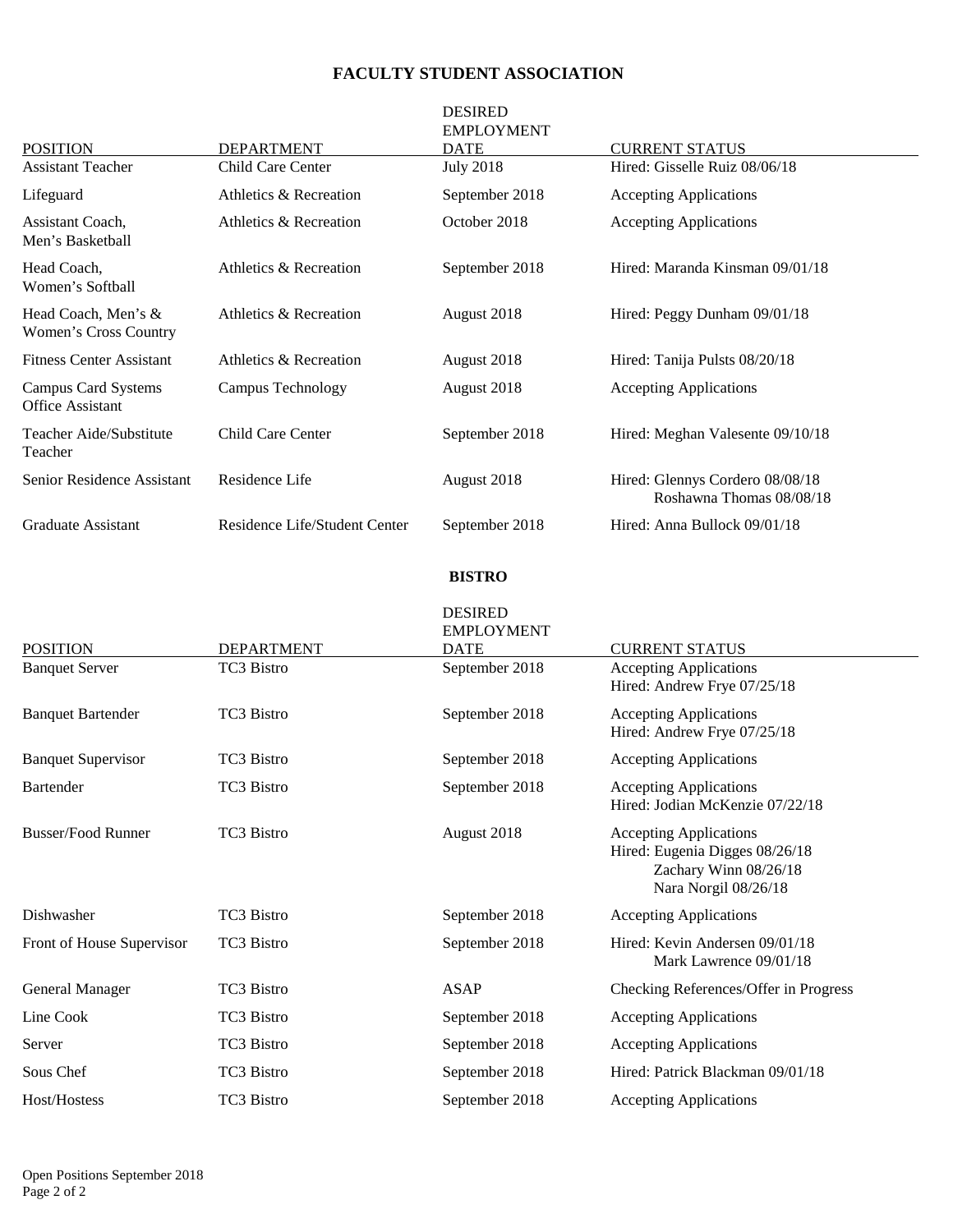## FACULTY STUDENT ASSOCIATION

| POSITION | DEPARTMENT | DESIRED EMPLOYMENT DATE | CURRENT STATUS |
|---|---|---|---|
| Assistant Teacher | Child Care Center | July 2018 | Hired: Gisselle Ruiz 08/06/18 |
| Lifeguard | Athletics & Recreation | September 2018 | Accepting Applications |
| Assistant Coach, Men's Basketball | Athletics & Recreation | October 2018 | Accepting Applications |
| Head Coach, Women's Softball | Athletics & Recreation | September 2018 | Hired: Maranda Kinsman 09/01/18 |
| Head Coach, Men's & Women's Cross Country | Athletics & Recreation | August 2018 | Hired: Peggy Dunham 09/01/18 |
| Fitness Center Assistant | Athletics & Recreation | August 2018 | Hired: Tanija Pulsts 08/20/18 |
| Campus Card Systems Office Assistant | Campus Technology | August 2018 | Accepting Applications |
| Teacher Aide/Substitute Teacher | Child Care Center | September 2018 | Hired: Meghan Valesente 09/10/18 |
| Senior Residence Assistant | Residence Life | August 2018 | Hired: Glennys Cordero 08/08/18<br>Roshawna Thomas 08/08/18 |
| Graduate Assistant | Residence Life/Student Center | September 2018 | Hired: Anna Bullock 09/01/18 |

## BISTRO

| POSITION | DEPARTMENT | DESIRED EMPLOYMENT DATE | CURRENT STATUS |
|---|---|---|---|
| Banquet Server | TC3 Bistro | September 2018 | Accepting Applications<br>Hired: Andrew Frye 07/25/18 |
| Banquet Bartender | TC3 Bistro | September 2018 | Accepting Applications<br>Hired: Andrew Frye 07/25/18 |
| Banquet Supervisor | TC3 Bistro | September 2018 | Accepting Applications |
| Bartender | TC3 Bistro | September 2018 | Accepting Applications<br>Hired: Jodian McKenzie 07/22/18 |
| Busser/Food Runner | TC3 Bistro | August 2018 | Accepting Applications<br>Hired: Eugenia Digges 08/26/18<br>Zachary Winn 08/26/18<br>Nara Norgil 08/26/18 |
| Dishwasher | TC3 Bistro | September 2018 | Accepting Applications |
| Front of House Supervisor | TC3 Bistro | September 2018 | Hired: Kevin Andersen 09/01/18<br>Mark Lawrence 09/01/18 |
| General Manager | TC3 Bistro | ASAP | Checking References/Offer in Progress |
| Line Cook | TC3 Bistro | September 2018 | Accepting Applications |
| Server | TC3 Bistro | September 2018 | Accepting Applications |
| Sous Chef | TC3 Bistro | September 2018 | Hired: Patrick Blackman 09/01/18 |
| Host/Hostess | TC3 Bistro | September 2018 | Accepting Applications |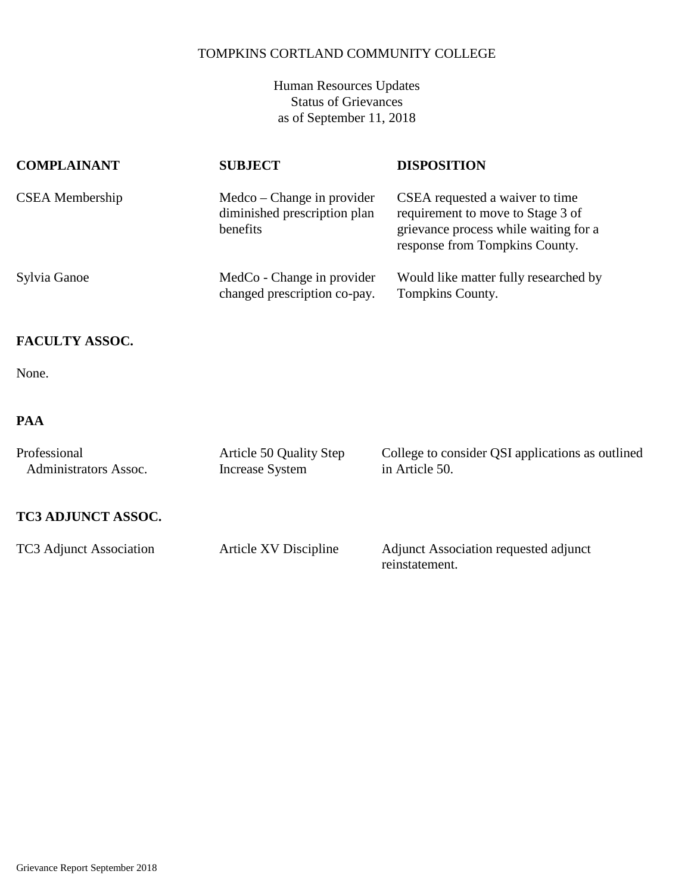TOMPKINS CORTLAND COMMUNITY COLLEGE

Human Resources Updates
Status of Grievances
as of September 11, 2018

| COMPLAINANT | SUBJECT | DISPOSITION |
| --- | --- | --- |
| CSEA Membership | Medco – Change in provider diminished prescription plan benefits | CSEA requested a waiver to time requirement to move to Stage 3 of grievance process while waiting for a response from Tompkins County. |
| Sylvia Ganoe | MedCo - Change in provider changed prescription co-pay. | Would like matter fully researched by Tompkins County. |

**FACULTY ASSOC.**

None.

**PAA**

| | | |
| --- | --- | --- |
| Professional Administrators Assoc. | Article 50 Quality Step Increase System | College to consider QSI applications as outlined in Article 50. |

**TC3 ADJUNCT ASSOC.**

| | | |
| --- | --- | --- |
| TC3 Adjunct Association | Article XV Discipline | Adjunct Association requested adjunct reinstatement. |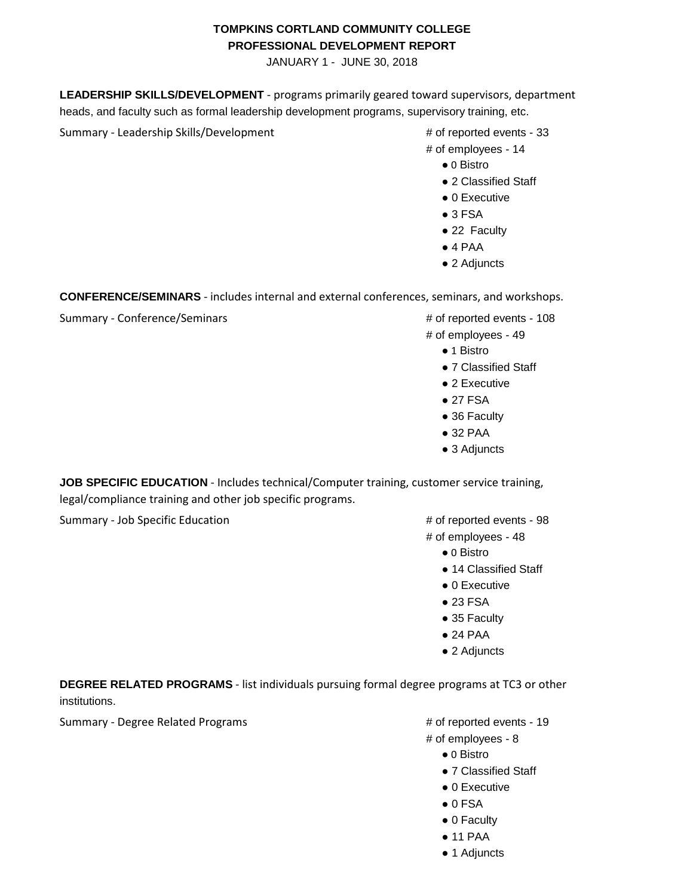**TOMPKINS CORTLAND COMMUNITY COLLEGE**
**PROFESSIONAL DEVELOPMENT REPORT**
JANUARY 1 - JUNE 30, 2018

**LEADERSHIP SKILLS/DEVELOPMENT** - programs primarily geared toward supervisors, department heads, and faculty such as formal leadership development programs, supervisory training, etc.

Summary - Leadership Skills/Development

# of reported events - 33
# of employees - 14

- 0 Bistro
- 2 Classified Staff
- 0 Executive
- 3 FSA
- 22 Faculty
- 4 PAA
- 2 Adjuncts

**CONFERENCE/SEMINARS** - includes internal and external conferences, seminars, and workshops.

Summary - Conference/Seminars

# of reported events - 108
# of employees - 49

- 1 Bistro
- 7 Classified Staff
- 2 Executive
- 27 FSA
- 36 Faculty
- 32 PAA
- 3 Adjuncts

**JOB SPECIFIC EDUCATION** - Includes technical/Computer training, customer service training, legal/compliance training and other job specific programs.

Summary - Job Specific Education

# of reported events - 98
# of employees - 48

- 0 Bistro
- 14 Classified Staff
- 0 Executive
- 23 FSA
- 35 Faculty
- 24 PAA
- 2 Adjuncts

**DEGREE RELATED PROGRAMS** - list individuals pursuing formal degree programs at TC3 or other institutions.

Summary - Degree Related Programs

# of reported events - 19
# of employees - 8

- 0 Bistro
- 7 Classified Staff
- 0 Executive
- 0 FSA
- 0 Faculty
- 11 PAA
- 1 Adjuncts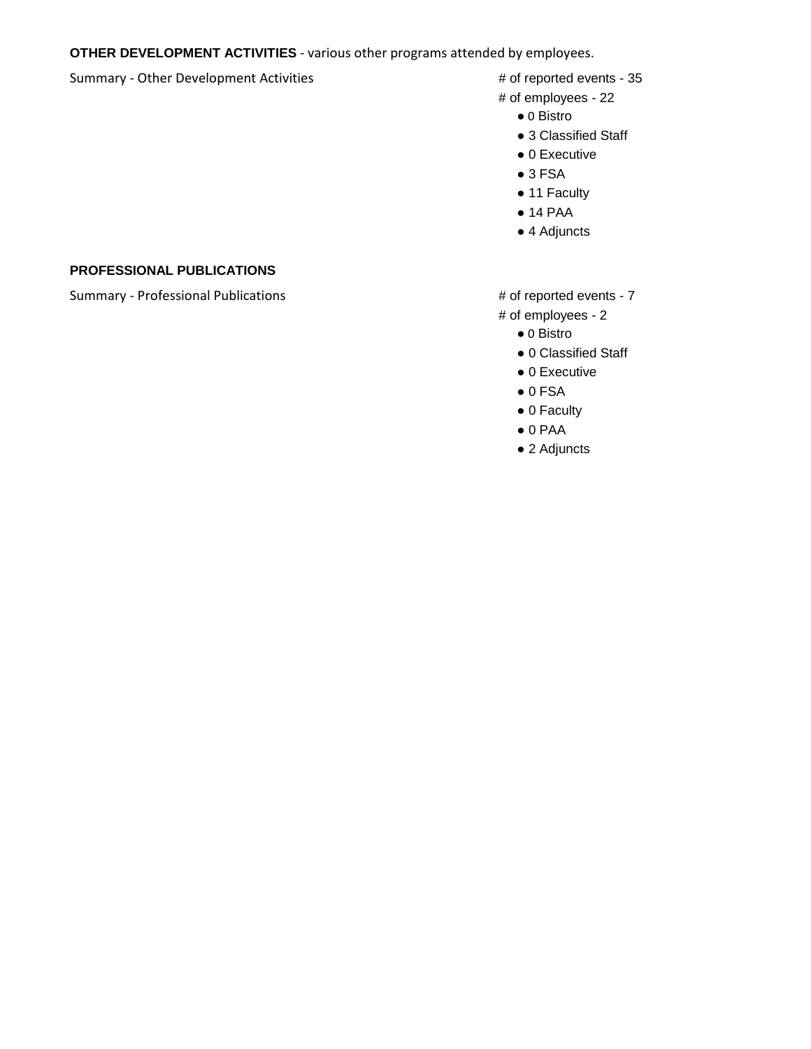**OTHER DEVELOPMENT ACTIVITIES** - various other programs attended by employees.

Summary - Other Development Activities

# of reported events - 35
# of employees - 22

- 0 Bistro
- 3 Classified Staff
- 0 Executive
- 3 FSA
- 11 Faculty
- 14 PAA
- 4 Adjuncts

**PROFESSIONAL PUBLICATIONS**

Summary - Professional Publications

# of reported events - 7
# of employees - 2

- 0 Bistro
- 0 Classified Staff
- 0 Executive
- 0 FSA
- 0 Faculty
- 0 PAA
- 2 Adjuncts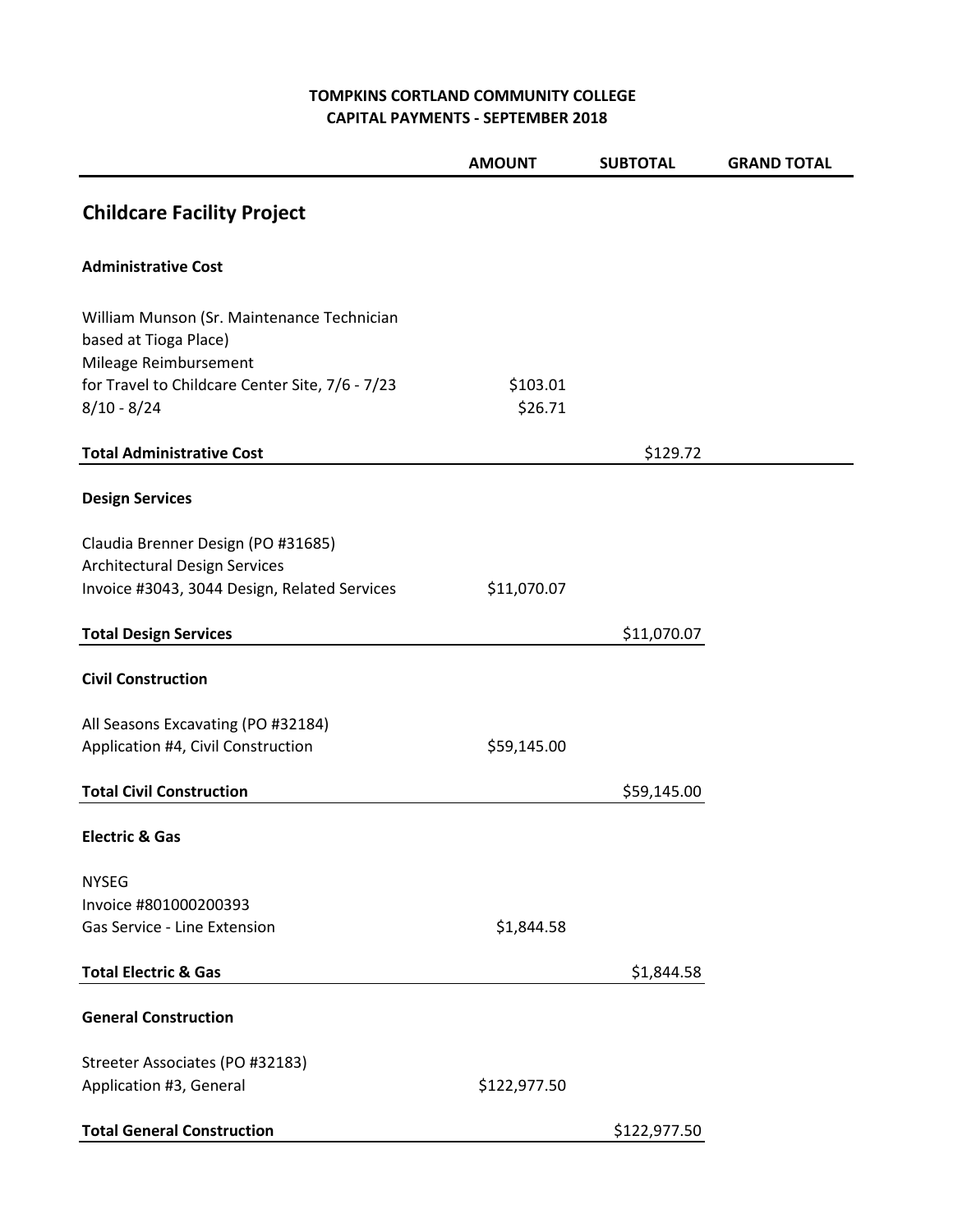**TOMPKINS CORTLAND COMMUNITY COLLEGE**
**CAPITAL PAYMENTS - SEPTEMBER 2018**

| | AMOUNT | SUBTOTAL | GRAND TOTAL |
|---|---|---|---|
| **Childcare Facility Project** | | | |
| **Administrative Cost** | | | |
| William Munson (Sr. Maintenance Technician based at Tioga Place) | | | |
| Mileage Reimbursement | | | |
| for Travel to Childcare Center Site, 7/6 - 7/23 | $103.01 | | |
| 8/10 - 8/24 | $26.71 | | |
| **Total Administrative Cost** | | $129.72 | |
| **Design Services** | | | |
| Claudia Brenner Design (PO #31685) | | | |
| Architectural Design Services | | | |
| Invoice #3043, 3044 Design, Related Services | $11,070.07 | | |
| **Total Design Services** | | $11,070.07 | |
| **Civil Construction** | | | |
| All Seasons Excavating (PO #32184) | | | |
| Application #4, Civil Construction | $59,145.00 | | |
| **Total Civil Construction** | | $59,145.00 | |
| **Electric & Gas** | | | |
| NYSEG | | | |
| Invoice #801000200393 | | | |
| Gas Service - Line Extension | $1,844.58 | | |
| **Total Electric & Gas** | | $1,844.58 | |
| **General Construction** | | | |
| Streeter Associates (PO #32183) | | | |
| Application #3, General | $122,977.50 | | |
| **Total General Construction** | | $122,977.50 | |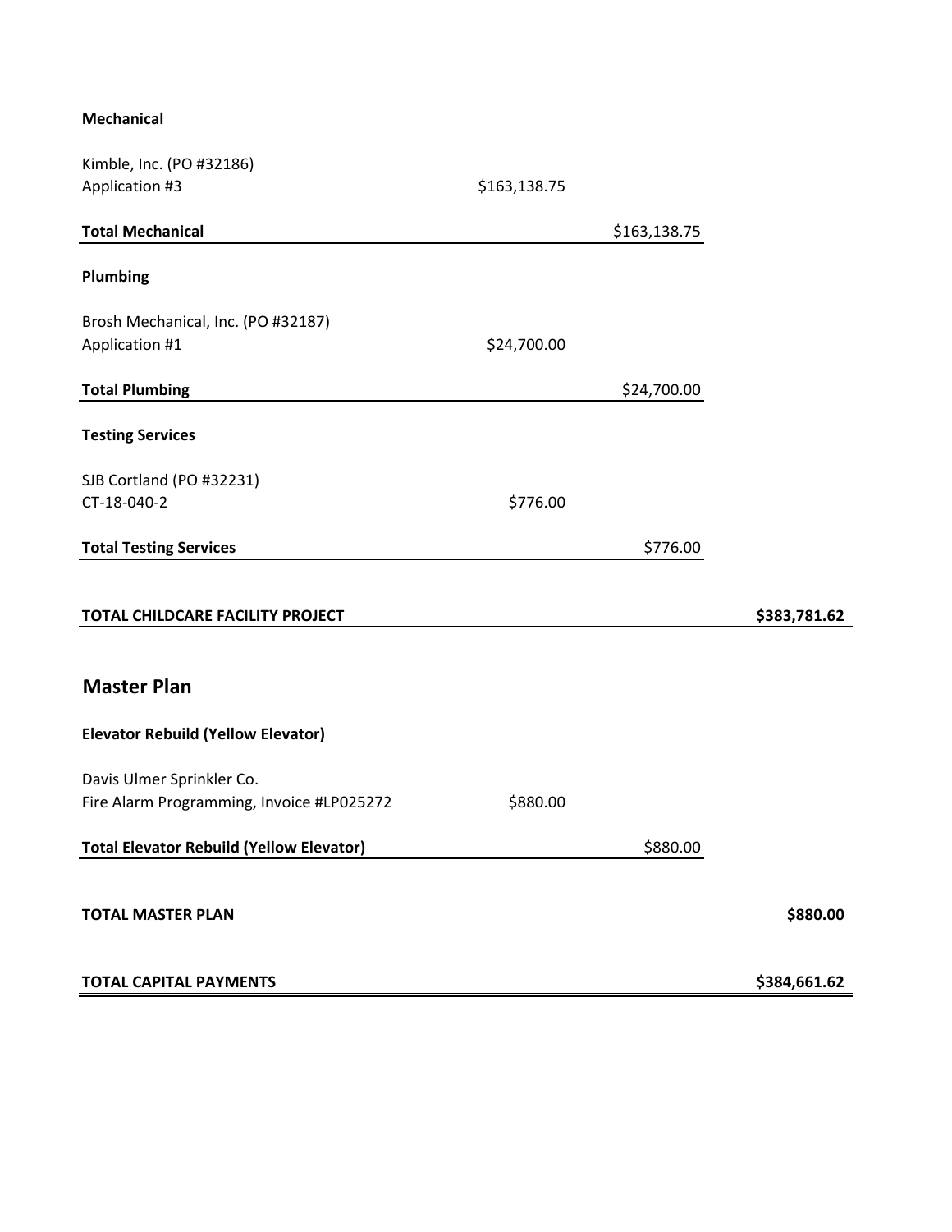**Mechanical**

| | | | |
|---|---|---|---|
| Kimble, Inc. (PO #32186) | | | |
| Application #3 | $163,138.75 | | |
| **Total Mechanical** | | $163,138.75 | |

**Plumbing**

| | | | |
|---|---|---|---|
| Brosh Mechanical, Inc. (PO #32187) | | | |
| Application #1 | $24,700.00 | | |
| **Total Plumbing** | | $24,700.00 | |

**Testing Services**

| | | | |
|---|---|---|---|
| SJB Cortland (PO #32231) | | | |
| CT-18-040-2 | $776.00 | | |
| **Total Testing Services** | | $776.00 | |
| **TOTAL CHILDCARE FACILITY PROJECT** | | | **$383,781.62** |

## Master Plan

**Elevator Rebuild (Yellow Elevator)**

| | | | |
|---|---|---|---|
| Davis Ulmer Sprinkler Co. | | | |
| Fire Alarm Programming, Invoice #LP025272 | $880.00 | | |
| **Total Elevator Rebuild (Yellow Elevator)** | | $880.00 | |
| **TOTAL MASTER PLAN** | | | **$880.00** |
| **TOTAL CAPITAL PAYMENTS** | | | **$384,661.62** |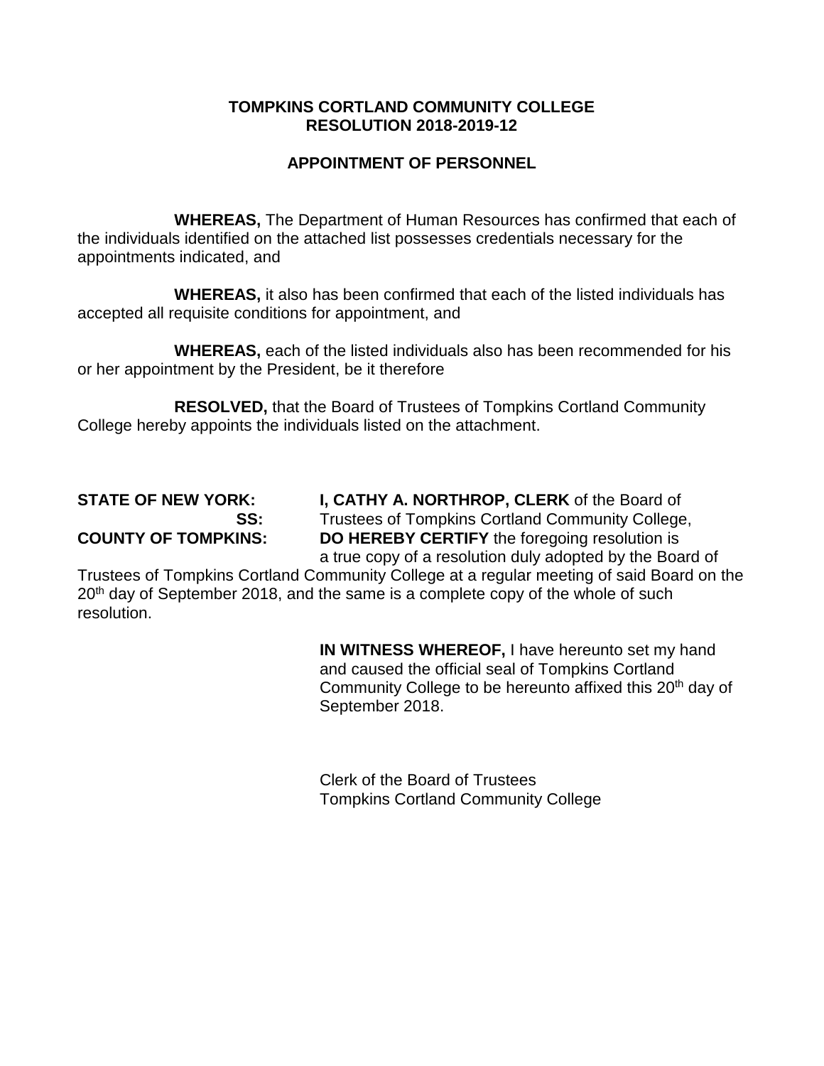**TOMPKINS CORTLAND COMMUNITY COLLEGE**
**RESOLUTION 2018-2019-12**

**APPOINTMENT OF PERSONNEL**

**WHEREAS,** The Department of Human Resources has confirmed that each of the individuals identified on the attached list possesses credentials necessary for the appointments indicated, and

**WHEREAS,** it also has been confirmed that each of the listed individuals has accepted all requisite conditions for appointment, and

**WHEREAS,** each of the listed individuals also has been recommended for his or her appointment by the President, be it therefore

**RESOLVED,** that the Board of Trustees of Tompkins Cortland Community College hereby appoints the individuals listed on the attachment.

**STATE OF NEW YORK:**
**SS:**
**COUNTY OF TOMPKINS:**

**I, CATHY A. NORTHROP, CLERK** of the Board of Trustees of Tompkins Cortland Community College, **DO HEREBY CERTIFY** the foregoing resolution is a true copy of a resolution duly adopted by the Board of Trustees of Tompkins Cortland Community College at a regular meeting of said Board on the 20th day of September 2018, and the same is a complete copy of the whole of such resolution.

**IN WITNESS WHEREOF,** I have hereunto set my hand and caused the official seal of Tompkins Cortland Community College to be hereunto affixed this 20th day of September 2018.

Clerk of the Board of Trustees
Tompkins Cortland Community College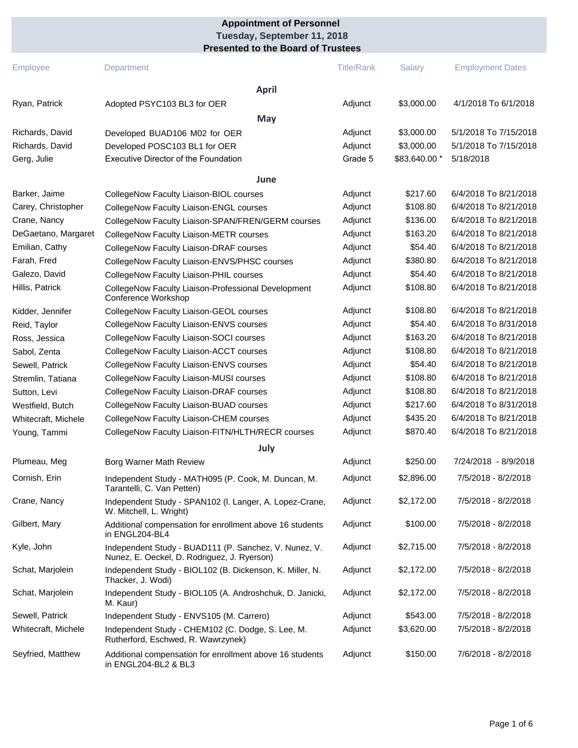# Appointment of Personnel
## Tuesday, September 11, 2018
## Presented to the Board of Trustees

| Employee | Department | Title/Rank | Salary | Employment Dates |
|---|---|---|---|---|
| | **April** | | | |
| Ryan, Patrick | Adopted PSYC103 BL3 for OER | Adjunct | $3,000.00 | 4/1/2018 To 6/1/2018 |
| | **May** | | | |
| Richards, David | Developed BUAD106 M02 for OER | Adjunct | $3,000.00 | 5/1/2018 To 7/15/2018 |
| Richards, David | Developed POSC103 BL1 for OER | Adjunct | $3,000.00 | 5/1/2018 To 7/15/2018 |
| Gerg, Julie | Executive Director of the Foundation | Grade 5 | $83,640.00 * | 5/18/2018 |
| | **June** | | | |
| Barker, Jaime | CollegeNow Faculty Liaison-BIOL courses | Adjunct | $217.60 | 6/4/2018 To 8/21/2018 |
| Carey, Christopher | CollegeNow Faculty Liaison-ENGL courses | Adjunct | $108.80 | 6/4/2018 To 8/21/2018 |
| Crane, Nancy | CollegeNow Faculty Liaison-SPAN/FREN/GERM courses | Adjunct | $136.00 | 6/4/2018 To 8/21/2018 |
| DeGaetano, Margaret | CollegeNow Faculty Liaison-METR courses | Adjunct | $163.20 | 6/4/2018 To 8/21/2018 |
| Emilian, Cathy | CollegeNow Faculty Liaison-DRAF courses | Adjunct | $54.40 | 6/4/2018 To 8/21/2018 |
| Farah, Fred | CollegeNow Faculty Liaison-ENVS/PHSC courses | Adjunct | $380.80 | 6/4/2018 To 8/21/2018 |
| Galezo, David | CollegeNow Faculty Liaison-PHIL courses | Adjunct | $54.40 | 6/4/2018 To 8/21/2018 |
| Hillis, Patrick | CollegeNow Faculty Liaison-Professional Development Conference Workshop | Adjunct | $108.80 | 6/4/2018 To 8/21/2018 |
| Kidder, Jennifer | CollegeNow Faculty Liaison-GEOL courses | Adjunct | $108.80 | 6/4/2018 To 8/21/2018 |
| Reid, Taylor | CollegeNow Faculty Liaison-ENVS courses | Adjunct | $54.40 | 6/4/2018 To 8/31/2018 |
| Ross, Jessica | CollegeNow Faculty Liaison-SOCI courses | Adjunct | $163.20 | 6/4/2018 To 8/21/2018 |
| Sabol, Zenta | CollegeNow Faculty Liaison-ACCT courses | Adjunct | $108.80 | 6/4/2018 To 8/21/2018 |
| Sewell, Patrick | CollegeNow Faculty Liaison-ENVS courses | Adjunct | $54.40 | 6/4/2018 To 8/21/2018 |
| Stremlin, Tatiana | CollegeNow Faculty Liaison-MUSI courses | Adjunct | $108.80 | 6/4/2018 To 8/21/2018 |
| Sutton, Levi | CollegeNow Faculty Liaison-DRAF courses | Adjunct | $108.80 | 6/4/2018 To 8/21/2018 |
| Westfield, Butch | CollegeNow Faculty Liaison-BUAD courses | Adjunct | $217.60 | 6/4/2018 To 8/31/2018 |
| Whitecraft, Michele | CollegeNow Faculty Liaison-CHEM courses | Adjunct | $435.20 | 6/4/2018 To 8/21/2018 |
| Young, Tammi | CollegeNow Faculty Liaison-FITN/HLTH/RECR courses | Adjunct | $870.40 | 6/4/2018 To 8/21/2018 |
| | **July** | | | |
| Plumeau, Meg | Borg Warner Math Review | Adjunct | $250.00 | 7/24/2018 - 8/9/2018 |
| Cornish, Erin | Independent Study - MATH095 (P. Cook, M. Duncan, M. Tarantelli, C. Van Petten) | Adjunct | $2,896.00 | 7/5/2018 - 8/2/2018 |
| Crane, Nancy | Independent Study - SPAN102 (l. Langer, A. Lopez-Crane, W. Mitchell, L. Wright) | Adjunct | $2,172.00 | 7/5/2018 - 8/2/2018 |
| Gilbert, Mary | Additional compensation for enrollment above 16 students in ENGL204-BL4 | Adjunct | $100.00 | 7/5/2018 - 8/2/2018 |
| Kyle, John | Independent Study - BUAD111 (P. Sanchez, V. Nunez, V. Nunez, E. Oeckel, D. Rodriguez, J. Ryerson) | Adjunct | $2,715.00 | 7/5/2018 - 8/2/2018 |
| Schat, Marjolein | Independent Study - BIOL102 (B. Dickenson, K. Miller, N. Thacker, J. Wodi) | Adjunct | $2,172.00 | 7/5/2018 - 8/2/2018 |
| Schat, Marjolein | Independent Study - BIOL105 (A. Androshchuk, D. Janicki, M. Kaur) | Adjunct | $2,172.00 | 7/5/2018 - 8/2/2018 |
| Sewell, Patrick | Independent Study - ENVS105 (M. Carrero) | Adjunct | $543.00 | 7/5/2018 - 8/2/2018 |
| Whitecraft, Michele | Independent Study - CHEM102 (C. Dodge, S. Lee, M. Rutherford, Eschwed, R. Wawrzynek) | Adjunct | $3,620.00 | 7/5/2018 - 8/2/2018 |
| Seyfried, Matthew | Additional compensation for enrollment above 16 students in ENGL204-BL2 & BL3 | Adjunct | $150.00 | 7/6/2018 - 8/2/2018 |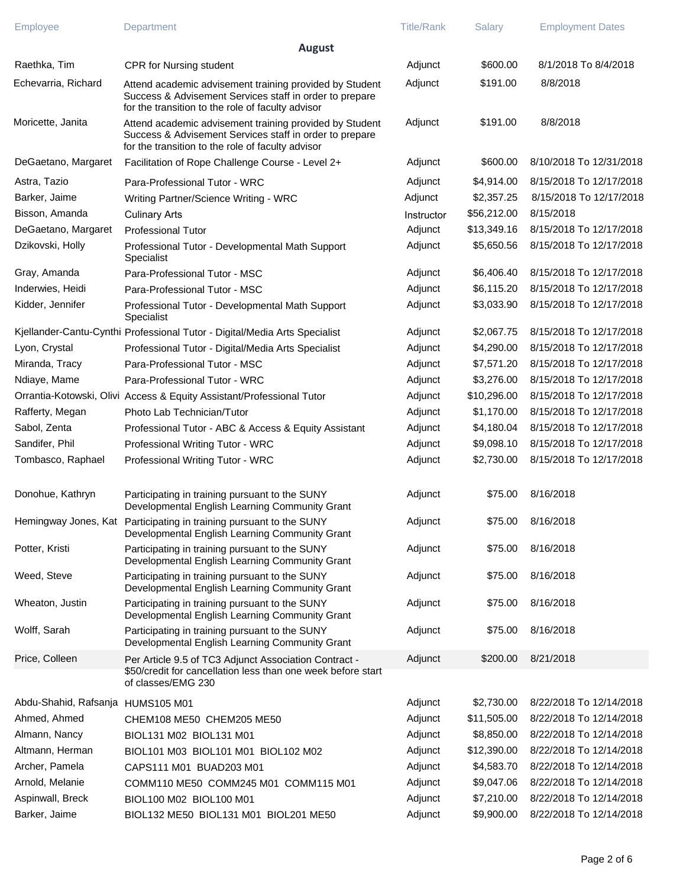| Employee | Department | Title/Rank | Salary | Employment Dates |
|---|---|---|---|---|
| **August** | | | | |
| Raethka, Tim | CPR for Nursing student | Adjunct | $600.00 | 8/1/2018 To 8/4/2018 |
| Echevarria, Richard | Attend academic advisement training provided by Student Success & Advisement Services staff in order to prepare for the transition to the role of faculty advisor | Adjunct | $191.00 | 8/8/2018 |
| Moricette, Janita | Attend academic advisement training provided by Student Success & Advisement Services staff in order to prepare for the transition to the role of faculty advisor | Adjunct | $191.00 | 8/8/2018 |
| DeGaetano, Margaret | Facilitation of Rope Challenge Course - Level 2+ | Adjunct | $600.00 | 8/10/2018 To 12/31/2018 |
| Astra, Tazio | Para-Professional Tutor - WRC | Adjunct | $4,914.00 | 8/15/2018 To 12/17/2018 |
| Barker, Jaime | Writing Partner/Science Writing - WRC | Adjunct | $2,357.25 | 8/15/2018 To 12/17/2018 |
| Bisson, Amanda | Culinary Arts | Instructor | $56,212.00 | 8/15/2018 |
| DeGaetano, Margaret | Professional Tutor | Adjunct | $13,349.16 | 8/15/2018 To 12/17/2018 |
| Dzikovski, Holly | Professional Tutor - Developmental Math Support Specialist | Adjunct | $5,650.56 | 8/15/2018 To 12/17/2018 |
| Gray, Amanda | Para-Professional Tutor - MSC | Adjunct | $6,406.40 | 8/15/2018 To 12/17/2018 |
| Inderwies, Heidi | Para-Professional Tutor - MSC | Adjunct | $6,115.20 | 8/15/2018 To 12/17/2018 |
| Kidder, Jennifer | Professional Tutor - Developmental Math Support Specialist | Adjunct | $3,033.90 | 8/15/2018 To 12/17/2018 |
| Kjellander-Cantu-Cynthi | Professional Tutor - Digital/Media Arts Specialist | Adjunct | $2,067.75 | 8/15/2018 To 12/17/2018 |
| Lyon, Crystal | Professional Tutor - Digital/Media Arts Specialist | Adjunct | $4,290.00 | 8/15/2018 To 12/17/2018 |
| Miranda, Tracy | Para-Professional Tutor - MSC | Adjunct | $7,571.20 | 8/15/2018 To 12/17/2018 |
| Ndiaye, Mame | Para-Professional Tutor - WRC | Adjunct | $3,276.00 | 8/15/2018 To 12/17/2018 |
| Orrantia-Kotowski, Olivi | Access & Equity Assistant/Professional Tutor | Adjunct | $10,296.00 | 8/15/2018 To 12/17/2018 |
| Rafferty, Megan | Photo Lab Technician/Tutor | Adjunct | $1,170.00 | 8/15/2018 To 12/17/2018 |
| Sabol, Zenta | Professional Tutor - ABC & Access & Equity Assistant | Adjunct | $4,180.04 | 8/15/2018 To 12/17/2018 |
| Sandifer, Phil | Professional Writing Tutor - WRC | Adjunct | $9,098.10 | 8/15/2018 To 12/17/2018 |
| Tombasco, Raphael | Professional Writing Tutor - WRC | Adjunct | $2,730.00 | 8/15/2018 To 12/17/2018 |
| Donohue, Kathryn | Participating in training pursuant to the SUNY Developmental English Learning Community Grant | Adjunct | $75.00 | 8/16/2018 |
| Hemingway Jones, Kat | Participating in training pursuant to the SUNY Developmental English Learning Community Grant | Adjunct | $75.00 | 8/16/2018 |
| Potter, Kristi | Participating in training pursuant to the SUNY Developmental English Learning Community Grant | Adjunct | $75.00 | 8/16/2018 |
| Weed, Steve | Participating in training pursuant to the SUNY Developmental English Learning Community Grant | Adjunct | $75.00 | 8/16/2018 |
| Wheaton, Justin | Participating in training pursuant to the SUNY Developmental English Learning Community Grant | Adjunct | $75.00 | 8/16/2018 |
| Wolff, Sarah | Participating in training pursuant to the SUNY Developmental English Learning Community Grant | Adjunct | $75.00 | 8/16/2018 |
| Price, Colleen | Per Article 9.5 of TC3 Adjunct Association Contract - $50/credit for cancellation less than one week before start of classes/EMG 230 | Adjunct | $200.00 | 8/21/2018 |
| Abdu-Shahid, Rafsanja | HUMS105 M01 | Adjunct | $2,730.00 | 8/22/2018 To 12/14/2018 |
| Ahmed, Ahmed | CHEM108 ME50 CHEM205 ME50 | Adjunct | $11,505.00 | 8/22/2018 To 12/14/2018 |
| Almann, Nancy | BIOL131 M02 BIOL131 M01 | Adjunct | $8,850.00 | 8/22/2018 To 12/14/2018 |
| Altmann, Herman | BIOL101 M03 BIOL101 M01 BIOL102 M02 | Adjunct | $12,390.00 | 8/22/2018 To 12/14/2018 |
| Archer, Pamela | CAPS111 M01 BUAD203 M01 | Adjunct | $4,583.70 | 8/22/2018 To 12/14/2018 |
| Arnold, Melanie | COMM110 ME50 COMM245 M01 COMM115 M01 | Adjunct | $9,047.06 | 8/22/2018 To 12/14/2018 |
| Aspinwall, Breck | BIOL100 M02 BIOL100 M01 | Adjunct | $7,210.00 | 8/22/2018 To 12/14/2018 |
| Barker, Jaime | BIOL132 ME50 BIOL131 M01 BIOL201 ME50 | Adjunct | $9,900.00 | 8/22/2018 To 12/14/2018 |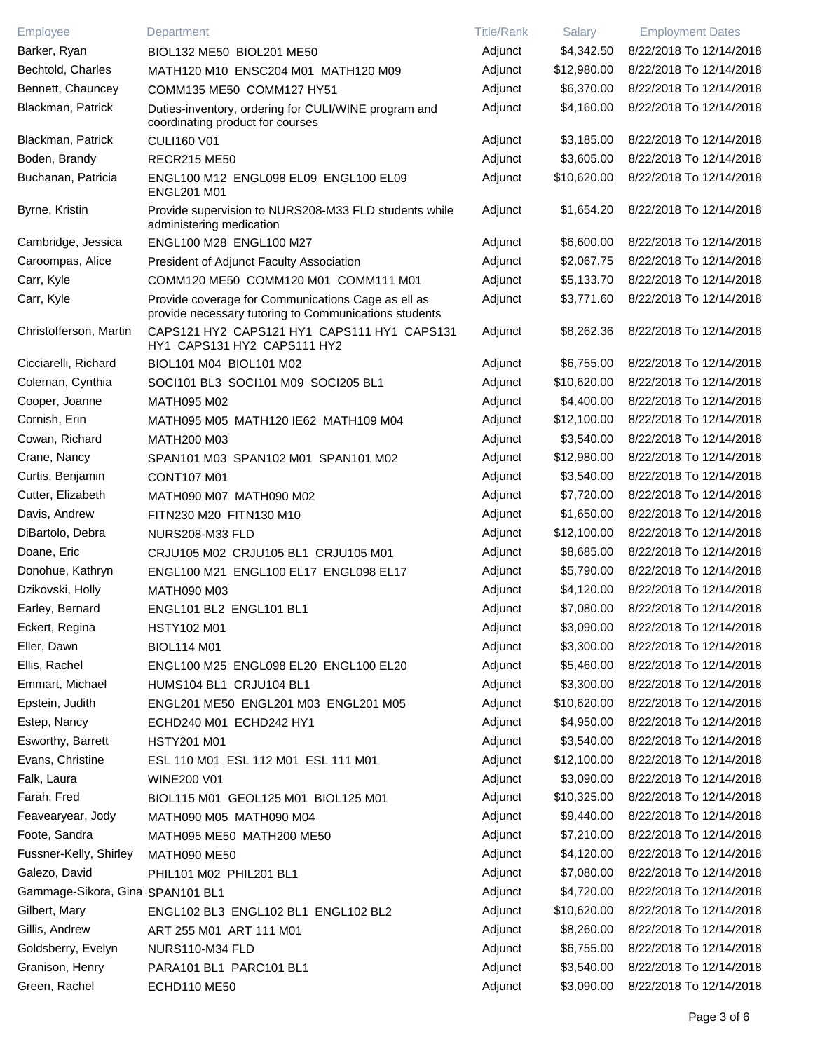| Employee | Department | Title/Rank | Salary | Employment Dates |
|---|---|---|---|---|
| Barker, Ryan | BIOL132 ME50 BIOL201 ME50 | Adjunct | $4,342.50 | 8/22/2018 To 12/14/2018 |
| Bechtold, Charles | MATH120 M10 ENSC204 M01 MATH120 M09 | Adjunct | $12,980.00 | 8/22/2018 To 12/14/2018 |
| Bennett, Chauncey | COMM135 ME50 COMM127 HY51 | Adjunct | $6,370.00 | 8/22/2018 To 12/14/2018 |
| Blackman, Patrick | Duties-inventory, ordering for CULI/WINE program and coordinating product for courses | Adjunct | $4,160.00 | 8/22/2018 To 12/14/2018 |
| Blackman, Patrick | CULI160 V01 | Adjunct | $3,185.00 | 8/22/2018 To 12/14/2018 |
| Boden, Brandy | RECR215 ME50 | Adjunct | $3,605.00 | 8/22/2018 To 12/14/2018 |
| Buchanan, Patricia | ENGL100 M12 ENGL098 EL09 ENGL100 EL09 ENGL201 M01 | Adjunct | $10,620.00 | 8/22/2018 To 12/14/2018 |
| Byrne, Kristin | Provide supervision to NURS208-M33 FLD students while administering medication | Adjunct | $1,654.20 | 8/22/2018 To 12/14/2018 |
| Cambridge, Jessica | ENGL100 M28 ENGL100 M27 | Adjunct | $6,600.00 | 8/22/2018 To 12/14/2018 |
| Caroompas, Alice | President of Adjunct Faculty Association | Adjunct | $2,067.75 | 8/22/2018 To 12/14/2018 |
| Carr, Kyle | COMM120 ME50 COMM120 M01 COMM111 M01 | Adjunct | $5,133.70 | 8/22/2018 To 12/14/2018 |
| Carr, Kyle | Provide coverage for Communications Cage as ell as provide necessary tutoring to Communications students | Adjunct | $3,771.60 | 8/22/2018 To 12/14/2018 |
| Christofferson, Martin | CAPS121 HY2 CAPS121 HY1 CAPS111 HY1 CAPS131 HY1 CAPS131 HY2 CAPS111 HY2 | Adjunct | $8,262.36 | 8/22/2018 To 12/14/2018 |
| Cicciarelli, Richard | BIOL101 M04 BIOL101 M02 | Adjunct | $6,755.00 | 8/22/2018 To 12/14/2018 |
| Coleman, Cynthia | SOCI101 BL3 SOCI101 M09 SOCI205 BL1 | Adjunct | $10,620.00 | 8/22/2018 To 12/14/2018 |
| Cooper, Joanne | MATH095 M02 | Adjunct | $4,400.00 | 8/22/2018 To 12/14/2018 |
| Cornish, Erin | MATH095 M05 MATH120 IE62 MATH109 M04 | Adjunct | $12,100.00 | 8/22/2018 To 12/14/2018 |
| Cowan, Richard | MATH200 M03 | Adjunct | $3,540.00 | 8/22/2018 To 12/14/2018 |
| Crane, Nancy | SPAN101 M03 SPAN102 M01 SPAN101 M02 | Adjunct | $12,980.00 | 8/22/2018 To 12/14/2018 |
| Curtis, Benjamin | CONT107 M01 | Adjunct | $3,540.00 | 8/22/2018 To 12/14/2018 |
| Cutter, Elizabeth | MATH090 M07 MATH090 M02 | Adjunct | $7,720.00 | 8/22/2018 To 12/14/2018 |
| Davis, Andrew | FITN230 M20 FITN130 M10 | Adjunct | $1,650.00 | 8/22/2018 To 12/14/2018 |
| DiBartolo, Debra | NURS208-M33 FLD | Adjunct | $12,100.00 | 8/22/2018 To 12/14/2018 |
| Doane, Eric | CRJU105 M02 CRJU105 BL1 CRJU105 M01 | Adjunct | $8,685.00 | 8/22/2018 To 12/14/2018 |
| Donohue, Kathryn | ENGL100 M21 ENGL100 EL17 ENGL098 EL17 | Adjunct | $5,790.00 | 8/22/2018 To 12/14/2018 |
| Dzikovski, Holly | MATH090 M03 | Adjunct | $4,120.00 | 8/22/2018 To 12/14/2018 |
| Earley, Bernard | ENGL101 BL2 ENGL101 BL1 | Adjunct | $7,080.00 | 8/22/2018 To 12/14/2018 |
| Eckert, Regina | HSTY102 M01 | Adjunct | $3,090.00 | 8/22/2018 To 12/14/2018 |
| Eller, Dawn | BIOL114 M01 | Adjunct | $3,300.00 | 8/22/2018 To 12/14/2018 |
| Ellis, Rachel | ENGL100 M25 ENGL098 EL20 ENGL100 EL20 | Adjunct | $5,460.00 | 8/22/2018 To 12/14/2018 |
| Emmart, Michael | HUMS104 BL1 CRJU104 BL1 | Adjunct | $3,300.00 | 8/22/2018 To 12/14/2018 |
| Epstein, Judith | ENGL201 ME50 ENGL201 M03 ENGL201 M05 | Adjunct | $10,620.00 | 8/22/2018 To 12/14/2018 |
| Estep, Nancy | ECHD240 M01 ECHD242 HY1 | Adjunct | $4,950.00 | 8/22/2018 To 12/14/2018 |
| Esworthy, Barrett | HSTY201 M01 | Adjunct | $3,540.00 | 8/22/2018 To 12/14/2018 |
| Evans, Christine | ESL 110 M01 ESL 112 M01 ESL 111 M01 | Adjunct | $12,100.00 | 8/22/2018 To 12/14/2018 |
| Falk, Laura | WINE200 V01 | Adjunct | $3,090.00 | 8/22/2018 To 12/14/2018 |
| Farah, Fred | BIOL115 M01 GEOL125 M01 BIOL125 M01 | Adjunct | $10,325.00 | 8/22/2018 To 12/14/2018 |
| Feavearyear, Jody | MATH090 M05 MATH090 M04 | Adjunct | $9,440.00 | 8/22/2018 To 12/14/2018 |
| Foote, Sandra | MATH095 ME50 MATH200 ME50 | Adjunct | $7,210.00 | 8/22/2018 To 12/14/2018 |
| Fussner-Kelly, Shirley | MATH090 ME50 | Adjunct | $4,120.00 | 8/22/2018 To 12/14/2018 |
| Galezo, David | PHIL101 M02 PHIL201 BL1 | Adjunct | $7,080.00 | 8/22/2018 To 12/14/2018 |
| Gammage-Sikora, Gina | SPAN101 BL1 | Adjunct | $4,720.00 | 8/22/2018 To 12/14/2018 |
| Gilbert, Mary | ENGL102 BL3 ENGL102 BL1 ENGL102 BL2 | Adjunct | $10,620.00 | 8/22/2018 To 12/14/2018 |
| Gillis, Andrew | ART 255 M01 ART 111 M01 | Adjunct | $8,260.00 | 8/22/2018 To 12/14/2018 |
| Goldsberry, Evelyn | NURS110-M34 FLD | Adjunct | $6,755.00 | 8/22/2018 To 12/14/2018 |
| Granison, Henry | PARA101 BL1 PARC101 BL1 | Adjunct | $3,540.00 | 8/22/2018 To 12/14/2018 |
| Green, Rachel | ECHD110 ME50 | Adjunct | $3,090.00 | 8/22/2018 To 12/14/2018 |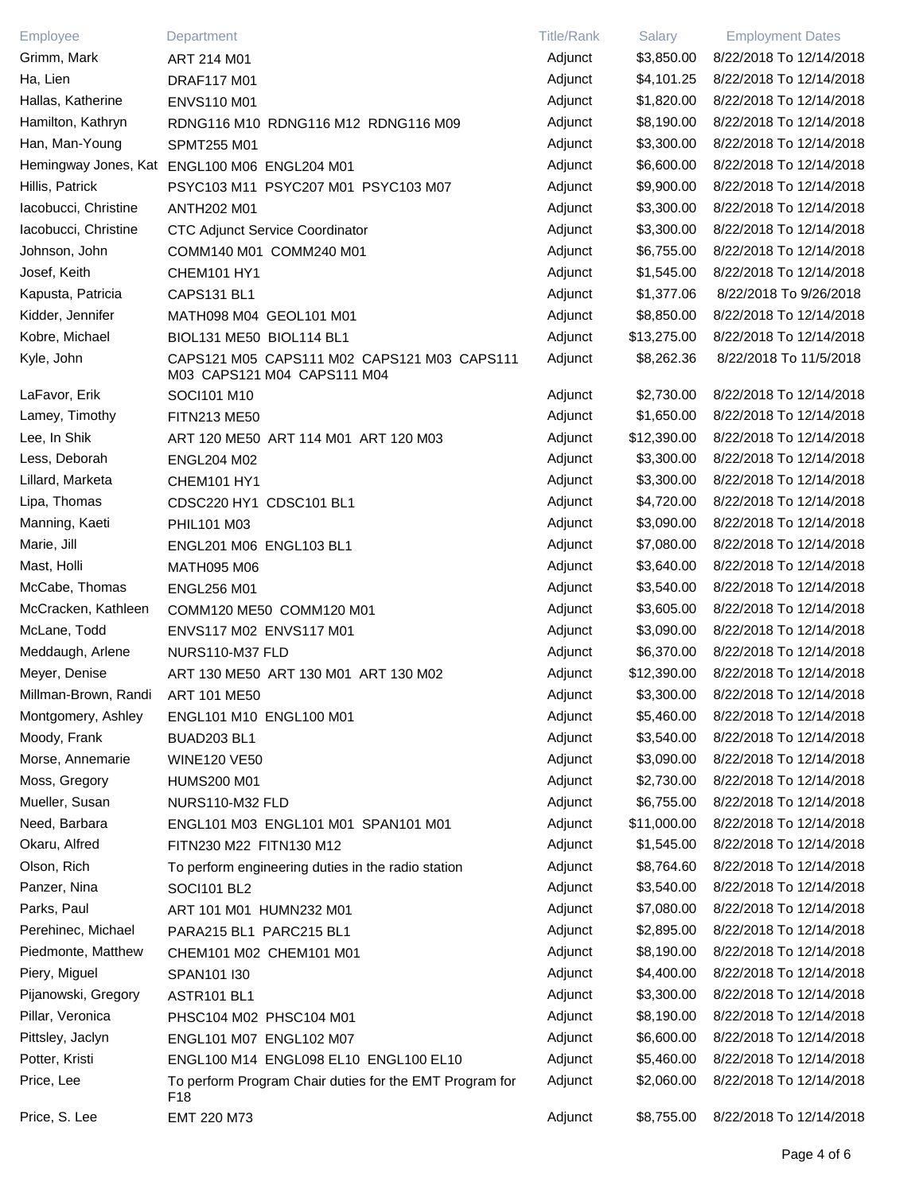| Employee | Department | Title/Rank | Salary | Employment Dates |
| --- | --- | --- | --- | --- |
| Grimm, Mark | ART 214 M01 | Adjunct | $3,850.00 | 8/22/2018 To 12/14/2018 |
| Ha, Lien | DRAF117 M01 | Adjunct | $4,101.25 | 8/22/2018 To 12/14/2018 |
| Hallas, Katherine | ENVS110 M01 | Adjunct | $1,820.00 | 8/22/2018 To 12/14/2018 |
| Hamilton, Kathryn | RDNG116 M10 RDNG116 M12 RDNG116 M09 | Adjunct | $8,190.00 | 8/22/2018 To 12/14/2018 |
| Han, Man-Young | SPMT255 M01 | Adjunct | $3,300.00 | 8/22/2018 To 12/14/2018 |
| Hemingway Jones, Kat | ENGL100 M06 ENGL204 M01 | Adjunct | $6,600.00 | 8/22/2018 To 12/14/2018 |
| Hillis, Patrick | PSYC103 M11 PSYC207 M01 PSYC103 M07 | Adjunct | $9,900.00 | 8/22/2018 To 12/14/2018 |
| Iacobucci, Christine | ANTH202 M01 | Adjunct | $3,300.00 | 8/22/2018 To 12/14/2018 |
| Iacobucci, Christine | CTC Adjunct Service Coordinator | Adjunct | $3,300.00 | 8/22/2018 To 12/14/2018 |
| Johnson, John | COMM140 M01 COMM240 M01 | Adjunct | $6,755.00 | 8/22/2018 To 12/14/2018 |
| Josef, Keith | CHEM101 HY1 | Adjunct | $1,545.00 | 8/22/2018 To 12/14/2018 |
| Kapusta, Patricia | CAPS131 BL1 | Adjunct | $1,377.06 | 8/22/2018 To 9/26/2018 |
| Kidder, Jennifer | MATH098 M04 GEOL101 M01 | Adjunct | $8,850.00 | 8/22/2018 To 12/14/2018 |
| Kobre, Michael | BIOL131 ME50 BIOL114 BL1 | Adjunct | $13,275.00 | 8/22/2018 To 12/14/2018 |
| Kyle, John | CAPS121 M05 CAPS111 M02 CAPS121 M03 CAPS111 M03 CAPS121 M04 CAPS111 M04 | Adjunct | $8,262.36 | 8/22/2018 To 11/5/2018 |
| LaFavor, Erik | SOCI101 M10 | Adjunct | $2,730.00 | 8/22/2018 To 12/14/2018 |
| Lamey, Timothy | FITN213 ME50 | Adjunct | $1,650.00 | 8/22/2018 To 12/14/2018 |
| Lee, In Shik | ART 120 ME50 ART 114 M01 ART 120 M03 | Adjunct | $12,390.00 | 8/22/2018 To 12/14/2018 |
| Less, Deborah | ENGL204 M02 | Adjunct | $3,300.00 | 8/22/2018 To 12/14/2018 |
| Lillard, Marketa | CHEM101 HY1 | Adjunct | $3,300.00 | 8/22/2018 To 12/14/2018 |
| Lipa, Thomas | CDSC220 HY1 CDSC101 BL1 | Adjunct | $4,720.00 | 8/22/2018 To 12/14/2018 |
| Manning, Kaeti | PHIL101 M03 | Adjunct | $3,090.00 | 8/22/2018 To 12/14/2018 |
| Marie, Jill | ENGL201 M06 ENGL103 BL1 | Adjunct | $7,080.00 | 8/22/2018 To 12/14/2018 |
| Mast, Holli | MATH095 M06 | Adjunct | $3,640.00 | 8/22/2018 To 12/14/2018 |
| McCabe, Thomas | ENGL256 M01 | Adjunct | $3,540.00 | 8/22/2018 To 12/14/2018 |
| McCracken, Kathleen | COMM120 ME50 COMM120 M01 | Adjunct | $3,605.00 | 8/22/2018 To 12/14/2018 |
| McLane, Todd | ENVS117 M02 ENVS117 M01 | Adjunct | $3,090.00 | 8/22/2018 To 12/14/2018 |
| Meddaugh, Arlene | NURS110-M37 FLD | Adjunct | $6,370.00 | 8/22/2018 To 12/14/2018 |
| Meyer, Denise | ART 130 ME50 ART 130 M01 ART 130 M02 | Adjunct | $12,390.00 | 8/22/2018 To 12/14/2018 |
| Millman-Brown, Randi | ART 101 ME50 | Adjunct | $3,300.00 | 8/22/2018 To 12/14/2018 |
| Montgomery, Ashley | ENGL101 M10 ENGL100 M01 | Adjunct | $5,460.00 | 8/22/2018 To 12/14/2018 |
| Moody, Frank | BUAD203 BL1 | Adjunct | $3,540.00 | 8/22/2018 To 12/14/2018 |
| Morse, Annemarie | WINE120 VE50 | Adjunct | $3,090.00 | 8/22/2018 To 12/14/2018 |
| Moss, Gregory | HUMS200 M01 | Adjunct | $2,730.00 | 8/22/2018 To 12/14/2018 |
| Mueller, Susan | NURS110-M32 FLD | Adjunct | $6,755.00 | 8/22/2018 To 12/14/2018 |
| Need, Barbara | ENGL101 M03 ENGL101 M01 SPAN101 M01 | Adjunct | $11,000.00 | 8/22/2018 To 12/14/2018 |
| Okaru, Alfred | FITN230 M22 FITN130 M12 | Adjunct | $1,545.00 | 8/22/2018 To 12/14/2018 |
| Olson, Rich | To perform engineering duties in the radio station | Adjunct | $8,764.60 | 8/22/2018 To 12/14/2018 |
| Panzer, Nina | SOCI101 BL2 | Adjunct | $3,540.00 | 8/22/2018 To 12/14/2018 |
| Parks, Paul | ART 101 M01 HUMN232 M01 | Adjunct | $7,080.00 | 8/22/2018 To 12/14/2018 |
| Perehinec, Michael | PARA215 BL1 PARC215 BL1 | Adjunct | $2,895.00 | 8/22/2018 To 12/14/2018 |
| Piedmonte, Matthew | CHEM101 M02 CHEM101 M01 | Adjunct | $8,190.00 | 8/22/2018 To 12/14/2018 |
| Piery, Miguel | SPAN101 I30 | Adjunct | $4,400.00 | 8/22/2018 To 12/14/2018 |
| Pijanowski, Gregory | ASTR101 BL1 | Adjunct | $3,300.00 | 8/22/2018 To 12/14/2018 |
| Pillar, Veronica | PHSC104 M02 PHSC104 M01 | Adjunct | $8,190.00 | 8/22/2018 To 12/14/2018 |
| Pittsley, Jaclyn | ENGL101 M07 ENGL102 M07 | Adjunct | $6,600.00 | 8/22/2018 To 12/14/2018 |
| Potter, Kristi | ENGL100 M14 ENGL098 EL10 ENGL100 EL10 | Adjunct | $5,460.00 | 8/22/2018 To 12/14/2018 |
| Price, Lee | To perform Program Chair duties for the EMT Program for F18 | Adjunct | $2,060.00 | 8/22/2018 To 12/14/2018 |
| Price, S. Lee | EMT 220 M73 | Adjunct | $8,755.00 | 8/22/2018 To 12/14/2018 |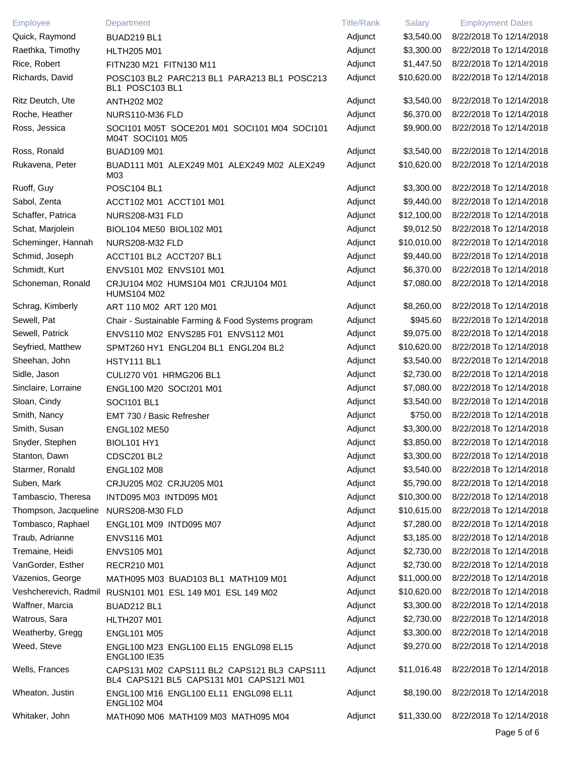| Employee | Department | Title/Rank | Salary | Employment Dates |
|---|---|---|---|---|
| Quick, Raymond | BUAD219 BL1 | Adjunct | $3,540.00 | 8/22/2018 To 12/14/2018 |
| Raethka, Timothy | HLTH205 M01 | Adjunct | $3,300.00 | 8/22/2018 To 12/14/2018 |
| Rice, Robert | FITN230 M21 FITN130 M11 | Adjunct | $1,447.50 | 8/22/2018 To 12/14/2018 |
| Richards, David | POSC103 BL2 PARC213 BL1 PARA213 BL1 POSC213 BL1 POSC103 BL1 | Adjunct | $10,620.00 | 8/22/2018 To 12/14/2018 |
| Ritz Deutch, Ute | ANTH202 M02 | Adjunct | $3,540.00 | 8/22/2018 To 12/14/2018 |
| Roche, Heather | NURS110-M36 FLD | Adjunct | $6,370.00 | 8/22/2018 To 12/14/2018 |
| Ross, Jessica | SOCI101 M05T SOCE201 M01 SOCI101 M04 SOCI101 M04T SOCI101 M05 | Adjunct | $9,900.00 | 8/22/2018 To 12/14/2018 |
| Ross, Ronald | BUAD109 M01 | Adjunct | $3,540.00 | 8/22/2018 To 12/14/2018 |
| Rukavena, Peter | BUAD111 M01 ALEX249 M01 ALEX249 M02 ALEX249 M03 | Adjunct | $10,620.00 | 8/22/2018 To 12/14/2018 |
| Ruoff, Guy | POSC104 BL1 | Adjunct | $3,300.00 | 8/22/2018 To 12/14/2018 |
| Sabol, Zenta | ACCT102 M01 ACCT101 M01 | Adjunct | $9,440.00 | 8/22/2018 To 12/14/2018 |
| Schaffer, Patrica | NURS208-M31 FLD | Adjunct | $12,100.00 | 8/22/2018 To 12/14/2018 |
| Schat, Marjolein | BIOL104 ME50 BIOL102 M01 | Adjunct | $9,012.50 | 8/22/2018 To 12/14/2018 |
| Scheminger, Hannah | NURS208-M32 FLD | Adjunct | $10,010.00 | 8/22/2018 To 12/14/2018 |
| Schmid, Joseph | ACCT101 BL2 ACCT207 BL1 | Adjunct | $9,440.00 | 8/22/2018 To 12/14/2018 |
| Schmidt, Kurt | ENVS101 M02 ENVS101 M01 | Adjunct | $6,370.00 | 8/22/2018 To 12/14/2018 |
| Schoneman, Ronald | CRJU104 M02 HUMS104 M01 CRJU104 M01 HUMS104 M02 | Adjunct | $7,080.00 | 8/22/2018 To 12/14/2018 |
| Schrag, Kimberly | ART 110 M02 ART 120 M01 | Adjunct | $8,260.00 | 8/22/2018 To 12/14/2018 |
| Sewell, Pat | Chair - Sustainable Farming & Food Systems program | Adjunct | $945.60 | 8/22/2018 To 12/14/2018 |
| Sewell, Patrick | ENVS110 M02 ENVS285 F01 ENVS112 M01 | Adjunct | $9,075.00 | 8/22/2018 To 12/14/2018 |
| Seyfried, Matthew | SPMT260 HY1 ENGL204 BL1 ENGL204 BL2 | Adjunct | $10,620.00 | 8/22/2018 To 12/14/2018 |
| Sheehan, John | HSTY111 BL1 | Adjunct | $3,540.00 | 8/22/2018 To 12/14/2018 |
| Sidle, Jason | CULI270 V01 HRMG206 BL1 | Adjunct | $2,730.00 | 8/22/2018 To 12/14/2018 |
| Sinclaire, Lorraine | ENGL100 M20 SOCI201 M01 | Adjunct | $7,080.00 | 8/22/2018 To 12/14/2018 |
| Sloan, Cindy | SOCI101 BL1 | Adjunct | $3,540.00 | 8/22/2018 To 12/14/2018 |
| Smith, Nancy | EMT 730 / Basic Refresher | Adjunct | $750.00 | 8/22/2018 To 12/14/2018 |
| Smith, Susan | ENGL102 ME50 | Adjunct | $3,300.00 | 8/22/2018 To 12/14/2018 |
| Snyder, Stephen | BIOL101 HY1 | Adjunct | $3,850.00 | 8/22/2018 To 12/14/2018 |
| Stanton, Dawn | CDSC201 BL2 | Adjunct | $3,300.00 | 8/22/2018 To 12/14/2018 |
| Starmer, Ronald | ENGL102 M08 | Adjunct | $3,540.00 | 8/22/2018 To 12/14/2018 |
| Suben, Mark | CRJU205 M02 CRJU205 M01 | Adjunct | $5,790.00 | 8/22/2018 To 12/14/2018 |
| Tambascio, Theresa | INTD095 M03 INTD095 M01 | Adjunct | $10,300.00 | 8/22/2018 To 12/14/2018 |
| Thompson, Jacqueline | NURS208-M30 FLD | Adjunct | $10,615.00 | 8/22/2018 To 12/14/2018 |
| Tombasco, Raphael | ENGL101 M09 INTD095 M07 | Adjunct | $7,280.00 | 8/22/2018 To 12/14/2018 |
| Traub, Adrianne | ENVS116 M01 | Adjunct | $3,185.00 | 8/22/2018 To 12/14/2018 |
| Tremaine, Heidi | ENVS105 M01 | Adjunct | $2,730.00 | 8/22/2018 To 12/14/2018 |
| VanGorder, Esther | RECR210 M01 | Adjunct | $2,730.00 | 8/22/2018 To 12/14/2018 |
| Vazenios, George | MATH095 M03 BUAD103 BL1 MATH109 M01 | Adjunct | $11,000.00 | 8/22/2018 To 12/14/2018 |
| Veshcherevich, Radmil | RUSN101 M01 ESL 149 M01 ESL 149 M02 | Adjunct | $10,620.00 | 8/22/2018 To 12/14/2018 |
| Waffner, Marcia | BUAD212 BL1 | Adjunct | $3,300.00 | 8/22/2018 To 12/14/2018 |
| Watrous, Sara | HLTH207 M01 | Adjunct | $2,730.00 | 8/22/2018 To 12/14/2018 |
| Weatherby, Gregg | ENGL101 M05 | Adjunct | $3,300.00 | 8/22/2018 To 12/14/2018 |
| Weed, Steve | ENGL100 M23 ENGL100 EL15 ENGL098 EL15 ENGL100 IE35 | Adjunct | $9,270.00 | 8/22/2018 To 12/14/2018 |
| Wells, Frances | CAPS131 M02 CAPS111 BL2 CAPS121 BL3 CAPS111 BL4 CAPS121 BL5 CAPS131 M01 CAPS121 M01 | Adjunct | $11,016.48 | 8/22/2018 To 12/14/2018 |
| Wheaton, Justin | ENGL100 M16 ENGL100 EL11 ENGL098 EL11 ENGL102 M04 | Adjunct | $8,190.00 | 8/22/2018 To 12/14/2018 |
| Whitaker, John | MATH090 M06 MATH109 M03 MATH095 M04 | Adjunct | $11,330.00 | 8/22/2018 To 12/14/2018 |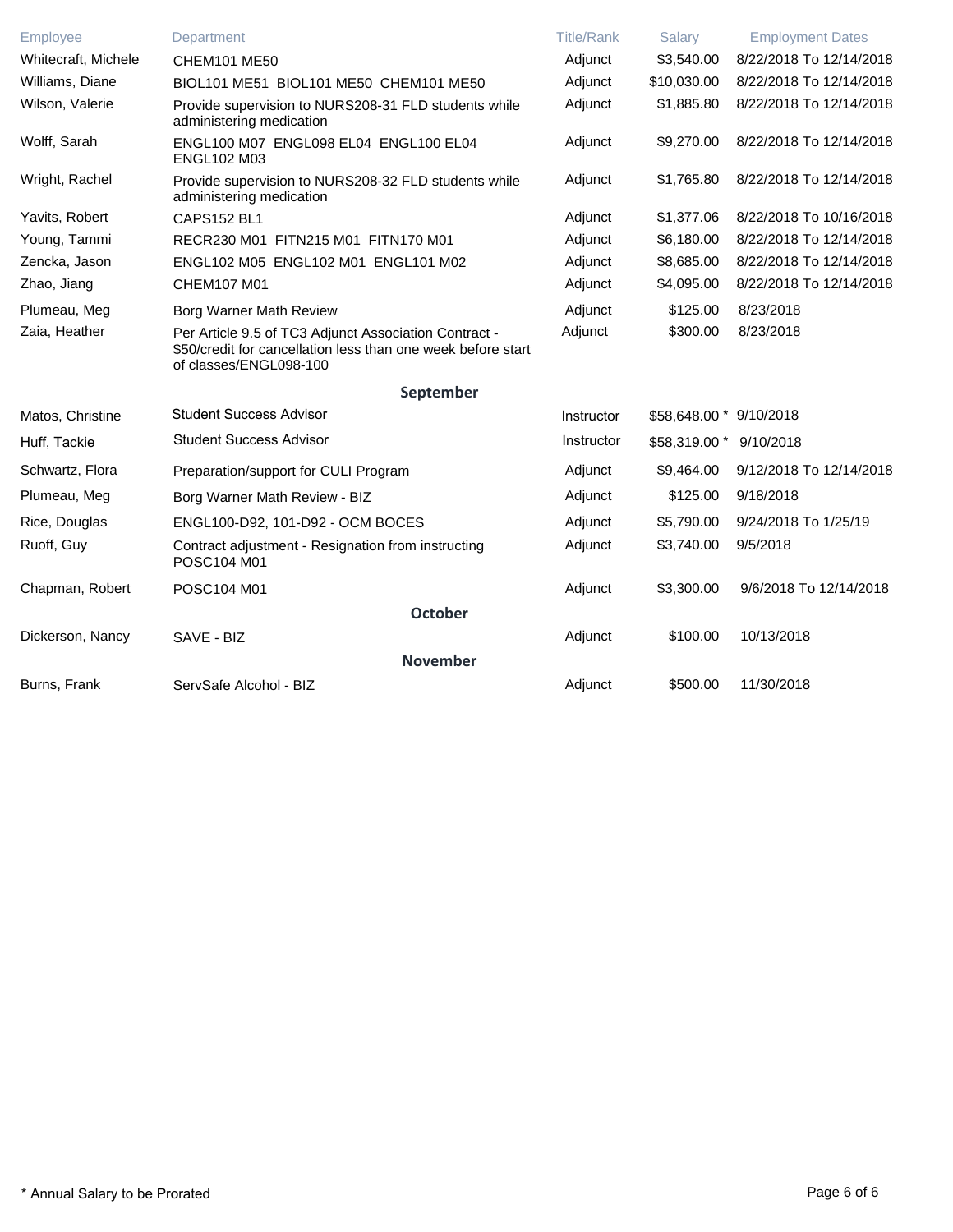| Employee | Department | Title/Rank | Salary | Employment Dates |
|---|---|---|---|---|
| Whitecraft, Michele | CHEM101 ME50 | Adjunct | $3,540.00 | 8/22/2018 To 12/14/2018 |
| Williams, Diane | BIOL101 ME51 BIOL101 ME50 CHEM101 ME50 | Adjunct | $10,030.00 | 8/22/2018 To 12/14/2018 |
| Wilson, Valerie | Provide supervision to NURS208-31 FLD students while administering medication | Adjunct | $1,885.80 | 8/22/2018 To 12/14/2018 |
| Wolff, Sarah | ENGL100 M07 ENGL098 EL04 ENGL100 EL04 ENGL102 M03 | Adjunct | $9,270.00 | 8/22/2018 To 12/14/2018 |
| Wright, Rachel | Provide supervision to NURS208-32 FLD students while administering medication | Adjunct | $1,765.80 | 8/22/2018 To 12/14/2018 |
| Yavits, Robert | CAPS152 BL1 | Adjunct | $1,377.06 | 8/22/2018 To 10/16/2018 |
| Young, Tammi | RECR230 M01 FITN215 M01 FITN170 M01 | Adjunct | $6,180.00 | 8/22/2018 To 12/14/2018 |
| Zencka, Jason | ENGL102 M05 ENGL102 M01 ENGL101 M02 | Adjunct | $8,685.00 | 8/22/2018 To 12/14/2018 |
| Zhao, Jiang | CHEM107 M01 | Adjunct | $4,095.00 | 8/22/2018 To 12/14/2018 |
| Plumeau, Meg | Borg Warner Math Review | Adjunct | $125.00 | 8/23/2018 |
| Zaia, Heather | Per Article 9.5 of TC3 Adjunct Association Contract - $50/credit for cancellation less than one week before start of classes/ENGL098-100 | Adjunct | $300.00 | 8/23/2018 |
| | **September** | | | |
| Matos, Christine | Student Success Advisor | Instructor | $58,648.00 * | 9/10/2018 |
| Huff, Tackie | Student Success Advisor | Instructor | $58,319.00 * | 9/10/2018 |
| Schwartz, Flora | Preparation/support for CULI Program | Adjunct | $9,464.00 | 9/12/2018 To 12/14/2018 |
| Plumeau, Meg | Borg Warner Math Review - BIZ | Adjunct | $125.00 | 9/18/2018 |
| Rice, Douglas | ENGL100-D92, 101-D92 - OCM BOCES | Adjunct | $5,790.00 | 9/24/2018 To 1/25/19 |
| Ruoff, Guy | Contract adjustment - Resignation from instructing POSC104 M01 | Adjunct | $3,740.00 | 9/5/2018 |
| Chapman, Robert | POSC104 M01 | Adjunct | $3,300.00 | 9/6/2018 To 12/14/2018 |
| | **October** | | | |
| Dickerson, Nancy | SAVE - BIZ | Adjunct | $100.00 | 10/13/2018 |
| | **November** | | | |
| Burns, Frank | ServSafe Alcohol - BIZ | Adjunct | $500.00 | 11/30/2018 |

* Annual Salary to be Prorated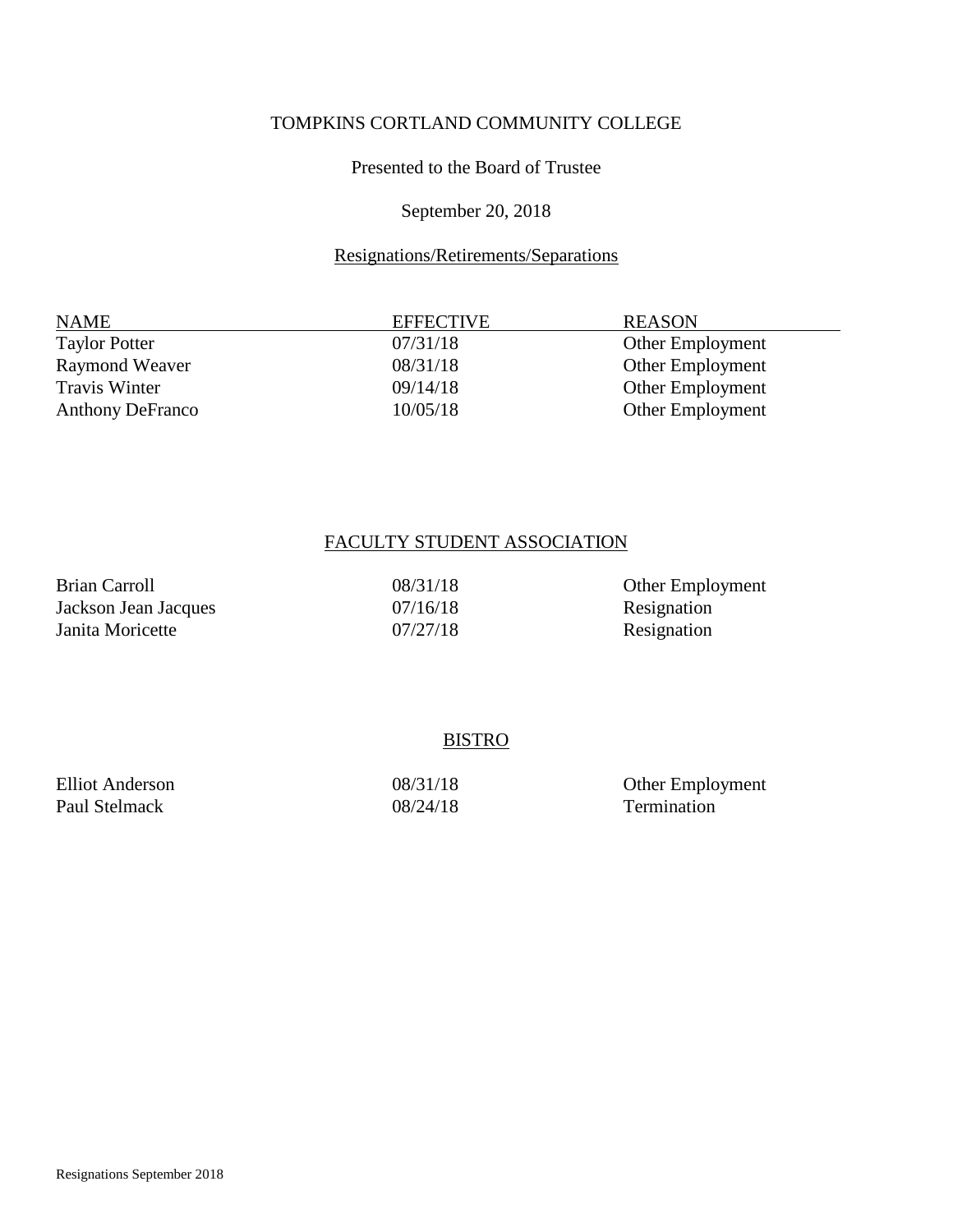TOMPKINS CORTLAND COMMUNITY COLLEGE

Presented to the Board of Trustee

September 20, 2018

## Resignations/Retirements/Separations

| NAME | EFFECTIVE | REASON |
|---|---|---|
| Taylor Potter | 07/31/18 | Other Employment |
| Raymond Weaver | 08/31/18 | Other Employment |
| Travis Winter | 09/14/18 | Other Employment |
| Anthony DeFranco | 10/05/18 | Other Employment |

## FACULTY STUDENT ASSOCIATION

| | | |
|---|---|---|
| Brian Carroll | 08/31/18 | Other Employment |
| Jackson Jean Jacques | 07/16/18 | Resignation |
| Janita Moricette | 07/27/18 | Resignation |

## BISTRO

| | | |
|---|---|---|
| Elliot Anderson | 08/31/18 | Other Employment |
| Paul Stelmack | 08/24/18 | Termination |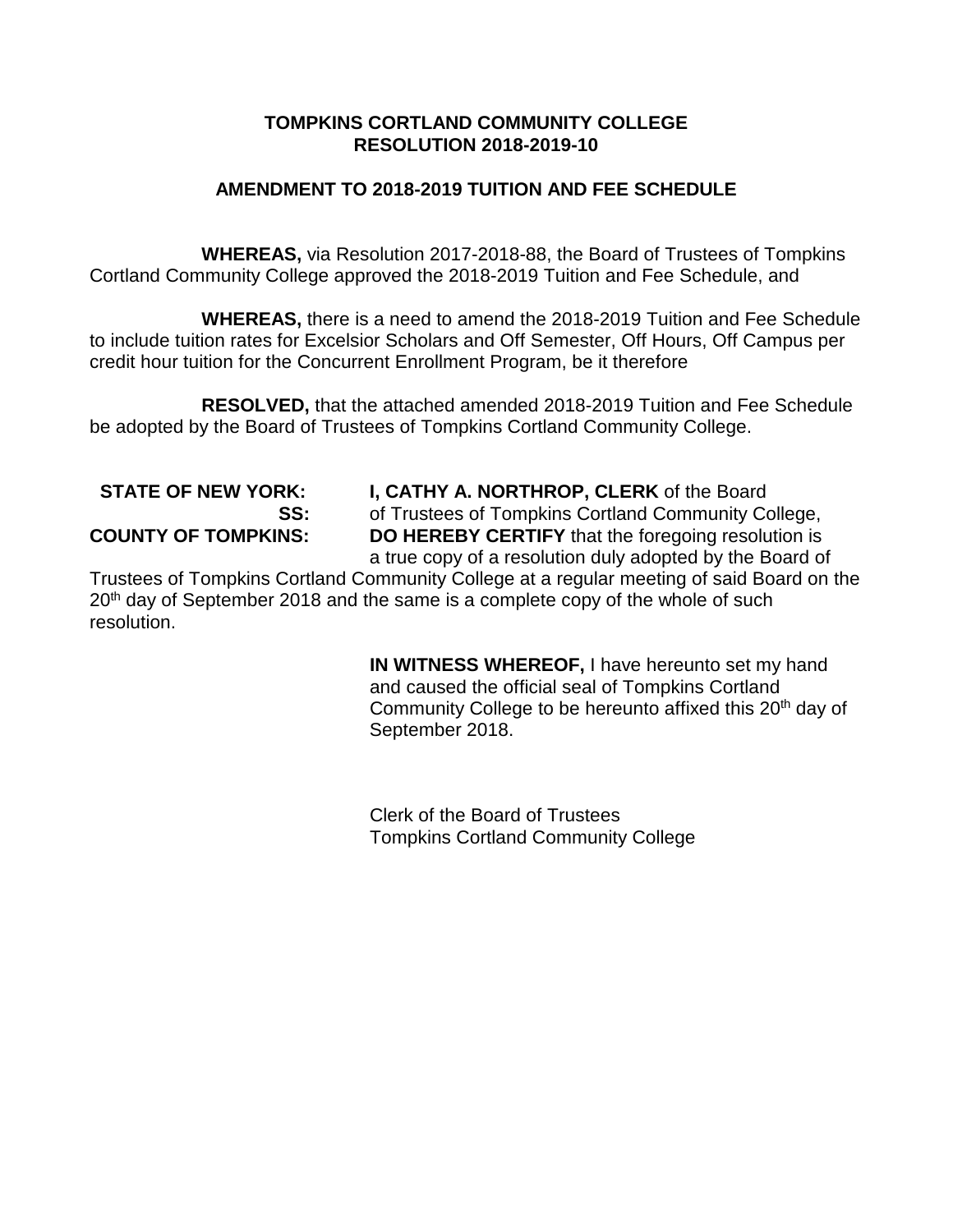**TOMPKINS CORTLAND COMMUNITY COLLEGE**
**RESOLUTION 2018-2019-10**

**AMENDMENT TO 2018-2019 TUITION AND FEE SCHEDULE**

**WHEREAS,** via Resolution 2017-2018-88, the Board of Trustees of Tompkins Cortland Community College approved the 2018-2019 Tuition and Fee Schedule, and

**WHEREAS,** there is a need to amend the 2018-2019 Tuition and Fee Schedule to include tuition rates for Excelsior Scholars and Off Semester, Off Hours, Off Campus per credit hour tuition for the Concurrent Enrollment Program, be it therefore

**RESOLVED,** that the attached amended 2018-2019 Tuition and Fee Schedule be adopted by the Board of Trustees of Tompkins Cortland Community College.

**STATE OF NEW YORK:**
**SS:**
**COUNTY OF TOMPKINS:**

**I, CATHY A. NORTHROP, CLERK** of the Board of Trustees of Tompkins Cortland Community College, **DO HEREBY CERTIFY** that the foregoing resolution is a true copy of a resolution duly adopted by the Board of Trustees of Tompkins Cortland Community College at a regular meeting of said Board on the 20th day of September 2018 and the same is a complete copy of the whole of such resolution.

**IN WITNESS WHEREOF,** I have hereunto set my hand and caused the official seal of Tompkins Cortland Community College to be hereunto affixed this 20th day of September 2018.

Clerk of the Board of Trustees
Tompkins Cortland Community College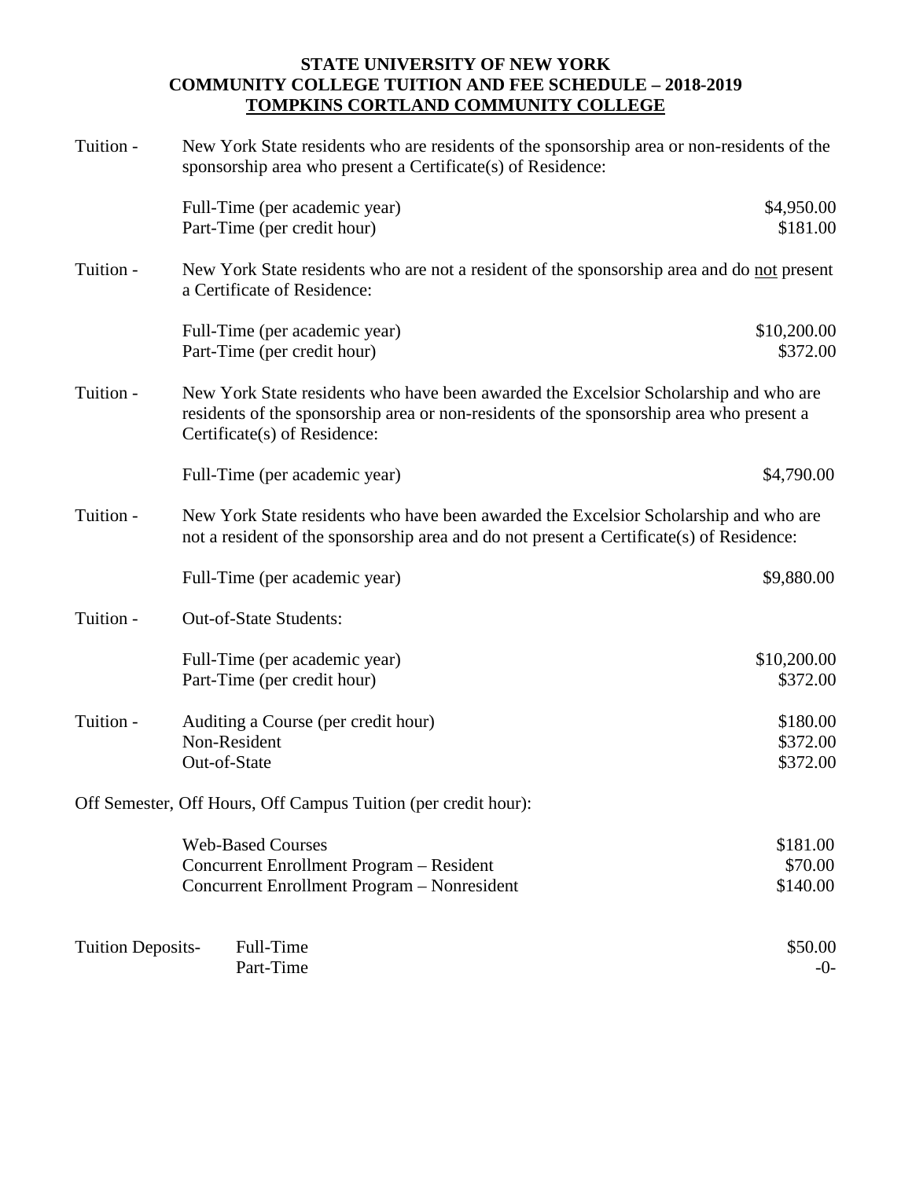**STATE UNIVERSITY OF NEW YORK**
**COMMUNITY COLLEGE TUITION AND FEE SCHEDULE – 2018-2019**
**TOMPKINS CORTLAND COMMUNITY COLLEGE**

Tuition - New York State residents who are residents of the sponsorship area or non-residents of the sponsorship area who present a Certificate(s) of Residence:

| | |
|---|---|
| Full-Time (per academic year) | $4,950.00 |
| Part-Time (per credit hour) | $181.00 |

Tuition - New York State residents who are not a resident of the sponsorship area and do not present a Certificate of Residence:

| | |
|---|---|
| Full-Time (per academic year) | $10,200.00 |
| Part-Time (per credit hour) | $372.00 |

Tuition - New York State residents who have been awarded the Excelsior Scholarship and who are residents of the sponsorship area or non-residents of the sponsorship area who present a Certificate(s) of Residence:

| | |
|---|---|
| Full-Time (per academic year) | $4,790.00 |

Tuition - New York State residents who have been awarded the Excelsior Scholarship and who are not a resident of the sponsorship area and do not present a Certificate(s) of Residence:

| | |
|---|---|
| Full-Time (per academic year) | $9,880.00 |

Tuition - Out-of-State Students:

| | |
|---|---|
| Full-Time (per academic year) | $10,200.00 |
| Part-Time (per credit hour) | $372.00 |

Tuition -

| | |
|---|---|
| Auditing a Course (per credit hour) | $180.00 |
| Non-Resident | $372.00 |
| Out-of-State | $372.00 |

Off Semester, Off Hours, Off Campus Tuition (per credit hour):

| | |
|---|---|
| Web-Based Courses | $181.00 |
| Concurrent Enrollment Program – Resident | $70.00 |
| Concurrent Enrollment Program – Nonresident | $140.00 |

Tuition Deposits-

| | |
|---|---|
| Full-Time | $50.00 |
| Part-Time | -0- |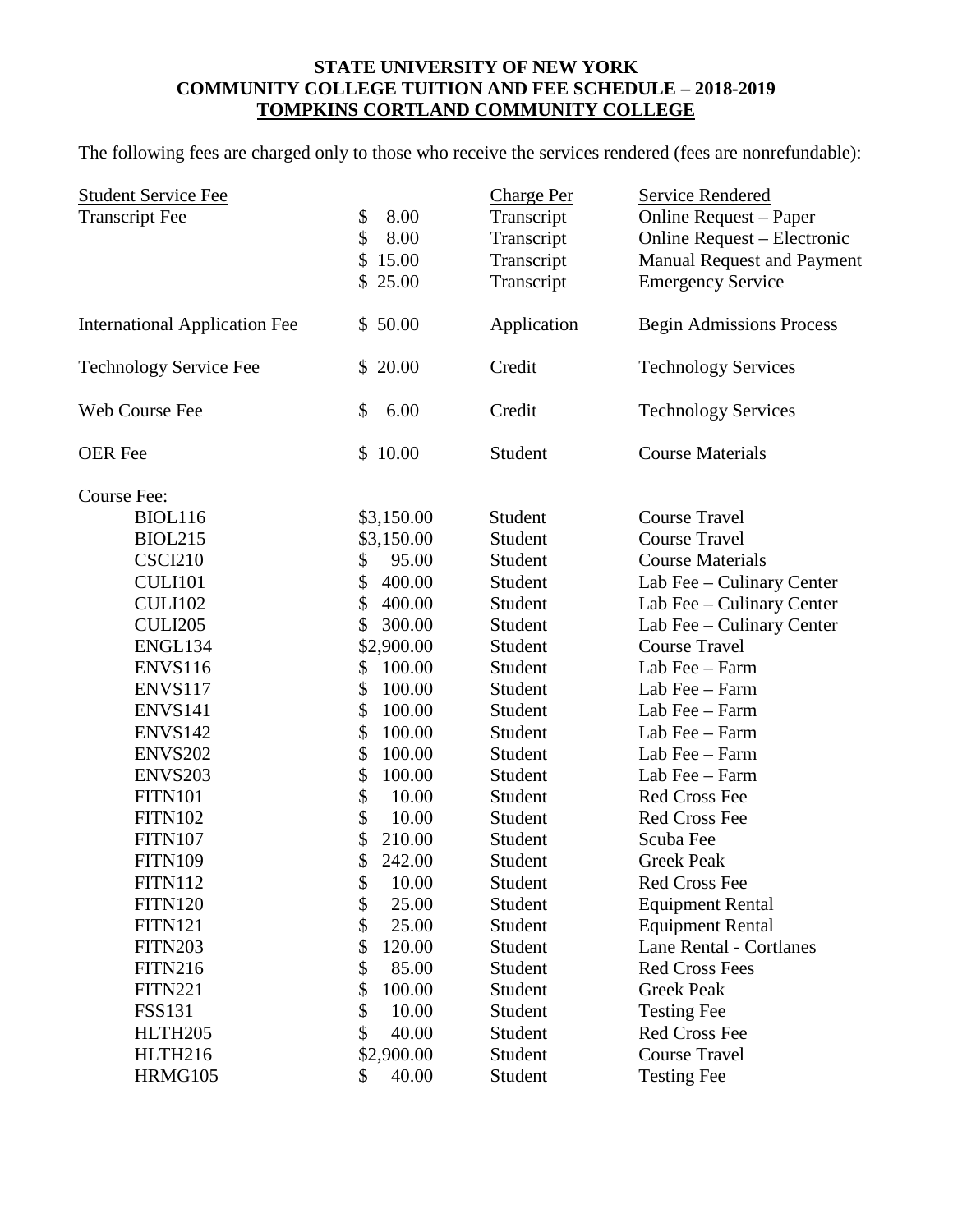**STATE UNIVERSITY OF NEW YORK**
**COMMUNITY COLLEGE TUITION AND FEE SCHEDULE – 2018-2019**
**TOMPKINS CORTLAND COMMUNITY COLLEGE**

The following fees are charged only to those who receive the services rendered (fees are nonrefundable):

| Student Service Fee | | Charge Per | Service Rendered |
|---|---|---|---|
| Transcript Fee | $ 8.00 | Transcript | Online Request – Paper |
| | $ 8.00 | Transcript | Online Request – Electronic |
| | $ 15.00 | Transcript | Manual Request and Payment |
| | $ 25.00 | Transcript | Emergency Service |
| International Application Fee | $ 50.00 | Application | Begin Admissions Process |
| Technology Service Fee | $ 20.00 | Credit | Technology Services |
| Web Course Fee | $ 6.00 | Credit | Technology Services |
| OER Fee | $ 10.00 | Student | Course Materials |
| Course Fee: | | | |
| BIOL116 | $3,150.00 | Student | Course Travel |
| BIOL215 | $3,150.00 | Student | Course Travel |
| CSCI210 | $ 95.00 | Student | Course Materials |
| CULI101 | $ 400.00 | Student | Lab Fee – Culinary Center |
| CULI102 | $ 400.00 | Student | Lab Fee – Culinary Center |
| CULI205 | $ 300.00 | Student | Lab Fee – Culinary Center |
| ENGL134 | $2,900.00 | Student | Course Travel |
| ENVS116 | $ 100.00 | Student | Lab Fee – Farm |
| ENVS117 | $ 100.00 | Student | Lab Fee – Farm |
| ENVS141 | $ 100.00 | Student | Lab Fee – Farm |
| ENVS142 | $ 100.00 | Student | Lab Fee – Farm |
| ENVS202 | $ 100.00 | Student | Lab Fee – Farm |
| ENVS203 | $ 100.00 | Student | Lab Fee – Farm |
| FITN101 | $ 10.00 | Student | Red Cross Fee |
| FITN102 | $ 10.00 | Student | Red Cross Fee |
| FITN107 | $ 210.00 | Student | Scuba Fee |
| FITN109 | $ 242.00 | Student | Greek Peak |
| FITN112 | $ 10.00 | Student | Red Cross Fee |
| FITN120 | $ 25.00 | Student | Equipment Rental |
| FITN121 | $ 25.00 | Student | Equipment Rental |
| FITN203 | $ 120.00 | Student | Lane Rental - Cortlanes |
| FITN216 | $ 85.00 | Student | Red Cross Fees |
| FITN221 | $ 100.00 | Student | Greek Peak |
| FSS131 | $ 10.00 | Student | Testing Fee |
| HLTH205 | $ 40.00 | Student | Red Cross Fee |
| HLTH216 | $2,900.00 | Student | Course Travel |
| HRMG105 | $ 40.00 | Student | Testing Fee |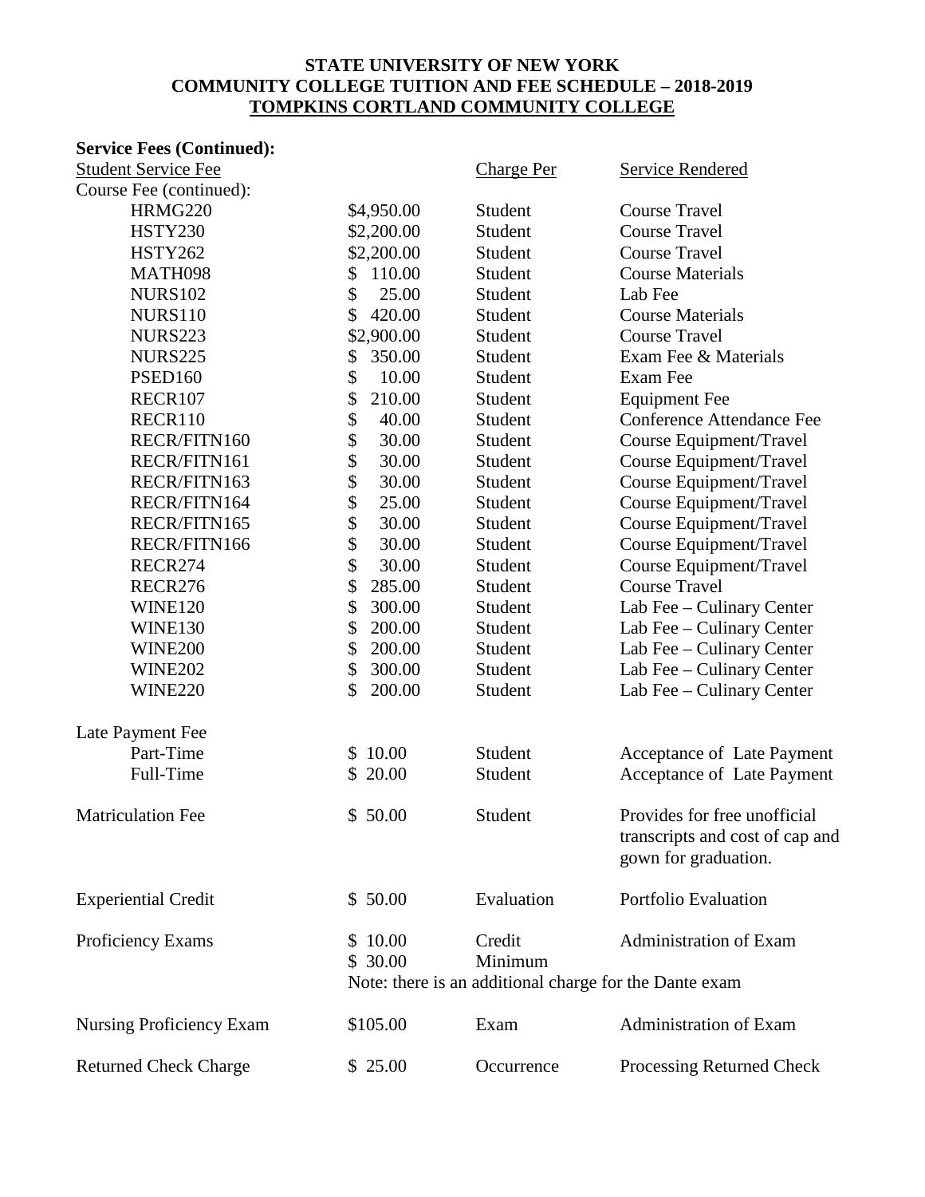**STATE UNIVERSITY OF NEW YORK**
**COMMUNITY COLLEGE TUITION AND FEE SCHEDULE – 2018-2019**
**TOMPKINS CORTLAND COMMUNITY COLLEGE**

**Service Fees (Continued):**

| Student Service Fee | | Charge Per | Service Rendered |
|---|---|---|---|
| Course Fee (continued): | | | |
| HRMG220 | $4,950.00 | Student | Course Travel |
| HSTY230 | $2,200.00 | Student | Course Travel |
| HSTY262 | $2,200.00 | Student | Course Travel |
| MATH098 | $ 110.00 | Student | Course Materials |
| NURS102 | $ 25.00 | Student | Lab Fee |
| NURS110 | $ 420.00 | Student | Course Materials |
| NURS223 | $2,900.00 | Student | Course Travel |
| NURS225 | $ 350.00 | Student | Exam Fee & Materials |
| PSED160 | $ 10.00 | Student | Exam Fee |
| RECR107 | $ 210.00 | Student | Equipment Fee |
| RECR110 | $ 40.00 | Student | Conference Attendance Fee |
| RECR/FITN160 | $ 30.00 | Student | Course Equipment/Travel |
| RECR/FITN161 | $ 30.00 | Student | Course Equipment/Travel |
| RECR/FITN163 | $ 30.00 | Student | Course Equipment/Travel |
| RECR/FITN164 | $ 25.00 | Student | Course Equipment/Travel |
| RECR/FITN165 | $ 30.00 | Student | Course Equipment/Travel |
| RECR/FITN166 | $ 30.00 | Student | Course Equipment/Travel |
| RECR274 | $ 30.00 | Student | Course Equipment/Travel |
| RECR276 | $ 285.00 | Student | Course Travel |
| WINE120 | $ 300.00 | Student | Lab Fee – Culinary Center |
| WINE130 | $ 200.00 | Student | Lab Fee – Culinary Center |
| WINE200 | $ 200.00 | Student | Lab Fee – Culinary Center |
| WINE202 | $ 300.00 | Student | Lab Fee – Culinary Center |
| WINE220 | $ 200.00 | Student | Lab Fee – Culinary Center |
| Late Payment Fee | | | |
| Part-Time | $ 10.00 | Student | Acceptance of Late Payment |
| Full-Time | $ 20.00 | Student | Acceptance of Late Payment |
| Matriculation Fee | $ 50.00 | Student | Provides for free unofficial transcripts and cost of cap and gown for graduation. |
| Experiential Credit | $ 50.00 | Evaluation | Portfolio Evaluation |
| Proficiency Exams | $ 10.00 | Credit | Administration of Exam |
| | $ 30.00 | Minimum | |
| | Note: there is an additional charge for the Dante exam | | |
| Nursing Proficiency Exam | $105.00 | Exam | Administration of Exam |
| Returned Check Charge | $ 25.00 | Occurrence | Processing Returned Check |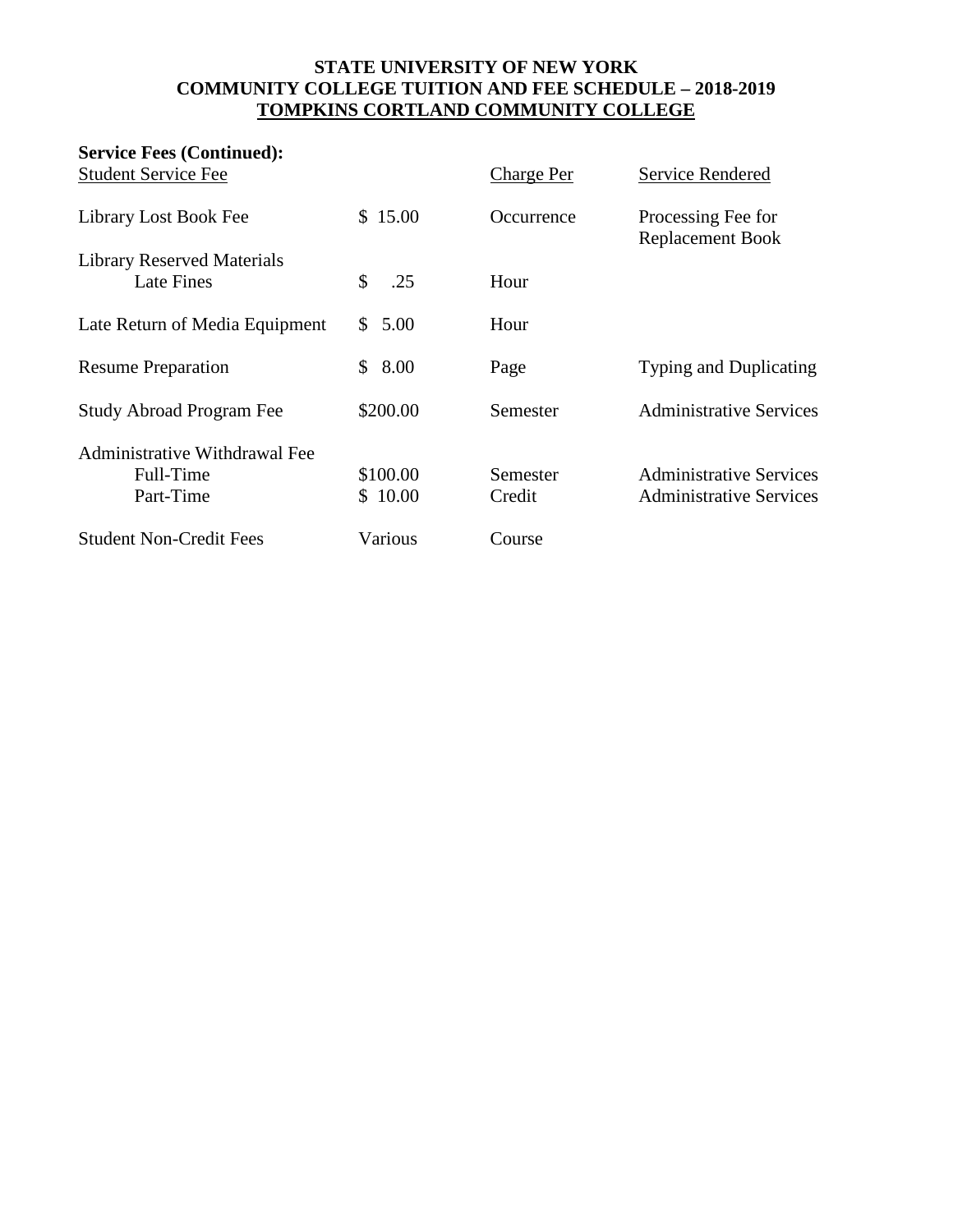**STATE UNIVERSITY OF NEW YORK**
**COMMUNITY COLLEGE TUITION AND FEE SCHEDULE – 2018-2019**
**TOMPKINS CORTLAND COMMUNITY COLLEGE**

**Service Fees (Continued):**

| Student Service Fee | | Charge Per | Service Rendered |
|---|---|---|---|
| Library Lost Book Fee | $ 15.00 | Occurrence | Processing Fee for Replacement Book |
| Library Reserved Materials Late Fines | $ .25 | Hour | |
| Late Return of Media Equipment | $ 5.00 | Hour | |
| Resume Preparation | $ 8.00 | Page | Typing and Duplicating |
| Study Abroad Program Fee | $200.00 | Semester | Administrative Services |
| Administrative Withdrawal Fee | | | |
| Full-Time | $100.00 | Semester | Administrative Services |
| Part-Time | $ 10.00 | Credit | Administrative Services |
| Student Non-Credit Fees | Various | Course | |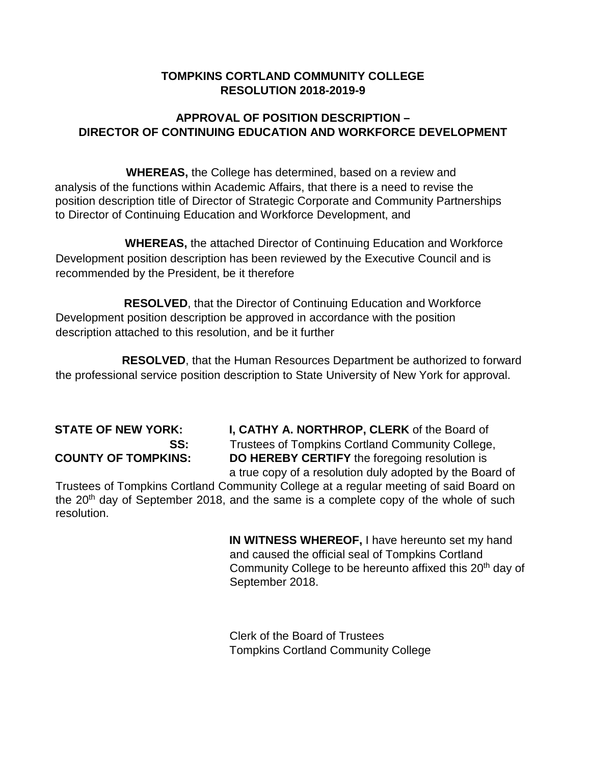**TOMPKINS CORTLAND COMMUNITY COLLEGE**
**RESOLUTION 2018-2019-9**

**APPROVAL OF POSITION DESCRIPTION –**
**DIRECTOR OF CONTINUING EDUCATION AND WORKFORCE DEVELOPMENT**

**WHEREAS,** the College has determined, based on a review and analysis of the functions within Academic Affairs, that there is a need to revise the position description title of Director of Strategic Corporate and Community Partnerships to Director of Continuing Education and Workforce Development, and

**WHEREAS,** the attached Director of Continuing Education and Workforce Development position description has been reviewed by the Executive Council and is recommended by the President, be it therefore

**RESOLVED**, that the Director of Continuing Education and Workforce Development position description be approved in accordance with the position description attached to this resolution, and be it further

**RESOLVED**, that the Human Resources Department be authorized to forward the professional service position description to State University of New York for approval.

**STATE OF NEW YORK:**
**SS:**
**COUNTY OF TOMPKINS:**

**I, CATHY A. NORTHROP, CLERK** of the Board of Trustees of Tompkins Cortland Community College, **DO HEREBY CERTIFY** the foregoing resolution is a true copy of a resolution duly adopted by the Board of Trustees of Tompkins Cortland Community College at a regular meeting of said Board on the 20th day of September 2018, and the same is a complete copy of the whole of such resolution.

**IN WITNESS WHEREOF,** I have hereunto set my hand and caused the official seal of Tompkins Cortland Community College to be hereunto affixed this 20th day of September 2018.

Clerk of the Board of Trustees
Tompkins Cortland Community College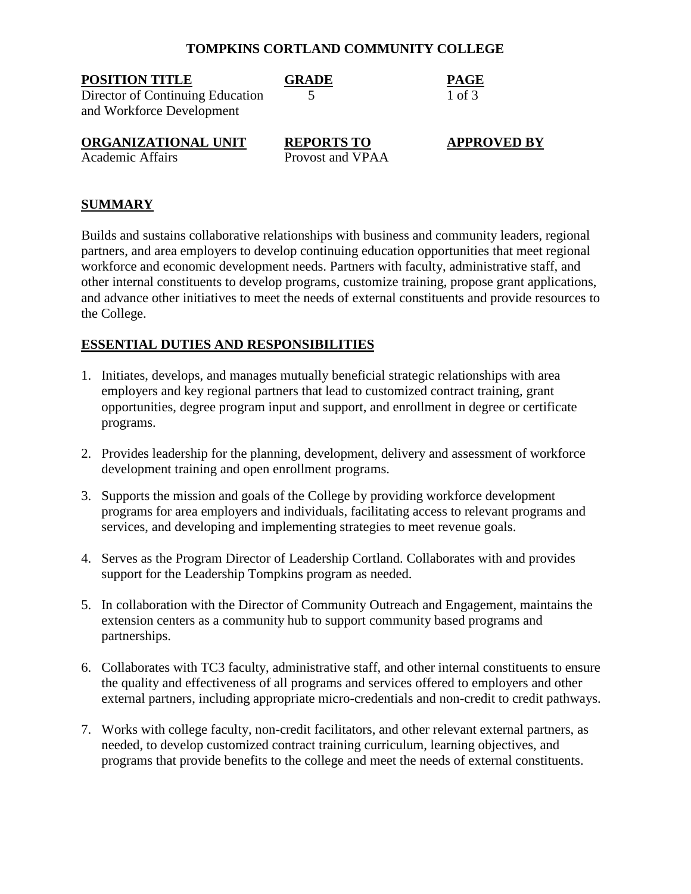**TOMPKINS CORTLAND COMMUNITY COLLEGE**

| **POSITION TITLE** | **GRADE** | **PAGE** |
|---|---|---|
| Director of Continuing Education and Workforce Development | 5 | 1 of 3 |
| **ORGANIZATIONAL UNIT** | **REPORTS TO** | **APPROVED BY** |
| Academic Affairs | Provost and VPAA | |

## SUMMARY

Builds and sustains collaborative relationships with business and community leaders, regional partners, and area employers to develop continuing education opportunities that meet regional workforce and economic development needs. Partners with faculty, administrative staff, and other internal constituents to develop programs, customize training, propose grant applications, and advance other initiatives to meet the needs of external constituents and provide resources to the College.

## ESSENTIAL DUTIES AND RESPONSIBILITIES

1. Initiates, develops, and manages mutually beneficial strategic relationships with area employers and key regional partners that lead to customized contract training, grant opportunities, degree program input and support, and enrollment in degree or certificate programs.

2. Provides leadership for the planning, development, delivery and assessment of workforce development training and open enrollment programs.

3. Supports the mission and goals of the College by providing workforce development programs for area employers and individuals, facilitating access to relevant programs and services, and developing and implementing strategies to meet revenue goals.

4. Serves as the Program Director of Leadership Cortland. Collaborates with and provides support for the Leadership Tompkins program as needed.

5. In collaboration with the Director of Community Outreach and Engagement, maintains the extension centers as a community hub to support community based programs and partnerships.

6. Collaborates with TC3 faculty, administrative staff, and other internal constituents to ensure the quality and effectiveness of all programs and services offered to employers and other external partners, including appropriate micro-credentials and non-credit to credit pathways.

7. Works with college faculty, non-credit facilitators, and other relevant external partners, as needed, to develop customized contract training curriculum, learning objectives, and programs that provide benefits to the college and meet the needs of external constituents.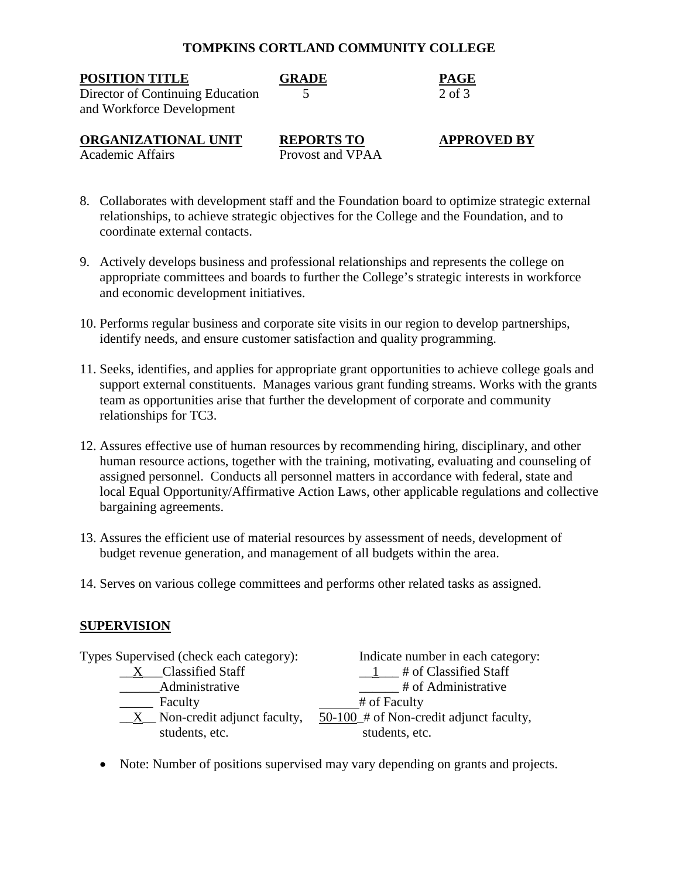**TOMPKINS CORTLAND COMMUNITY COLLEGE**

| **POSITION TITLE** | **GRADE** | **PAGE** |
|---|---|---|
| Director of Continuing Education and Workforce Development | 5 | 2 of 3 |
| **ORGANIZATIONAL UNIT** | **REPORTS TO** | **APPROVED BY** |
| Academic Affairs | Provost and VPAA | |

8. Collaborates with development staff and the Foundation board to optimize strategic external relationships, to achieve strategic objectives for the College and the Foundation, and to coordinate external contacts.

9. Actively develops business and professional relationships and represents the college on appropriate committees and boards to further the College's strategic interests in workforce and economic development initiatives.

10. Performs regular business and corporate site visits in our region to develop partnerships, identify needs, and ensure customer satisfaction and quality programming.

11. Seeks, identifies, and applies for appropriate grant opportunities to achieve college goals and support external constituents. Manages various grant funding streams. Works with the grants team as opportunities arise that further the development of corporate and community relationships for TC3.

12. Assures effective use of human resources by recommending hiring, disciplinary, and other human resource actions, together with the training, motivating, evaluating and counseling of assigned personnel. Conducts all personnel matters in accordance with federal, state and local Equal Opportunity/Affirmative Action Laws, other applicable regulations and collective bargaining agreements.

13. Assures the efficient use of material resources by assessment of needs, development of budget revenue generation, and management of all budgets within the area.

14. Serves on various college committees and performs other related tasks as assigned.

## SUPERVISION

| Types Supervised (check each category): | Indicate number in each category: |
|---|---|
| __X___Classified Staff | __1___ # of Classified Staff |
| ______Administrative | ______ # of Administrative |
| _____ Faculty | ______# of Faculty |
| __X__ Non-credit adjunct faculty, students, etc. | 50-100_# of Non-credit adjunct faculty, students, etc. |

- Note: Number of positions supervised may vary depending on grants and projects.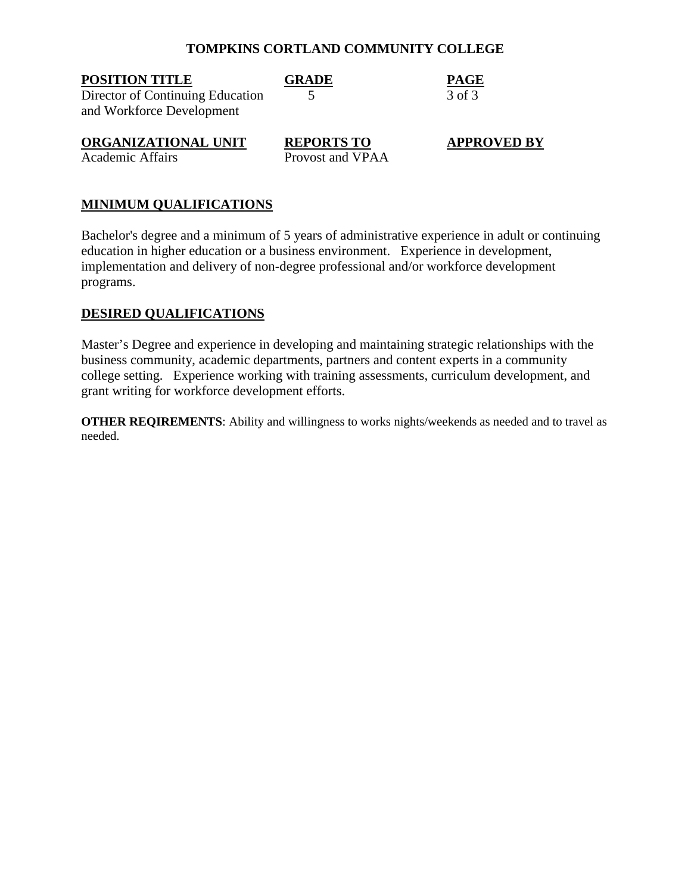**TOMPKINS CORTLAND COMMUNITY COLLEGE**

| **POSITION TITLE** | **GRADE** | **PAGE** |
|---|---|---|
| Director of Continuing Education and Workforce Development | 5 | 3 of 3 |
| **ORGANIZATIONAL UNIT** | **REPORTS TO** | **APPROVED BY** |
| Academic Affairs | Provost and VPAA | |

## MINIMUM QUALIFICATIONS

Bachelor's degree and a minimum of 5 years of administrative experience in adult or continuing education in higher education or a business environment. Experience in development, implementation and delivery of non-degree professional and/or workforce development programs.

## DESIRED QUALIFICATIONS

Master's Degree and experience in developing and maintaining strategic relationships with the business community, academic departments, partners and content experts in a community college setting. Experience working with training assessments, curriculum development, and grant writing for workforce development efforts.

**OTHER REQIREMENTS**: Ability and willingness to works nights/weekends as needed and to travel as needed.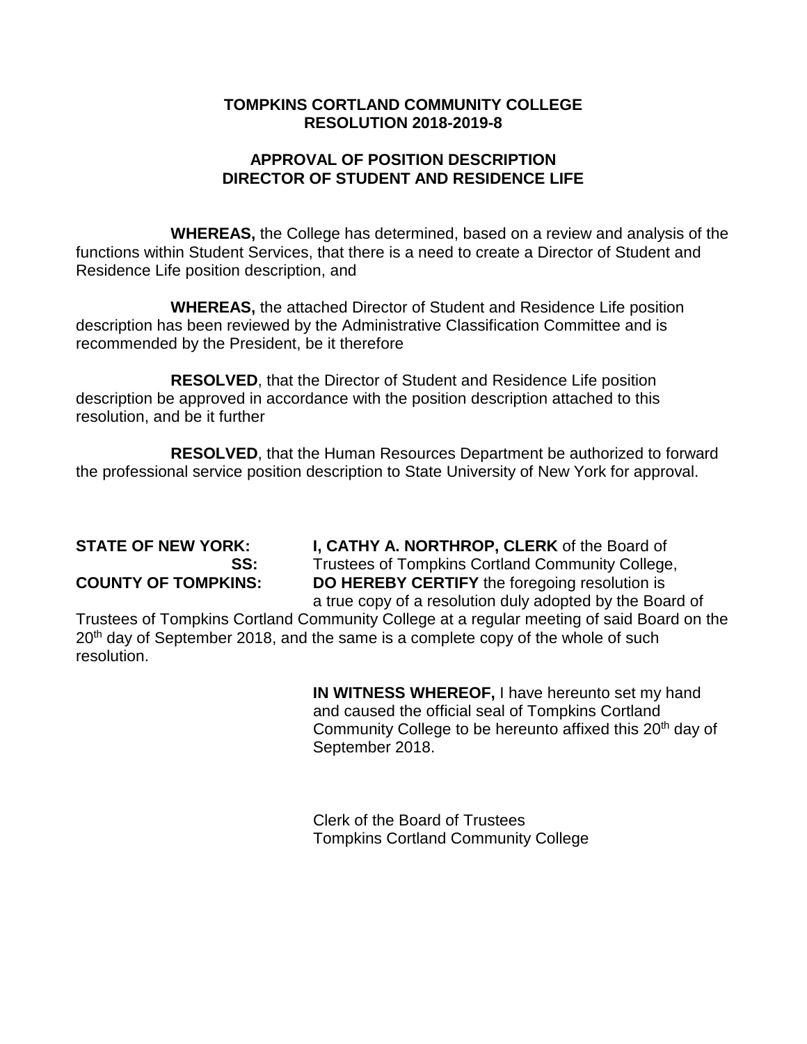**TOMPKINS CORTLAND COMMUNITY COLLEGE**
**RESOLUTION 2018-2019-8**

**APPROVAL OF POSITION DESCRIPTION**
**DIRECTOR OF STUDENT AND RESIDENCE LIFE**

**WHEREAS,** the College has determined, based on a review and analysis of the functions within Student Services, that there is a need to create a Director of Student and Residence Life position description, and

**WHEREAS,** the attached Director of Student and Residence Life position description has been reviewed by the Administrative Classification Committee and is recommended by the President, be it therefore

**RESOLVED**, that the Director of Student and Residence Life position description be approved in accordance with the position description attached to this resolution, and be it further

**RESOLVED**, that the Human Resources Department be authorized to forward the professional service position description to State University of New York for approval.

**STATE OF NEW YORK:**
**SS:**
**COUNTY OF TOMPKINS:**

**I, CATHY A. NORTHROP, CLERK** of the Board of Trustees of Tompkins Cortland Community College, **DO HEREBY CERTIFY** the foregoing resolution is a true copy of a resolution duly adopted by the Board of Trustees of Tompkins Cortland Community College at a regular meeting of said Board on the 20th day of September 2018, and the same is a complete copy of the whole of such resolution.

**IN WITNESS WHEREOF,** I have hereunto set my hand and caused the official seal of Tompkins Cortland Community College to be hereunto affixed this 20th day of September 2018.

Clerk of the Board of Trustees
Tompkins Cortland Community College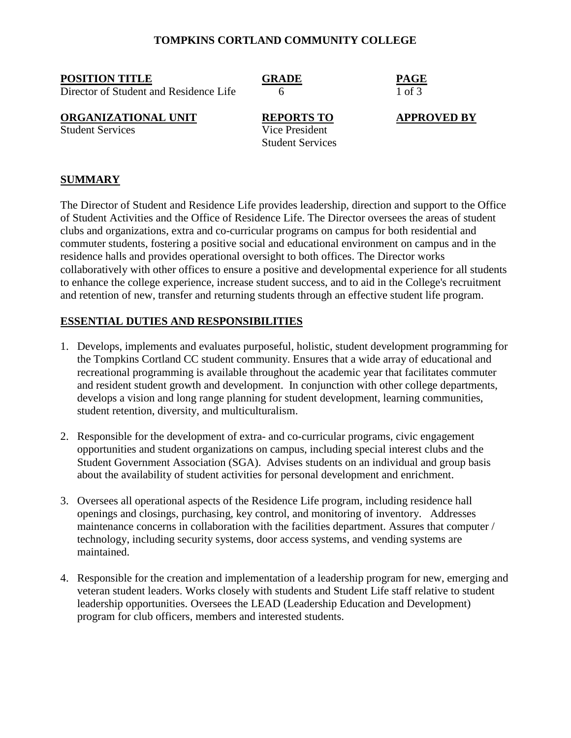**TOMPKINS CORTLAND COMMUNITY COLLEGE**

| **POSITION TITLE** | **GRADE** | **PAGE** |
|---|---|---|
| Director of Student and Residence Life | 6 | 1 of 3 |
| **ORGANIZATIONAL UNIT** | **REPORTS TO** | **APPROVED BY** |
| Student Services | Vice President Student Services | |

## SUMMARY

The Director of Student and Residence Life provides leadership, direction and support to the Office of Student Activities and the Office of Residence Life. The Director oversees the areas of student clubs and organizations, extra and co-curricular programs on campus for both residential and commuter students, fostering a positive social and educational environment on campus and in the residence halls and provides operational oversight to both offices. The Director works collaboratively with other offices to ensure a positive and developmental experience for all students to enhance the college experience, increase student success, and to aid in the College's recruitment and retention of new, transfer and returning students through an effective student life program.

## ESSENTIAL DUTIES AND RESPONSIBILITIES

1. Develops, implements and evaluates purposeful, holistic, student development programming for the Tompkins Cortland CC student community. Ensures that a wide array of educational and recreational programming is available throughout the academic year that facilitates commuter and resident student growth and development. In conjunction with other college departments, develops a vision and long range planning for student development, learning communities, student retention, diversity, and multiculturalism.

2. Responsible for the development of extra- and co-curricular programs, civic engagement opportunities and student organizations on campus, including special interest clubs and the Student Government Association (SGA). Advises students on an individual and group basis about the availability of student activities for personal development and enrichment.

3. Oversees all operational aspects of the Residence Life program, including residence hall openings and closings, purchasing, key control, and monitoring of inventory. Addresses maintenance concerns in collaboration with the facilities department. Assures that computer / technology, including security systems, door access systems, and vending systems are maintained.

4. Responsible for the creation and implementation of a leadership program for new, emerging and veteran student leaders. Works closely with students and Student Life staff relative to student leadership opportunities. Oversees the LEAD (Leadership Education and Development) program for club officers, members and interested students.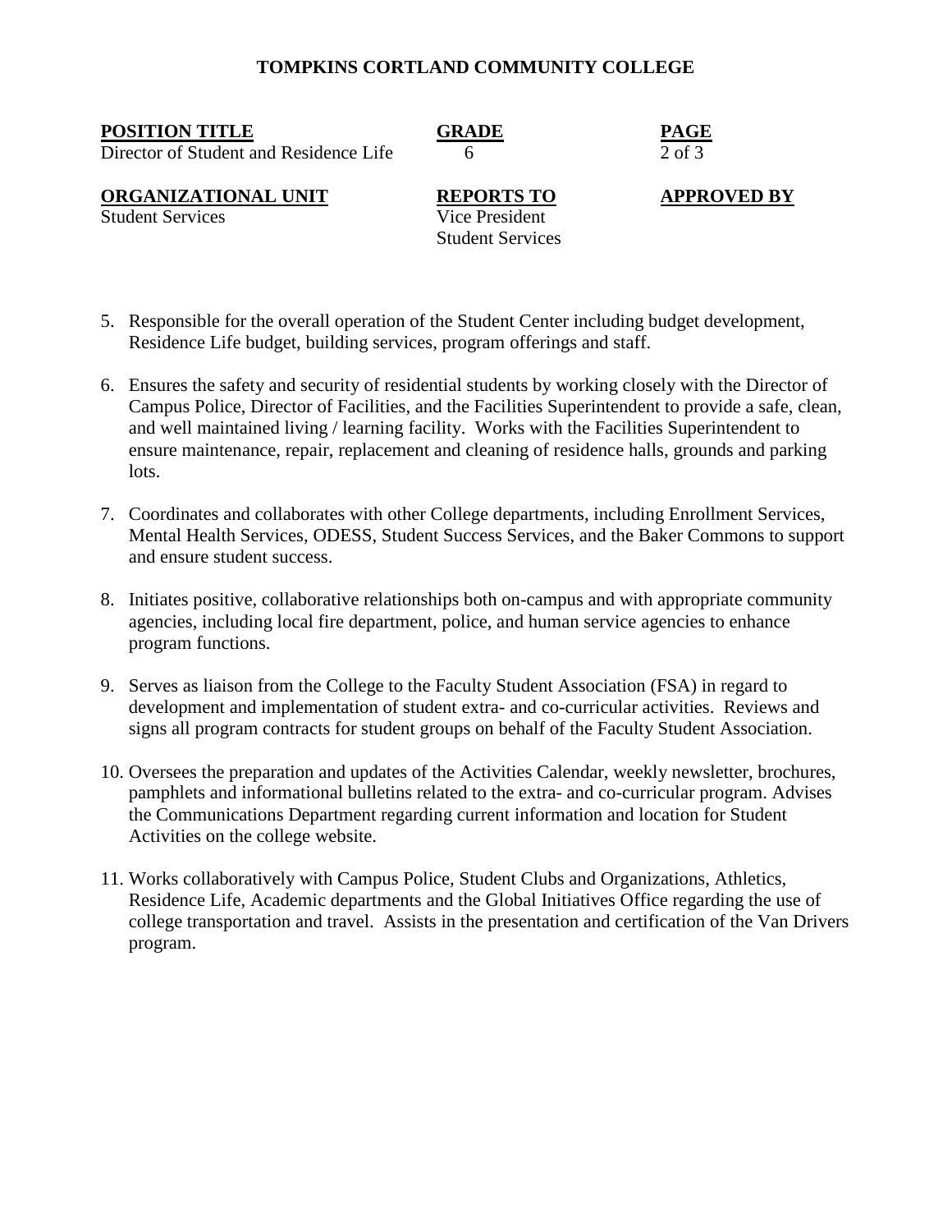**TOMPKINS CORTLAND COMMUNITY COLLEGE**

| **POSITION TITLE** | **GRADE** | **APPROVED BY** |
|---|---|---|
| Director of Student and Residence Life | 6 | |
| **ORGANIZATIONAL UNIT** | **REPORTS TO** | |
| Student Services | Vice President Student Services | |

5. Responsible for the overall operation of the Student Center including budget development, Residence Life budget, building services, program offerings and staff.

6. Ensures the safety and security of residential students by working closely with the Director of Campus Police, Director of Facilities, and the Facilities Superintendent to provide a safe, clean, and well maintained living / learning facility. Works with the Facilities Superintendent to ensure maintenance, repair, replacement and cleaning of residence halls, grounds and parking lots.

7. Coordinates and collaborates with other College departments, including Enrollment Services, Mental Health Services, ODESS, Student Success Services, and the Baker Commons to support and ensure student success.

8. Initiates positive, collaborative relationships both on-campus and with appropriate community agencies, including local fire department, police, and human service agencies to enhance program functions.

9. Serves as liaison from the College to the Faculty Student Association (FSA) in regard to development and implementation of student extra- and co-curricular activities. Reviews and signs all program contracts for student groups on behalf of the Faculty Student Association.

10. Oversees the preparation and updates of the Activities Calendar, weekly newsletter, brochures, pamphlets and informational bulletins related to the extra- and co-curricular program. Advises the Communications Department regarding current information and location for Student Activities on the college website.

11. Works collaboratively with Campus Police, Student Clubs and Organizations, Athletics, Residence Life, Academic departments and the Global Initiatives Office regarding the use of college transportation and travel. Assists in the presentation and certification of the Van Drivers program.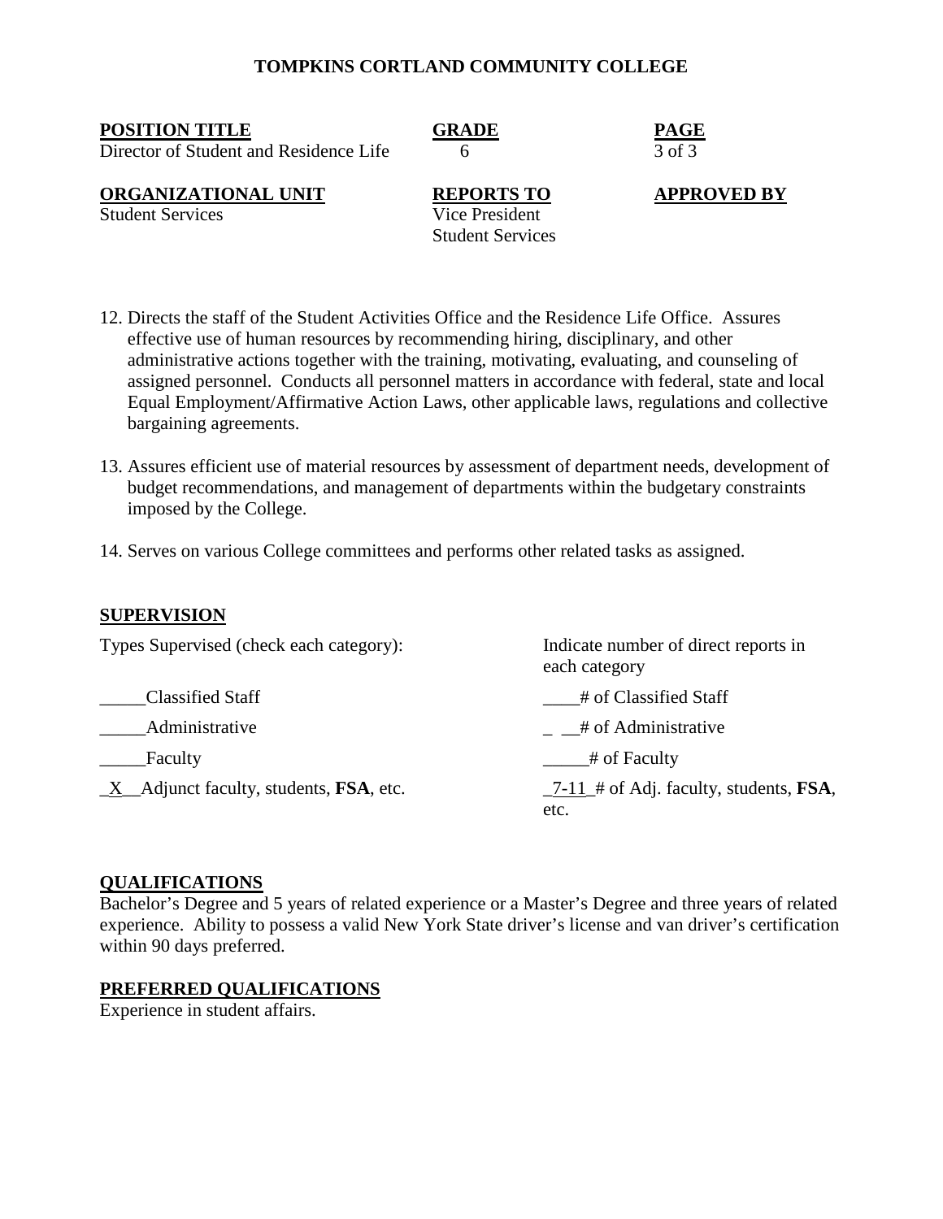**TOMPKINS CORTLAND COMMUNITY COLLEGE**

| **POSITION TITLE** | **GRADE** | **PAGE** |
|---|---|---|
| Director of Student and Residence Life | 6 | 3 of 3 |
| **ORGANIZATIONAL UNIT** | **REPORTS TO** | **APPROVED BY** |
| Student Services | Vice President Student Services | |

12. Directs the staff of the Student Activities Office and the Residence Life Office. Assures effective use of human resources by recommending hiring, disciplinary, and other administrative actions together with the training, motivating, evaluating, and counseling of assigned personnel. Conducts all personnel matters in accordance with federal, state and local Equal Employment/Affirmative Action Laws, other applicable laws, regulations and collective bargaining agreements.

13. Assures efficient use of material resources by assessment of department needs, development of budget recommendations, and management of departments within the budgetary constraints imposed by the College.

14. Serves on various College committees and performs other related tasks as assigned.

## SUPERVISION

| Types Supervised (check each category): | Indicate number of direct reports in each category |
|---|---|
| _____Classified Staff | ____# of Classified Staff |
| _____Administrative | _ __# of Administrative |
| _____Faculty | _____# of Faculty |
| _X__Adjunct faculty, students, **FSA**, etc. | _7-11_# of Adj. faculty, students, **FSA**, etc. |

## QUALIFICATIONS

Bachelor's Degree and 5 years of related experience or a Master's Degree and three years of related experience. Ability to possess a valid New York State driver's license and van driver's certification within 90 days preferred.

## PREFERRED QUALIFICATIONS

Experience in student affairs.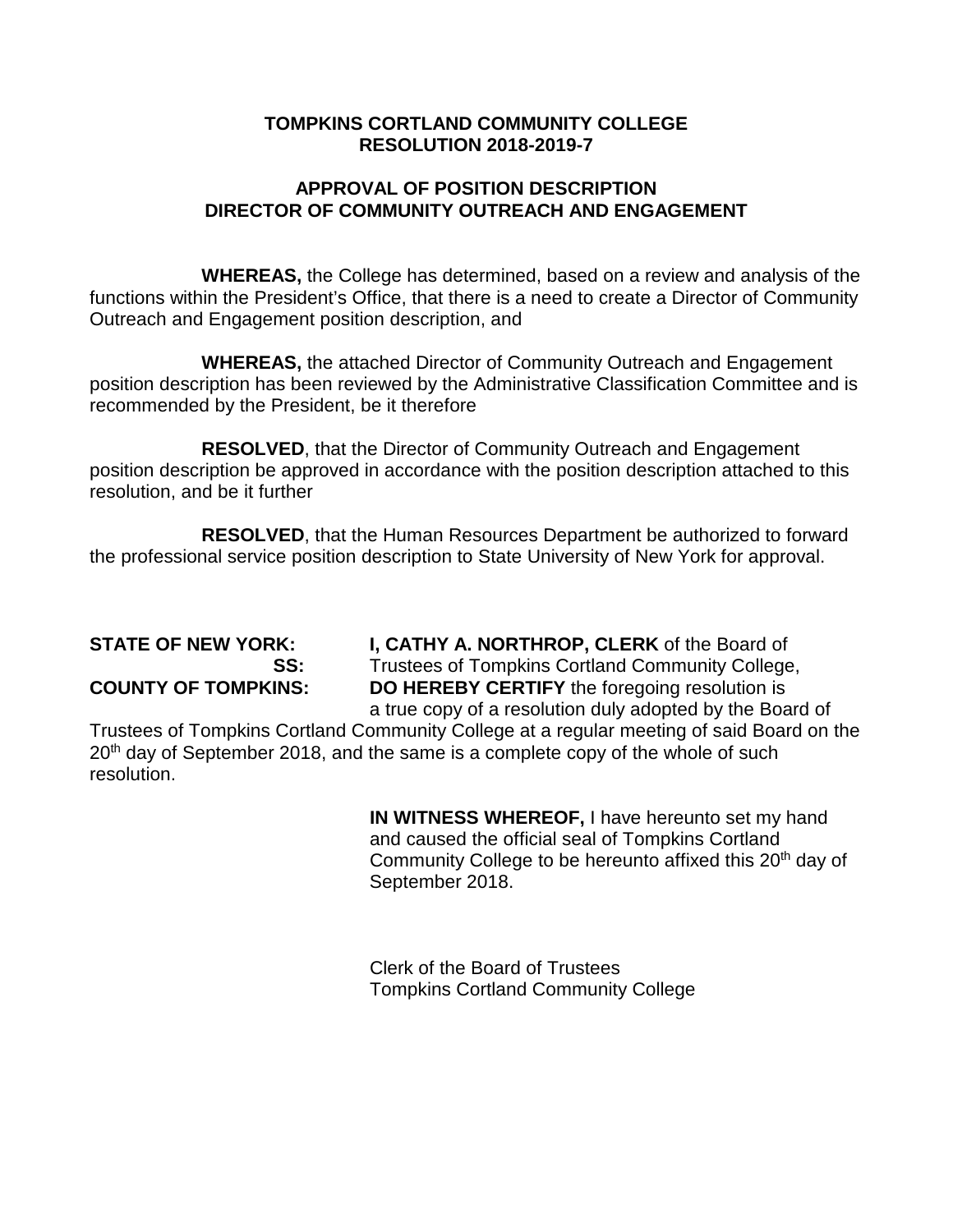**TOMPKINS CORTLAND COMMUNITY COLLEGE**
**RESOLUTION 2018-2019-7**

**APPROVAL OF POSITION DESCRIPTION**
**DIRECTOR OF COMMUNITY OUTREACH AND ENGAGEMENT**

**WHEREAS,** the College has determined, based on a review and analysis of the functions within the President's Office, that there is a need to create a Director of Community Outreach and Engagement position description, and

**WHEREAS,** the attached Director of Community Outreach and Engagement position description has been reviewed by the Administrative Classification Committee and is recommended by the President, be it therefore

**RESOLVED**, that the Director of Community Outreach and Engagement position description be approved in accordance with the position description attached to this resolution, and be it further

**RESOLVED**, that the Human Resources Department be authorized to forward the professional service position description to State University of New York for approval.

**STATE OF NEW YORK:**
**SS:**
**COUNTY OF TOMPKINS:**

**I, CATHY A. NORTHROP, CLERK** of the Board of Trustees of Tompkins Cortland Community College, **DO HEREBY CERTIFY** the foregoing resolution is a true copy of a resolution duly adopted by the Board of Trustees of Tompkins Cortland Community College at a regular meeting of said Board on the 20th day of September 2018, and the same is a complete copy of the whole of such resolution.

**IN WITNESS WHEREOF,** I have hereunto set my hand and caused the official seal of Tompkins Cortland Community College to be hereunto affixed this 20th day of September 2018.

Clerk of the Board of Trustees
Tompkins Cortland Community College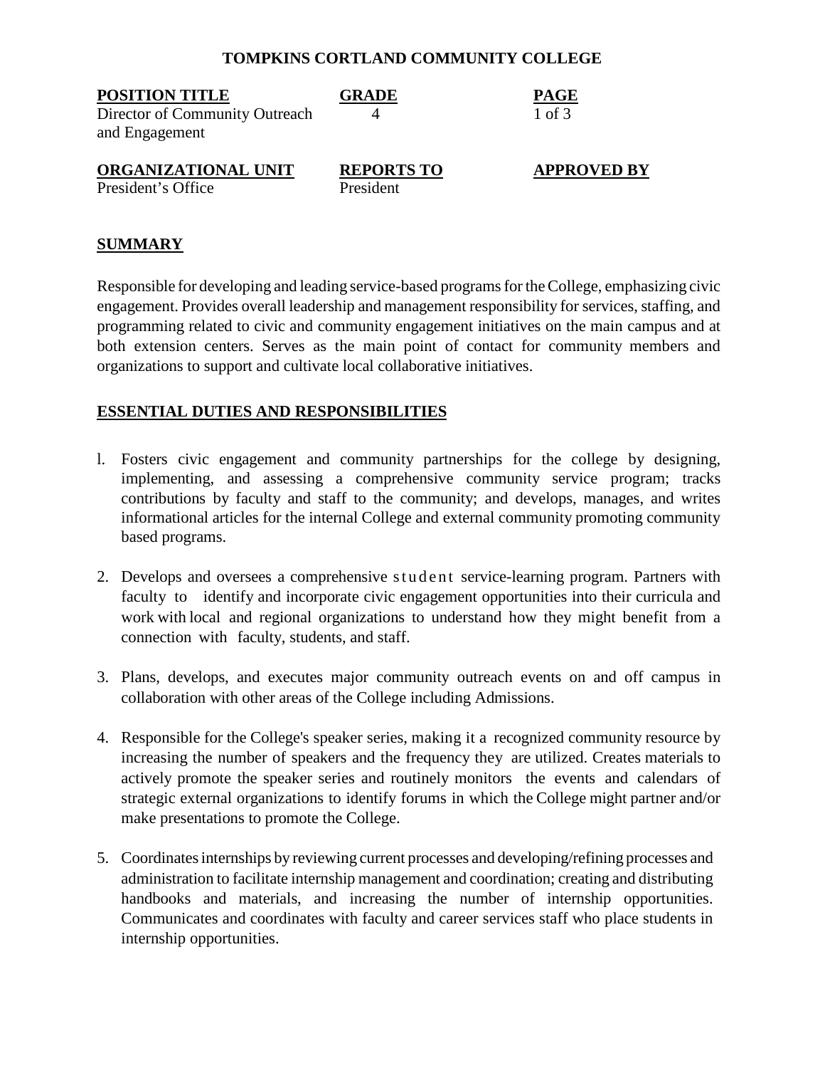**TOMPKINS CORTLAND COMMUNITY COLLEGE**

| **POSITION TITLE** | **GRADE** | **PAGE** |
|---|---|---|
| Director of Community Outreach and Engagement | 4 | 1 of 3 |
| **ORGANIZATIONAL UNIT** | **REPORTS TO** | **APPROVED BY** |
| President's Office | President | |

## SUMMARY

Responsible for developing and leading service-based programs for the College, emphasizing civic engagement. Provides overall leadership and management responsibility for services, staffing, and programming related to civic and community engagement initiatives on the main campus and at both extension centers. Serves as the main point of contact for community members and organizations to support and cultivate local collaborative initiatives.

## ESSENTIAL DUTIES AND RESPONSIBILITIES

1. Fosters civic engagement and community partnerships for the college by designing, implementing, and assessing a comprehensive community service program; tracks contributions by faculty and staff to the community; and develops, manages, and writes informational articles for the internal College and external community promoting community based programs.

2. Develops and oversees a comprehensive student service-learning program. Partners with faculty to identify and incorporate civic engagement opportunities into their curricula and work with local and regional organizations to understand how they might benefit from a connection with faculty, students, and staff.

3. Plans, develops, and executes major community outreach events on and off campus in collaboration with other areas of the College including Admissions.

4. Responsible for the College's speaker series, making it a recognized community resource by increasing the number of speakers and the frequency they are utilized. Creates materials to actively promote the speaker series and routinely monitors the events and calendars of strategic external organizations to identify forums in which the College might partner and/or make presentations to promote the College.

5. Coordinates internships by reviewing current processes and developing/refining processes and administration to facilitate internship management and coordination; creating and distributing handbooks and materials, and increasing the number of internship opportunities. Communicates and coordinates with faculty and career services staff who place students in internship opportunities.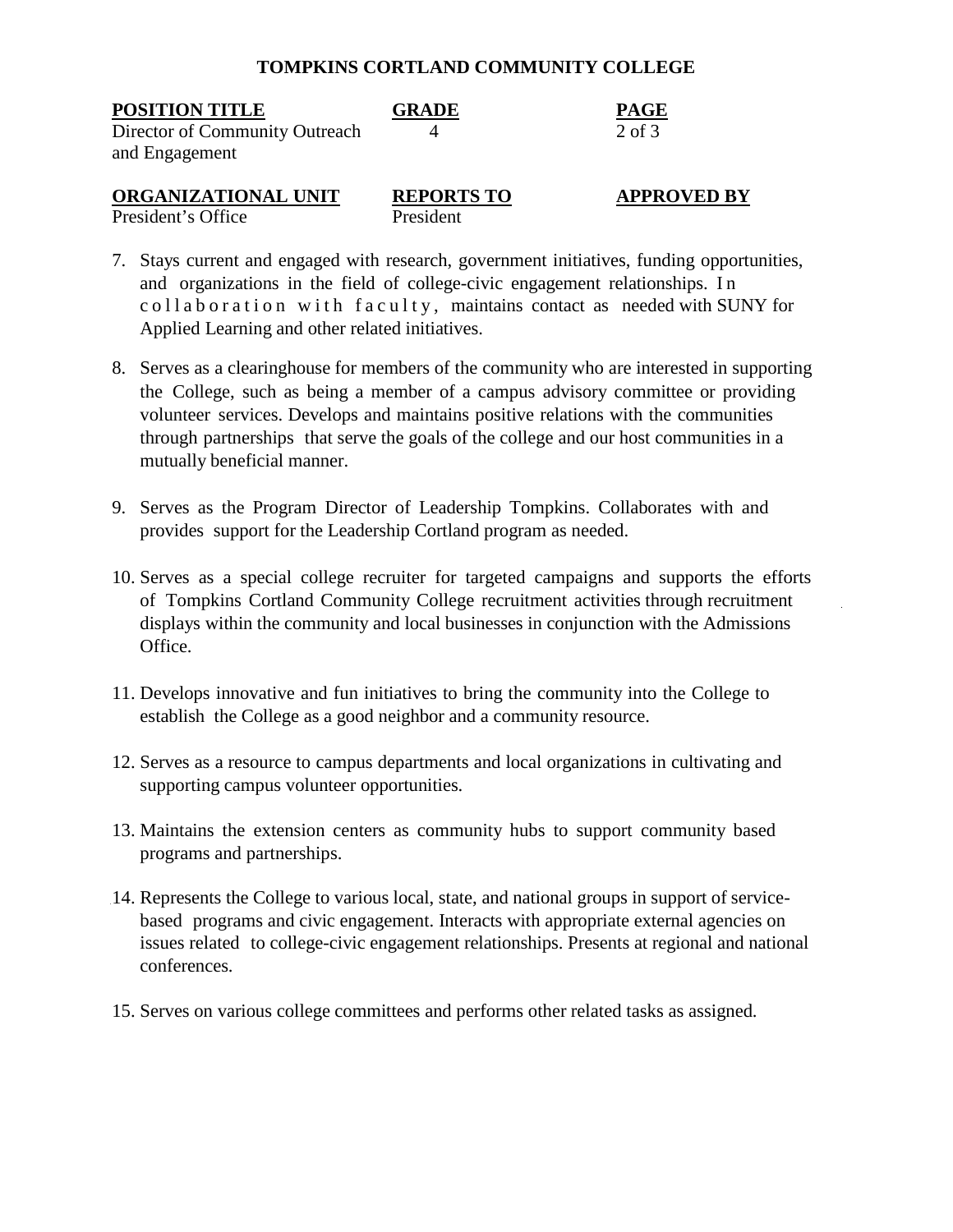**TOMPKINS CORTLAND COMMUNITY COLLEGE**

| **POSITION TITLE** | **GRADE** | **PAGE** |
|---|---|---|
| Director of Community Outreach and Engagement | 4 | 2 of 3 |
| **ORGANIZATIONAL UNIT** | **REPORTS TO** | **APPROVED BY** |
| President's Office | President | |

7. Stays current and engaged with research, government initiatives, funding opportunities, and organizations in the field of college-civic engagement relationships. In collaboration with faculty, maintains contact as needed with SUNY for Applied Learning and other related initiatives.

8. Serves as a clearinghouse for members of the community who are interested in supporting the College, such as being a member of a campus advisory committee or providing volunteer services. Develops and maintains positive relations with the communities through partnerships that serve the goals of the college and our host communities in a mutually beneficial manner.

9. Serves as the Program Director of Leadership Tompkins. Collaborates with and provides support for the Leadership Cortland program as needed.

10. Serves as a special college recruiter for targeted campaigns and supports the efforts of Tompkins Cortland Community College recruitment activities through recruitment displays within the community and local businesses in conjunction with the Admissions Office.

11. Develops innovative and fun initiatives to bring the community into the College to establish the College as a good neighbor and a community resource.

12. Serves as a resource to campus departments and local organizations in cultivating and supporting campus volunteer opportunities.

13. Maintains the extension centers as community hubs to support community based programs and partnerships.

14. Represents the College to various local, state, and national groups in support of service-based programs and civic engagement. Interacts with appropriate external agencies on issues related to college-civic engagement relationships. Presents at regional and national conferences.

15. Serves on various college committees and performs other related tasks as assigned.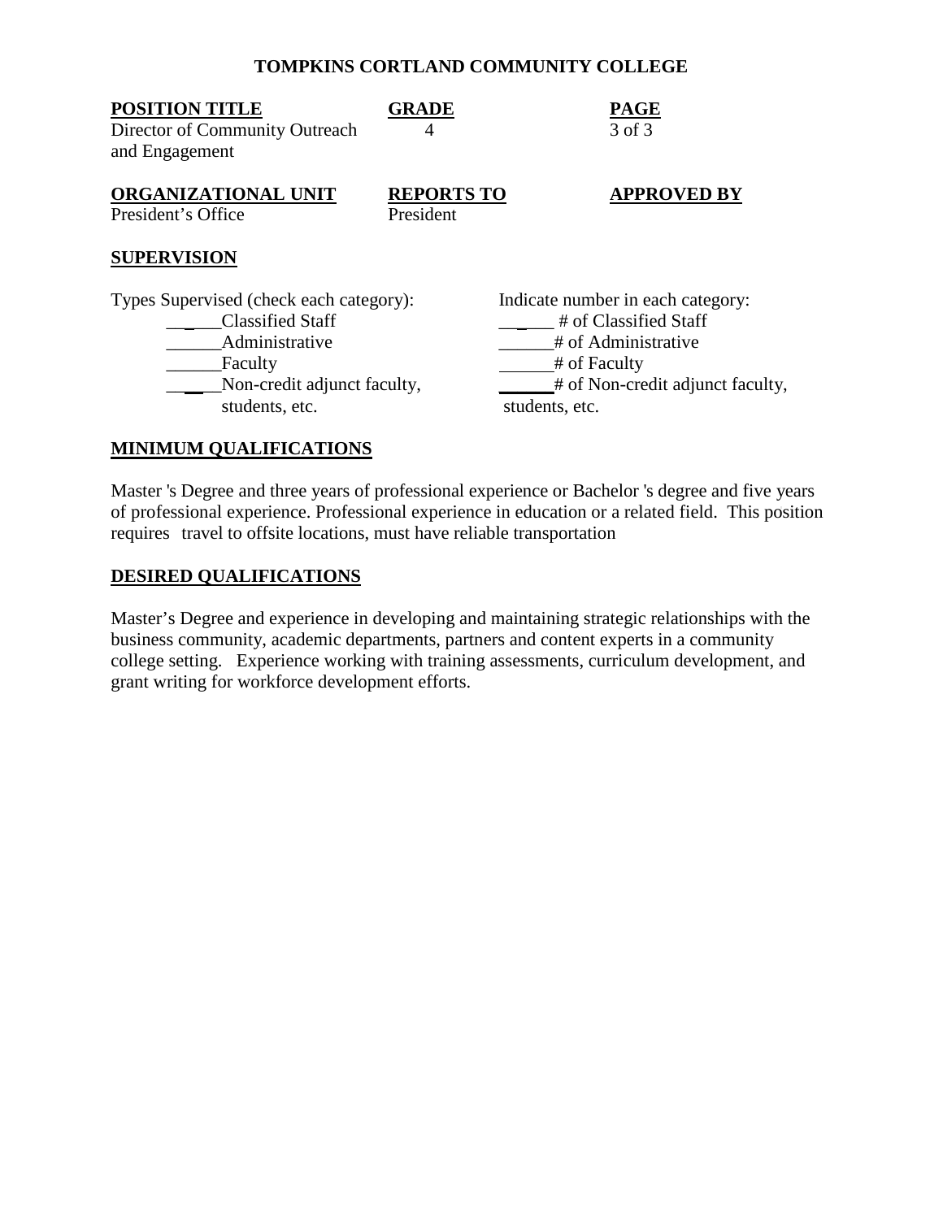**TOMPKINS CORTLAND COMMUNITY COLLEGE**

| **POSITION TITLE** | **GRADE** | **PAGE** |
|---|---|---|
| Director of Community Outreach and Engagement | 4 | 3 of 3 |

| **ORGANIZATIONAL UNIT** | **REPORTS TO** | **APPROVED BY** |
|---|---|---|
| President's Office | President | |

## SUPERVISION

| Types Supervised (check each category): | Indicate number in each category: |
|---|---|
| ______Classified Staff | ______ # of Classified Staff |
| ______Administrative | ______# of Administrative |
| ______Faculty | ______# of Faculty |
| ______Non-credit adjunct faculty, students, etc. | ______# of Non-credit adjunct faculty, students, etc. |

## MINIMUM QUALIFICATIONS

Master 's Degree and three years of professional experience or Bachelor 's degree and five years of professional experience. Professional experience in education or a related field. This position requires travel to offsite locations, must have reliable transportation

## DESIRED QUALIFICATIONS

Master's Degree and experience in developing and maintaining strategic relationships with the business community, academic departments, partners and content experts in a community college setting. Experience working with training assessments, curriculum development, and grant writing for workforce development efforts.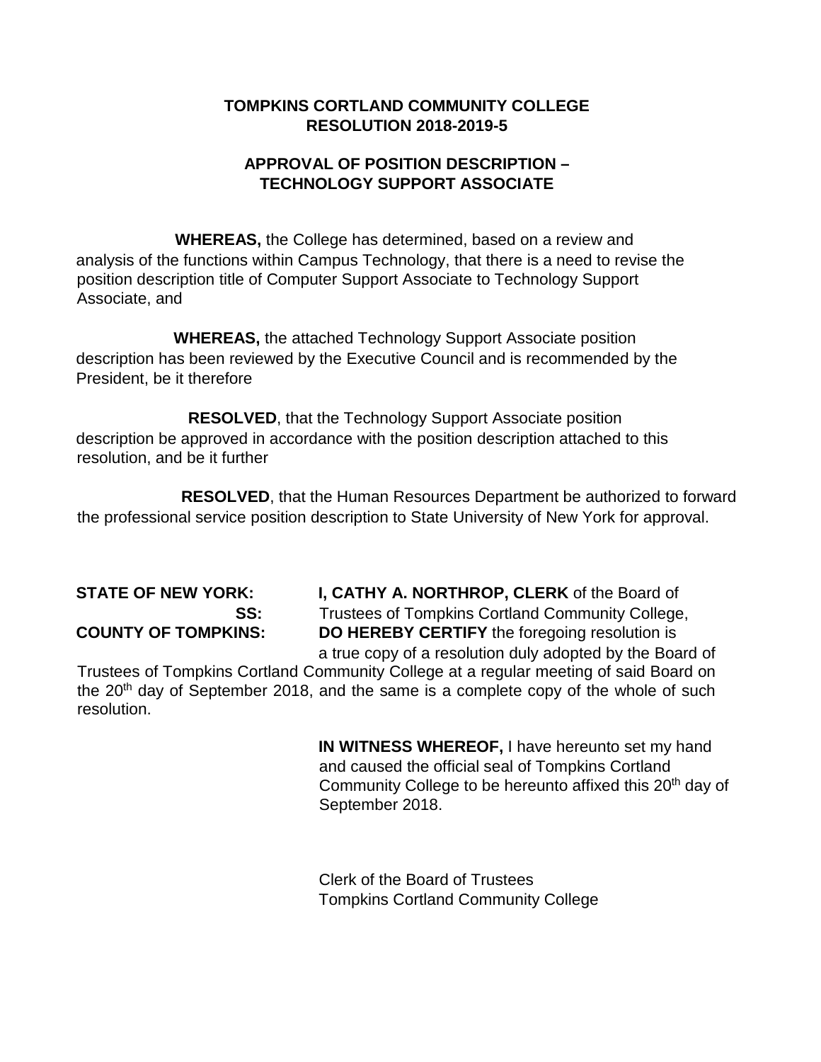**TOMPKINS CORTLAND COMMUNITY COLLEGE**
**RESOLUTION 2018-2019-5**

**APPROVAL OF POSITION DESCRIPTION – TECHNOLOGY SUPPORT ASSOCIATE**

**WHEREAS,** the College has determined, based on a review and analysis of the functions within Campus Technology, that there is a need to revise the position description title of Computer Support Associate to Technology Support Associate, and

**WHEREAS,** the attached Technology Support Associate position description has been reviewed by the Executive Council and is recommended by the President, be it therefore

**RESOLVED**, that the Technology Support Associate position description be approved in accordance with the position description attached to this resolution, and be it further

**RESOLVED**, that the Human Resources Department be authorized to forward the professional service position description to State University of New York for approval.

**STATE OF NEW YORK:**
**SS:**
**COUNTY OF TOMPKINS:**

**I, CATHY A. NORTHROP, CLERK** of the Board of Trustees of Tompkins Cortland Community College, **DO HEREBY CERTIFY** the foregoing resolution is a true copy of a resolution duly adopted by the Board of Trustees of Tompkins Cortland Community College at a regular meeting of said Board on the 20th day of September 2018, and the same is a complete copy of the whole of such resolution.

**IN WITNESS WHEREOF,** I have hereunto set my hand and caused the official seal of Tompkins Cortland Community College to be hereunto affixed this 20th day of September 2018.

Clerk of the Board of Trustees
Tompkins Cortland Community College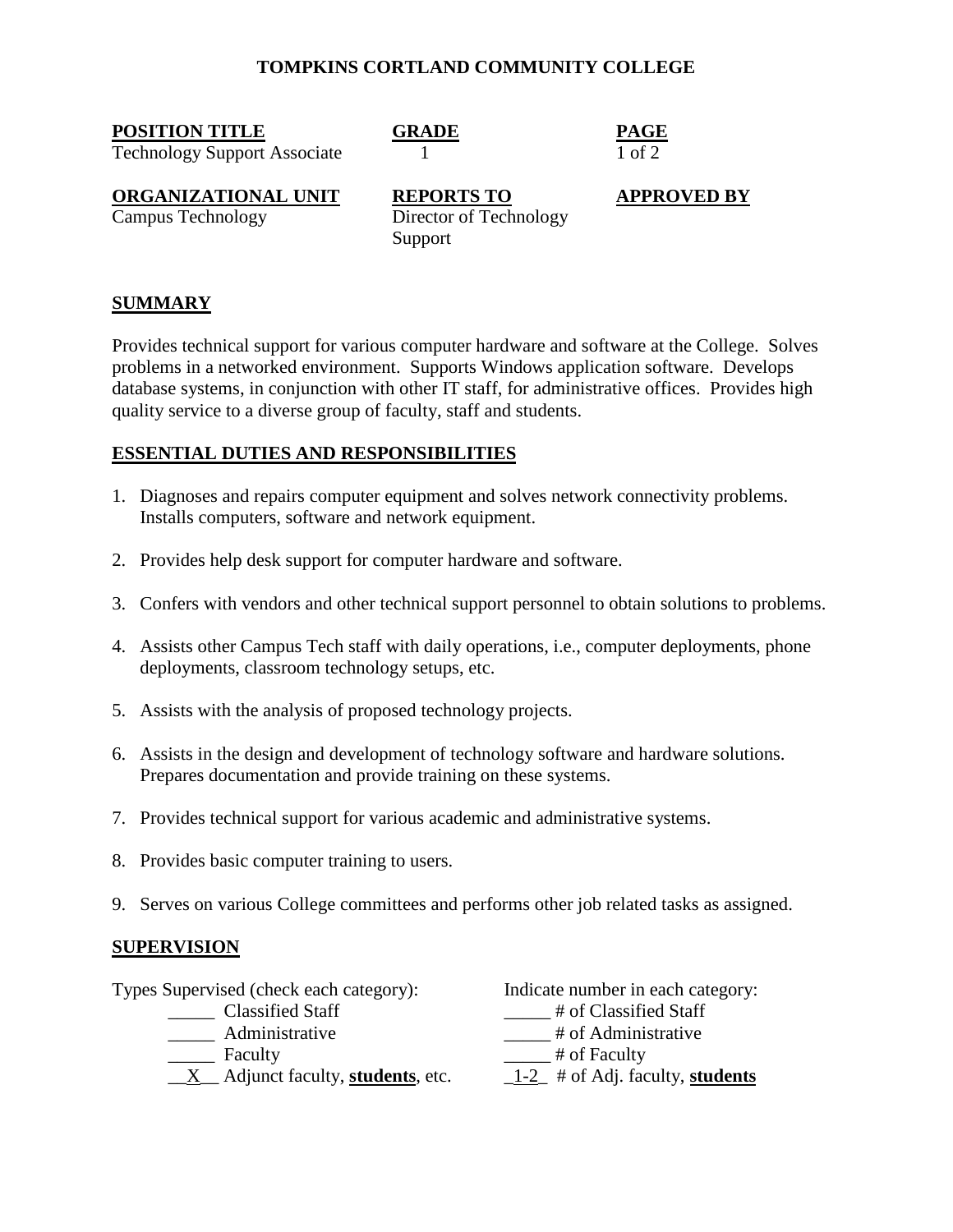# TOMPKINS CORTLAND COMMUNITY COLLEGE

| **POSITION TITLE** | **GRADE** | **PAGE** |
|---|---|---|
| Technology Support Associate | 1 | 1 of 2 |
| **ORGANIZATIONAL UNIT** | **REPORTS TO** | **APPROVED BY** |
| Campus Technology | Director of Technology Support | |

## SUMMARY

Provides technical support for various computer hardware and software at the College. Solves problems in a networked environment. Supports Windows application software. Develops database systems, in conjunction with other IT staff, for administrative offices. Provides high quality service to a diverse group of faculty, staff and students.

## ESSENTIAL DUTIES AND RESPONSIBILITIES

1. Diagnoses and repairs computer equipment and solves network connectivity problems. Installs computers, software and network equipment.
2. Provides help desk support for computer hardware and software.
3. Confers with vendors and other technical support personnel to obtain solutions to problems.
4. Assists other Campus Tech staff with daily operations, i.e., computer deployments, phone deployments, classroom technology setups, etc.
5. Assists with the analysis of proposed technology projects.
6. Assists in the design and development of technology software and hardware solutions. Prepares documentation and provide training on these systems.
7. Provides technical support for various academic and administrative systems.
8. Provides basic computer training to users.
9. Serves on various College committees and performs other job related tasks as assigned.

## SUPERVISION

| Types Supervised (check each category): | Indicate number in each category: |
|---|---|
| _____ Classified Staff | _____ # of Classified Staff |
| _____ Administrative | _____ # of Administrative |
| _____ Faculty | _____ # of Faculty |
| \_\_X\_\_ Adjunct faculty, **students**, etc. | \_1-2\_ # of Adj. faculty, **students** |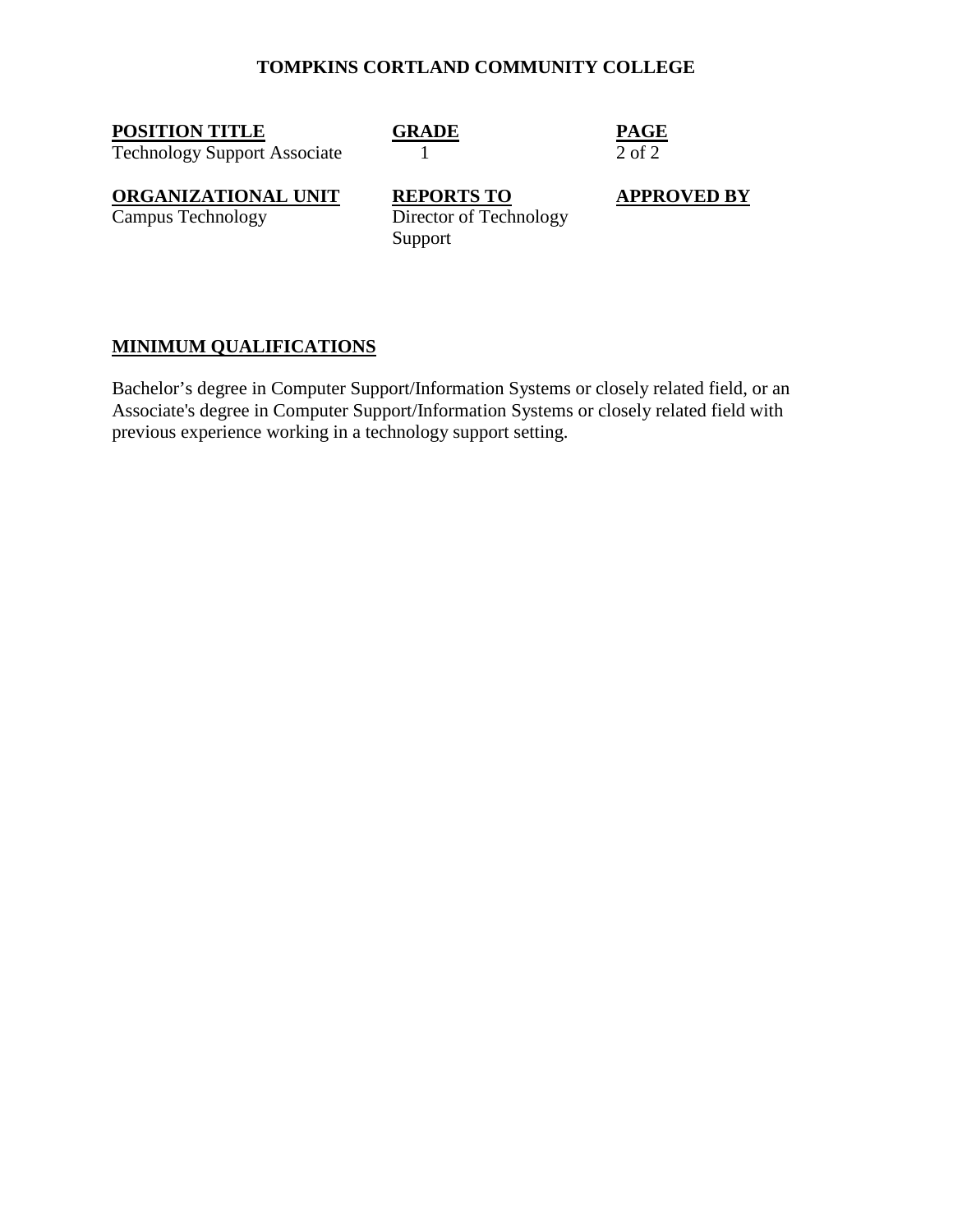**TOMPKINS CORTLAND COMMUNITY COLLEGE**

| POSITION TITLE | GRADE | PAGE |
|---|---|---|
| Technology Support Associate | 1 | 2 of 2 |
| **ORGANIZATIONAL UNIT** | **REPORTS TO** | **APPROVED BY** |
| Campus Technology | Director of Technology Support | |

## MINIMUM QUALIFICATIONS

Bachelor's degree in Computer Support/Information Systems or closely related field, or an Associate's degree in Computer Support/Information Systems or closely related field with previous experience working in a technology support setting.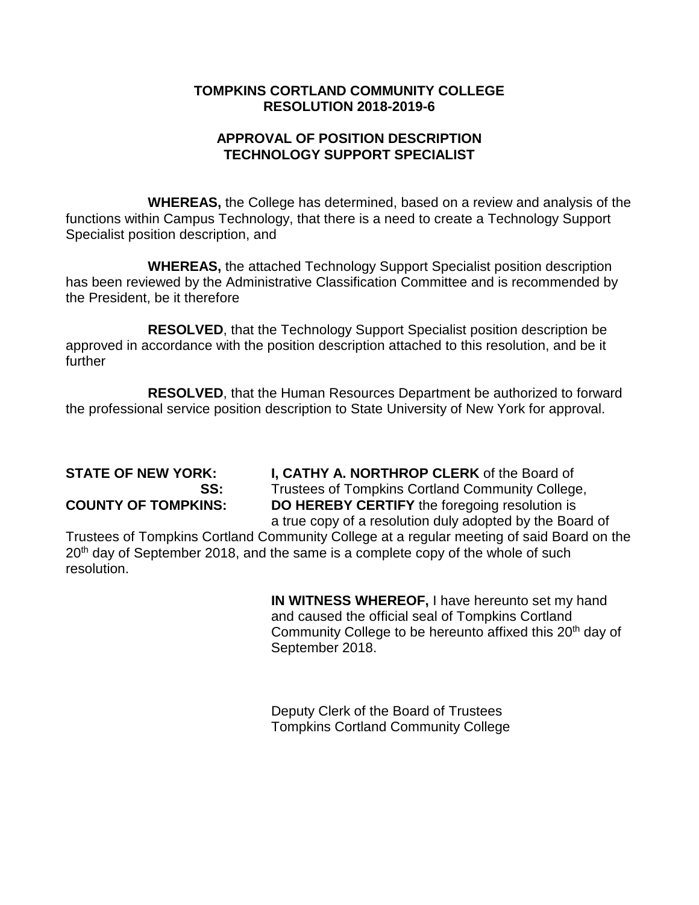**TOMPKINS CORTLAND COMMUNITY COLLEGE**
**RESOLUTION 2018-2019-6**

**APPROVAL OF POSITION DESCRIPTION**
**TECHNOLOGY SUPPORT SPECIALIST**

**WHEREAS,** the College has determined, based on a review and analysis of the functions within Campus Technology, that there is a need to create a Technology Support Specialist position description, and

**WHEREAS,** the attached Technology Support Specialist position description has been reviewed by the Administrative Classification Committee and is recommended by the President, be it therefore

**RESOLVED**, that the Technology Support Specialist position description be approved in accordance with the position description attached to this resolution, and be it further

**RESOLVED**, that the Human Resources Department be authorized to forward the professional service position description to State University of New York for approval.

**STATE OF NEW YORK:**
**SS:**
**COUNTY OF TOMPKINS:**

**I, CATHY A. NORTHROP CLERK** of the Board of Trustees of Tompkins Cortland Community College, **DO HEREBY CERTIFY** the foregoing resolution is a true copy of a resolution duly adopted by the Board of Trustees of Tompkins Cortland Community College at a regular meeting of said Board on the 20th day of September 2018, and the same is a complete copy of the whole of such resolution.

**IN WITNESS WHEREOF,** I have hereunto set my hand and caused the official seal of Tompkins Cortland Community College to be hereunto affixed this 20th day of September 2018.

Deputy Clerk of the Board of Trustees
Tompkins Cortland Community College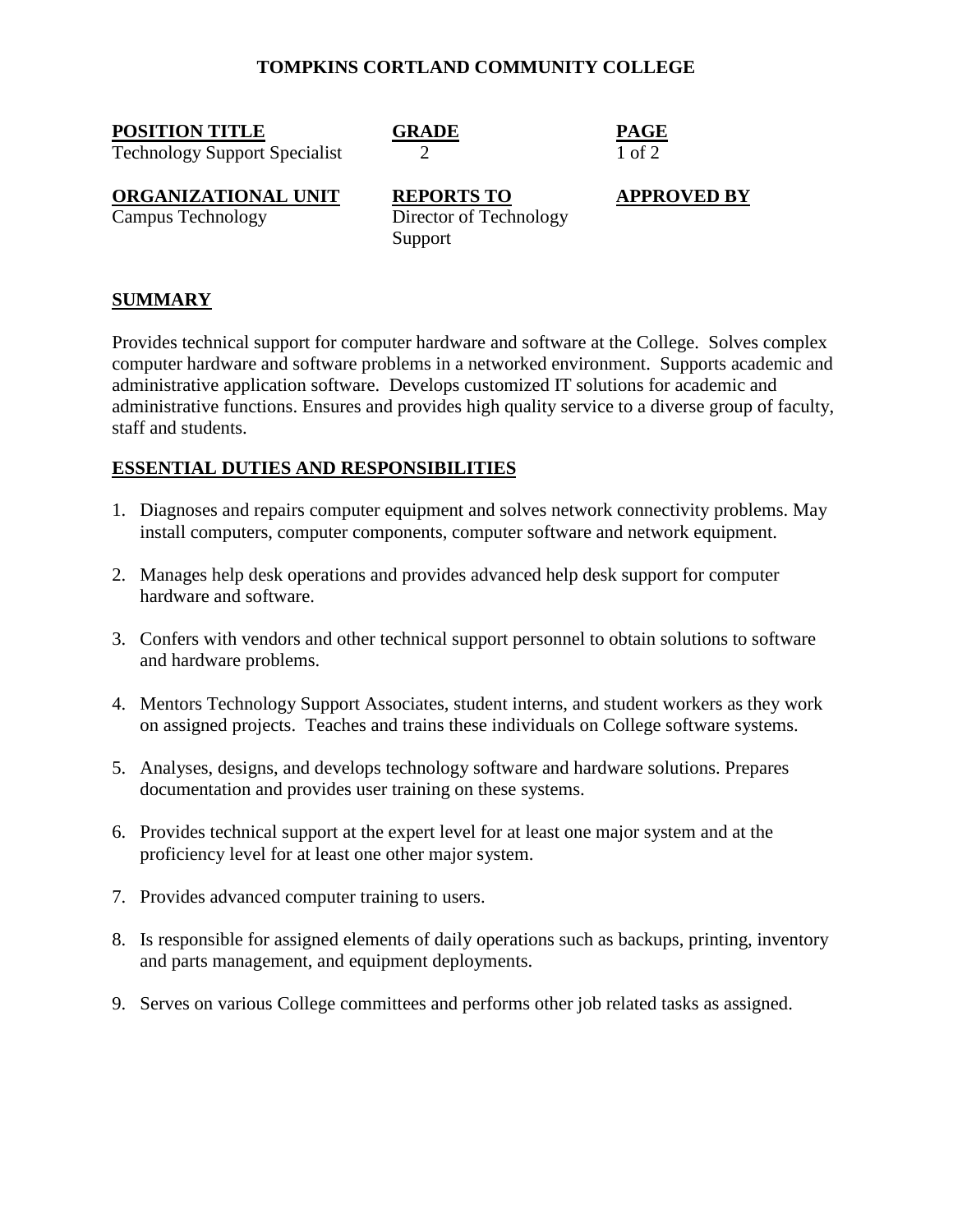# TOMPKINS CORTLAND COMMUNITY COLLEGE

| POSITION TITLE | GRADE | PAGE |
|---|---|---|
| Technology Support Specialist | 2 | 1 of 2 |
| **ORGANIZATIONAL UNIT** | **REPORTS TO** | **APPROVED BY** |
| Campus Technology | Director of Technology Support | |

## SUMMARY

Provides technical support for computer hardware and software at the College. Solves complex computer hardware and software problems in a networked environment. Supports academic and administrative application software. Develops customized IT solutions for academic and administrative functions. Ensures and provides high quality service to a diverse group of faculty, staff and students.

## ESSENTIAL DUTIES AND RESPONSIBILITIES

1. Diagnoses and repairs computer equipment and solves network connectivity problems. May install computers, computer components, computer software and network equipment.

2. Manages help desk operations and provides advanced help desk support for computer hardware and software.

3. Confers with vendors and other technical support personnel to obtain solutions to software and hardware problems.

4. Mentors Technology Support Associates, student interns, and student workers as they work on assigned projects. Teaches and trains these individuals on College software systems.

5. Analyses, designs, and develops technology software and hardware solutions. Prepares documentation and provides user training on these systems.

6. Provides technical support at the expert level for at least one major system and at the proficiency level for at least one other major system.

7. Provides advanced computer training to users.

8. Is responsible for assigned elements of daily operations such as backups, printing, inventory and parts management, and equipment deployments.

9. Serves on various College committees and performs other job related tasks as assigned.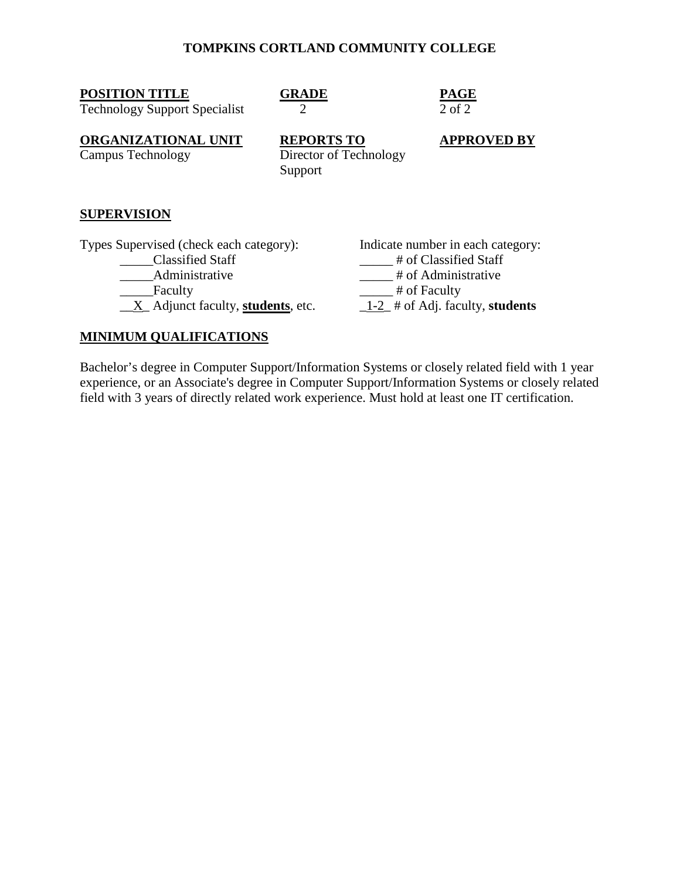**TOMPKINS CORTLAND COMMUNITY COLLEGE**

| **POSITION TITLE** | **GRADE** | **PAGE** |
|---|---|---|
| Technology Support Specialist | 2 | 2 of 2 |
| **ORGANIZATIONAL UNIT** | **REPORTS TO** | **APPROVED BY** |
| Campus Technology | Director of Technology Support | |

## SUPERVISION

| Types Supervised (check each category): | Indicate number in each category: |
|---|---|
| _____Classified Staff | _____ # of Classified Staff |
| _____Administrative | _____ # of Administrative |
| _____Faculty | _____ # of Faculty |
| __X_ Adjunct faculty, **students**, etc. | _1-2_ # of Adj. faculty, **students** |

## MINIMUM QUALIFICATIONS

Bachelor's degree in Computer Support/Information Systems or closely related field with 1 year experience, or an Associate's degree in Computer Support/Information Systems or closely related field with 3 years of directly related work experience. Must hold at least one IT certification.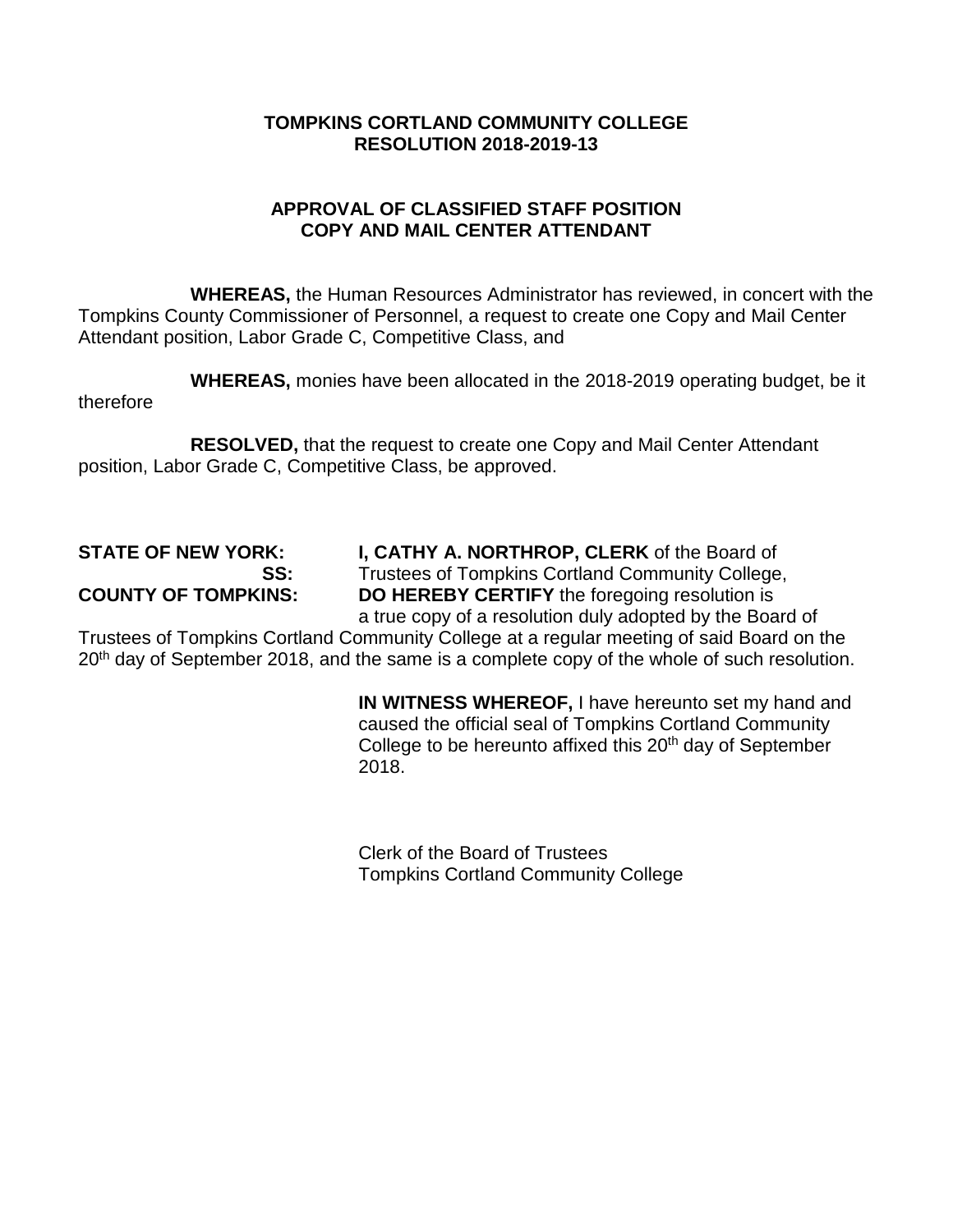**TOMPKINS CORTLAND COMMUNITY COLLEGE**
**RESOLUTION 2018-2019-13**

**APPROVAL OF CLASSIFIED STAFF POSITION**
**COPY AND MAIL CENTER ATTENDANT**

**WHEREAS,** the Human Resources Administrator has reviewed, in concert with the Tompkins County Commissioner of Personnel, a request to create one Copy and Mail Center Attendant position, Labor Grade C, Competitive Class, and

**WHEREAS,** monies have been allocated in the 2018-2019 operating budget, be it therefore

**RESOLVED,** that the request to create one Copy and Mail Center Attendant position, Labor Grade C, Competitive Class, be approved.

**STATE OF NEW YORK:**
**SS:**
**COUNTY OF TOMPKINS:**

**I, CATHY A. NORTHROP, CLERK** of the Board of Trustees of Tompkins Cortland Community College, **DO HEREBY CERTIFY** the foregoing resolution is a true copy of a resolution duly adopted by the Board of Trustees of Tompkins Cortland Community College at a regular meeting of said Board on the 20th day of September 2018, and the same is a complete copy of the whole of such resolution.

**IN WITNESS WHEREOF,** I have hereunto set my hand and caused the official seal of Tompkins Cortland Community College to be hereunto affixed this 20th day of September 2018.

Clerk of the Board of Trustees
Tompkins Cortland Community College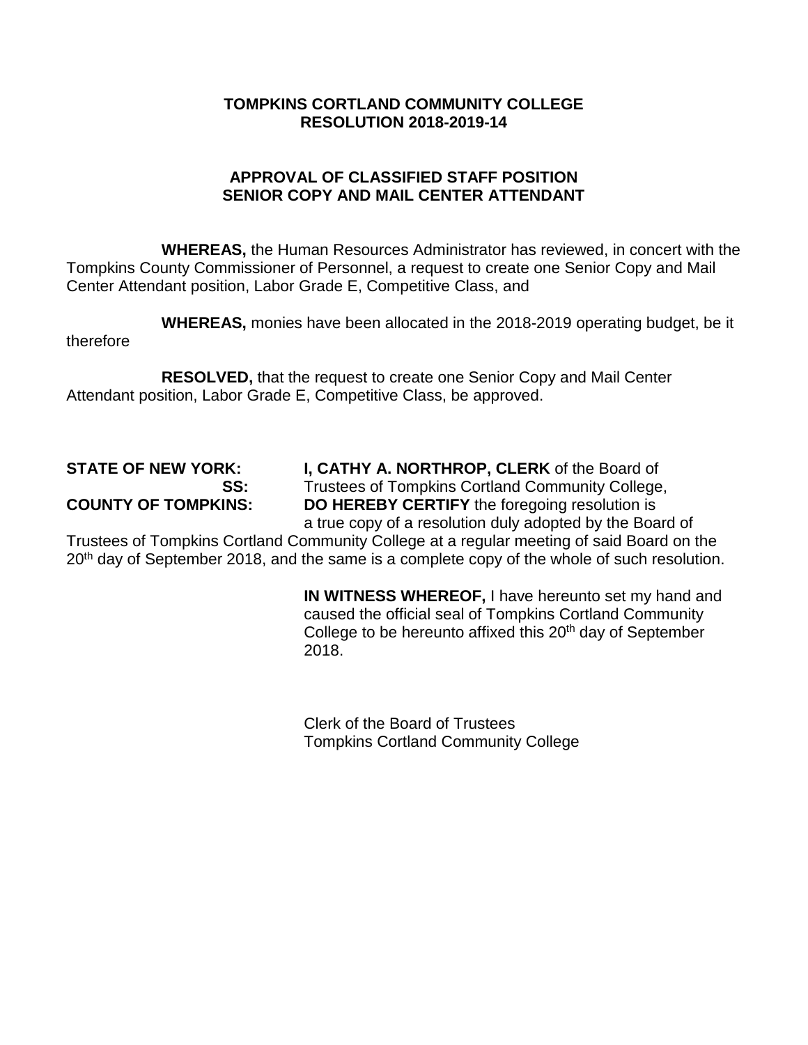**TOMPKINS CORTLAND COMMUNITY COLLEGE**
**RESOLUTION 2018-2019-14**

**APPROVAL OF CLASSIFIED STAFF POSITION**
**SENIOR COPY AND MAIL CENTER ATTENDANT**

**WHEREAS,** the Human Resources Administrator has reviewed, in concert with the Tompkins County Commissioner of Personnel, a request to create one Senior Copy and Mail Center Attendant position, Labor Grade E, Competitive Class, and

**WHEREAS,** monies have been allocated in the 2018-2019 operating budget, be it therefore

**RESOLVED,** that the request to create one Senior Copy and Mail Center Attendant position, Labor Grade E, Competitive Class, be approved.

**STATE OF NEW YORK:**
**SS:**
**COUNTY OF TOMPKINS:**

**I, CATHY A. NORTHROP, CLERK** of the Board of Trustees of Tompkins Cortland Community College, **DO HEREBY CERTIFY** the foregoing resolution is a true copy of a resolution duly adopted by the Board of Trustees of Tompkins Cortland Community College at a regular meeting of said Board on the 20th day of September 2018, and the same is a complete copy of the whole of such resolution.

**IN WITNESS WHEREOF,** I have hereunto set my hand and caused the official seal of Tompkins Cortland Community College to be hereunto affixed this 20th day of September 2018.

Clerk of the Board of Trustees
Tompkins Cortland Community College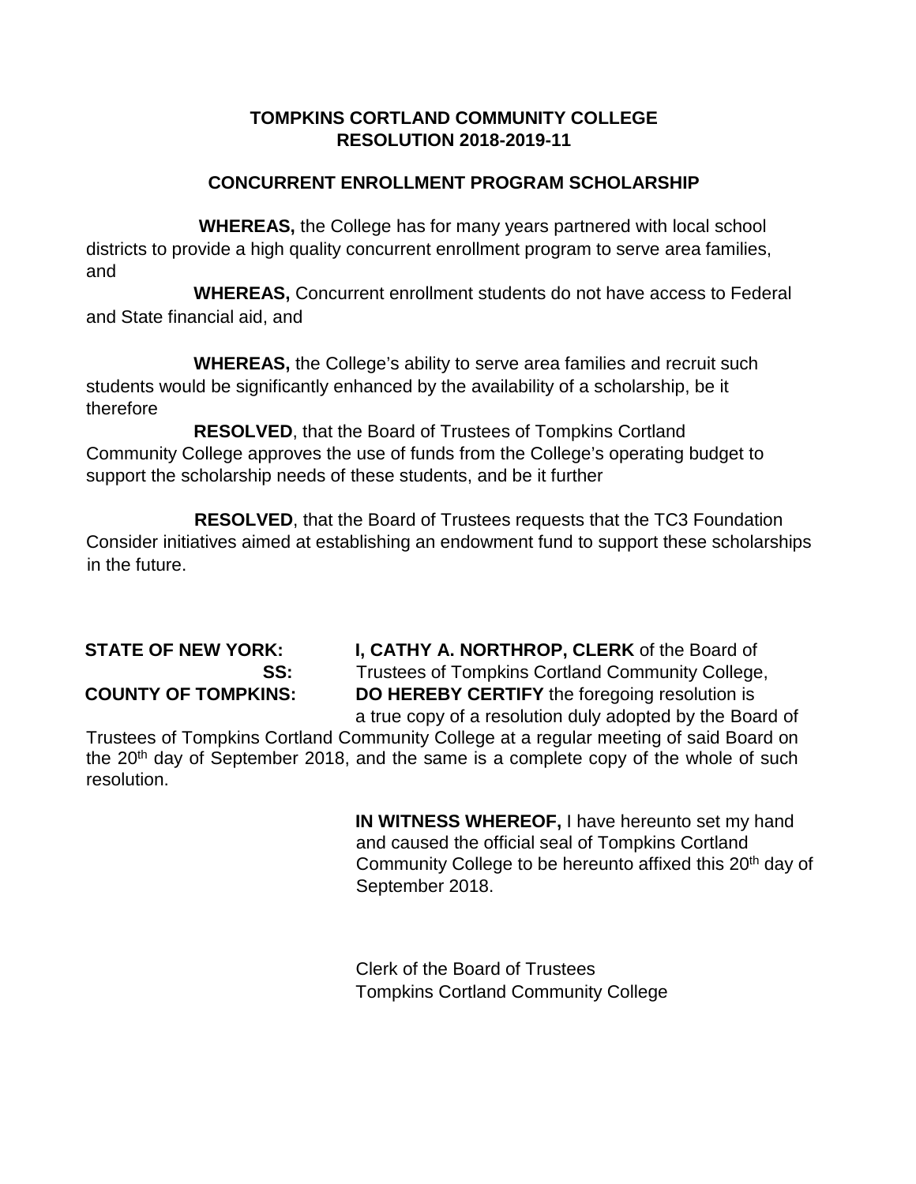**TOMPKINS CORTLAND COMMUNITY COLLEGE**
**RESOLUTION 2018-2019-11**

**CONCURRENT ENROLLMENT PROGRAM SCHOLARSHIP**

**WHEREAS,** the College has for many years partnered with local school districts to provide a high quality concurrent enrollment program to serve area families, and

**WHEREAS,** Concurrent enrollment students do not have access to Federal and State financial aid, and

**WHEREAS,** the College's ability to serve area families and recruit such students would be significantly enhanced by the availability of a scholarship, be it therefore

**RESOLVED**, that the Board of Trustees of Tompkins Cortland Community College approves the use of funds from the College's operating budget to support the scholarship needs of these students, and be it further

**RESOLVED**, that the Board of Trustees requests that the TC3 Foundation Consider initiatives aimed at establishing an endowment fund to support these scholarships in the future.

**STATE OF NEW YORK:**
**SS:**
**COUNTY OF TOMPKINS:**

**I, CATHY A. NORTHROP, CLERK** of the Board of Trustees of Tompkins Cortland Community College, **DO HEREBY CERTIFY** the foregoing resolution is a true copy of a resolution duly adopted by the Board of Trustees of Tompkins Cortland Community College at a regular meeting of said Board on the 20th day of September 2018, and the same is a complete copy of the whole of such resolution.

**IN WITNESS WHEREOF,** I have hereunto set my hand and caused the official seal of Tompkins Cortland Community College to be hereunto affixed this 20th day of September 2018.

Clerk of the Board of Trustees
Tompkins Cortland Community College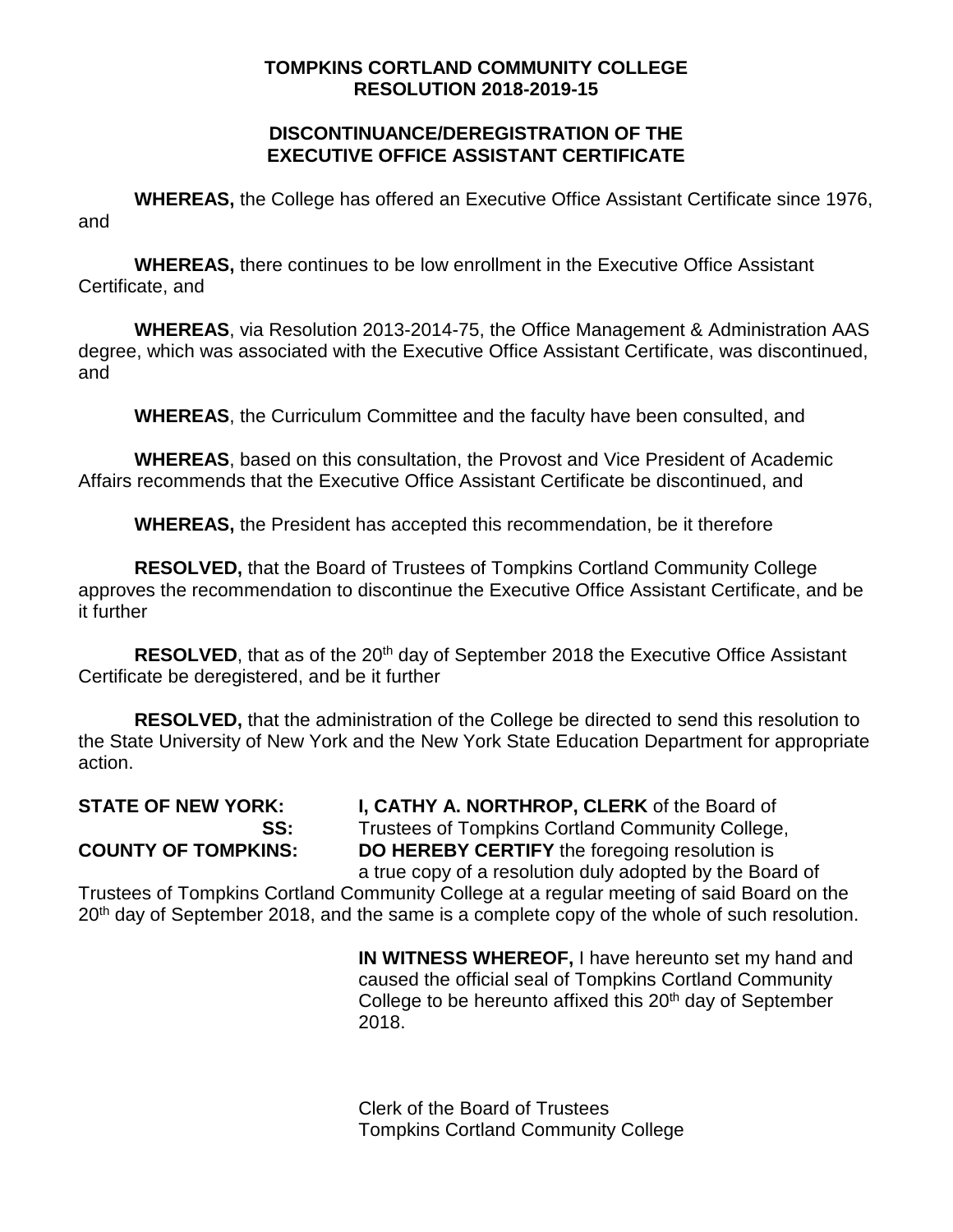# TOMPKINS CORTLAND COMMUNITY COLLEGE
# RESOLUTION 2018-2019-15

## DISCONTINUANCE/DEREGISTRATION OF THE EXECUTIVE OFFICE ASSISTANT CERTIFICATE

**WHEREAS,** the College has offered an Executive Office Assistant Certificate since 1976, and

**WHEREAS,** there continues to be low enrollment in the Executive Office Assistant Certificate, and

**WHEREAS**, via Resolution 2013-2014-75, the Office Management & Administration AAS degree, which was associated with the Executive Office Assistant Certificate, was discontinued, and

**WHEREAS**, the Curriculum Committee and the faculty have been consulted, and

**WHEREAS**, based on this consultation, the Provost and Vice President of Academic Affairs recommends that the Executive Office Assistant Certificate be discontinued, and

**WHEREAS,** the President has accepted this recommendation, be it therefore

**RESOLVED,** that the Board of Trustees of Tompkins Cortland Community College approves the recommendation to discontinue the Executive Office Assistant Certificate, and be it further

**RESOLVED**, that as of the 20th day of September 2018 the Executive Office Assistant Certificate be deregistered, and be it further

**RESOLVED,** that the administration of the College be directed to send this resolution to the State University of New York and the New York State Education Department for appropriate action.

**STATE OF NEW YORK:**
**SS:**
**COUNTY OF TOMPKINS:**

**I, CATHY A. NORTHROP, CLERK** of the Board of Trustees of Tompkins Cortland Community College, **DO HEREBY CERTIFY** the foregoing resolution is a true copy of a resolution duly adopted by the Board of Trustees of Tompkins Cortland Community College at a regular meeting of said Board on the 20th day of September 2018, and the same is a complete copy of the whole of such resolution.

**IN WITNESS WHEREOF,** I have hereunto set my hand and caused the official seal of Tompkins Cortland Community College to be hereunto affixed this 20th day of September 2018.

Clerk of the Board of Trustees
Tompkins Cortland Community College